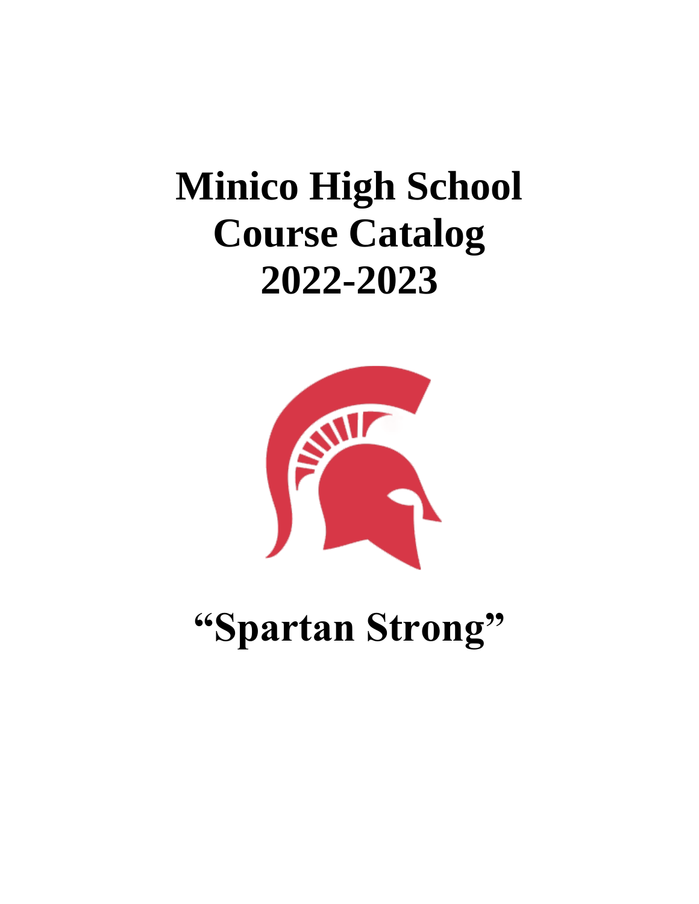# Minico High School
# Course Catalog
# 2022-2023

# "Spartan Strong"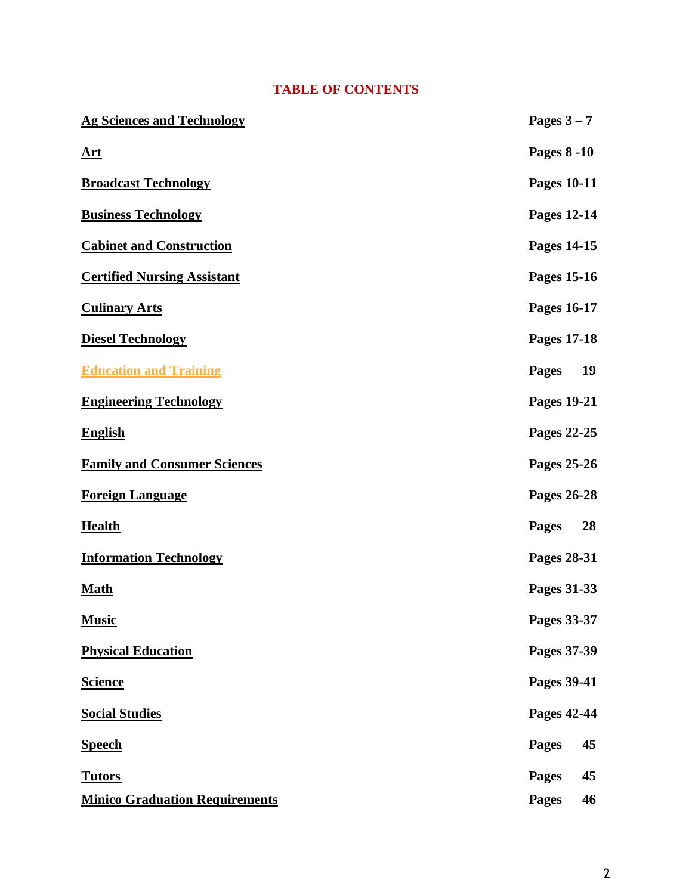# TABLE OF CONTENTS

| | |
|---|---|
| **Ag Sciences and Technology** | **Pages 3 – 7** |
| **Art** | **Pages 8 -10** |
| **Broadcast Technology** | **Pages 10-11** |
| **Business Technology** | **Pages 12-14** |
| **Cabinet and Construction** | **Pages 14-15** |
| **Certified Nursing Assistant** | **Pages 15-16** |
| **Culinary Arts** | **Pages 16-17** |
| **Diesel Technology** | **Pages 17-18** |
| **Education and Training** | **Pages 19** |
| **Engineering Technology** | **Pages 19-21** |
| **English** | **Pages 22-25** |
| **Family and Consumer Sciences** | **Pages 25-26** |
| **Foreign Language** | **Pages 26-28** |
| **Health** | **Pages 28** |
| **Information Technology** | **Pages 28-31** |
| **Math** | **Pages 31-33** |
| **Music** | **Pages 33-37** |
| **Physical Education** | **Pages 37-39** |
| **Science** | **Pages 39-41** |
| **Social Studies** | **Pages 42-44** |
| **Speech** | **Pages 45** |
| **Tutors** | **Pages 45** |
| **Minico Graduation Requirements** | **Pages 46** |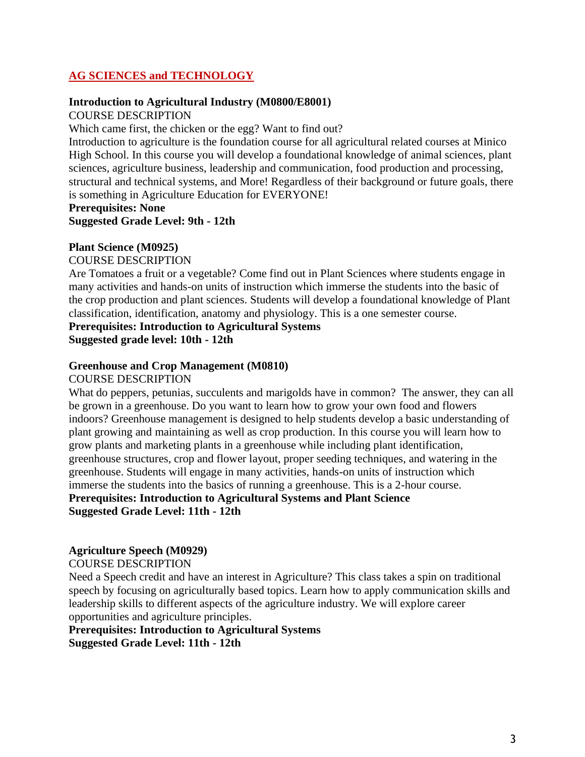## AG SCIENCES and TECHNOLOGY

**Introduction to Agricultural Industry (M0800/E8001)**

COURSE DESCRIPTION

Which came first, the chicken or the egg? Want to find out?

Introduction to agriculture is the foundation course for all agricultural related courses at Minico High School. In this course you will develop a foundational knowledge of animal sciences, plant sciences, agriculture business, leadership and communication, food production and processing, structural and technical systems, and More! Regardless of their background or future goals, there is something in Agriculture Education for EVERYONE!

**Prerequisites: None**

**Suggested Grade Level: 9th - 12th**

**Plant Science (M0925)**

COURSE DESCRIPTION

Are Tomatoes a fruit or a vegetable? Come find out in Plant Sciences where students engage in many activities and hands-on units of instruction which immerse the students into the basic of the crop production and plant sciences. Students will develop a foundational knowledge of Plant classification, identification, anatomy and physiology. This is a one semester course.

**Prerequisites: Introduction to Agricultural Systems**

**Suggested grade level: 10th - 12th**

**Greenhouse and Crop Management (M0810)**

COURSE DESCRIPTION

What do peppers, petunias, succulents and marigolds have in common? The answer, they can all be grown in a greenhouse. Do you want to learn how to grow your own food and flowers indoors? Greenhouse management is designed to help students develop a basic understanding of plant growing and maintaining as well as crop production. In this course you will learn how to grow plants and marketing plants in a greenhouse while including plant identification, greenhouse structures, crop and flower layout, proper seeding techniques, and watering in the greenhouse. Students will engage in many activities, hands-on units of instruction which immerse the students into the basics of running a greenhouse. This is a 2-hour course.

**Prerequisites: Introduction to Agricultural Systems and Plant Science**

**Suggested Grade Level: 11th - 12th**

**Agriculture Speech (M0929)**

COURSE DESCRIPTION

Need a Speech credit and have an interest in Agriculture? This class takes a spin on traditional speech by focusing on agriculturally based topics. Learn how to apply communication skills and leadership skills to different aspects of the agriculture industry. We will explore career opportunities and agriculture principles.

**Prerequisites: Introduction to Agricultural Systems**

**Suggested Grade Level: 11th - 12th**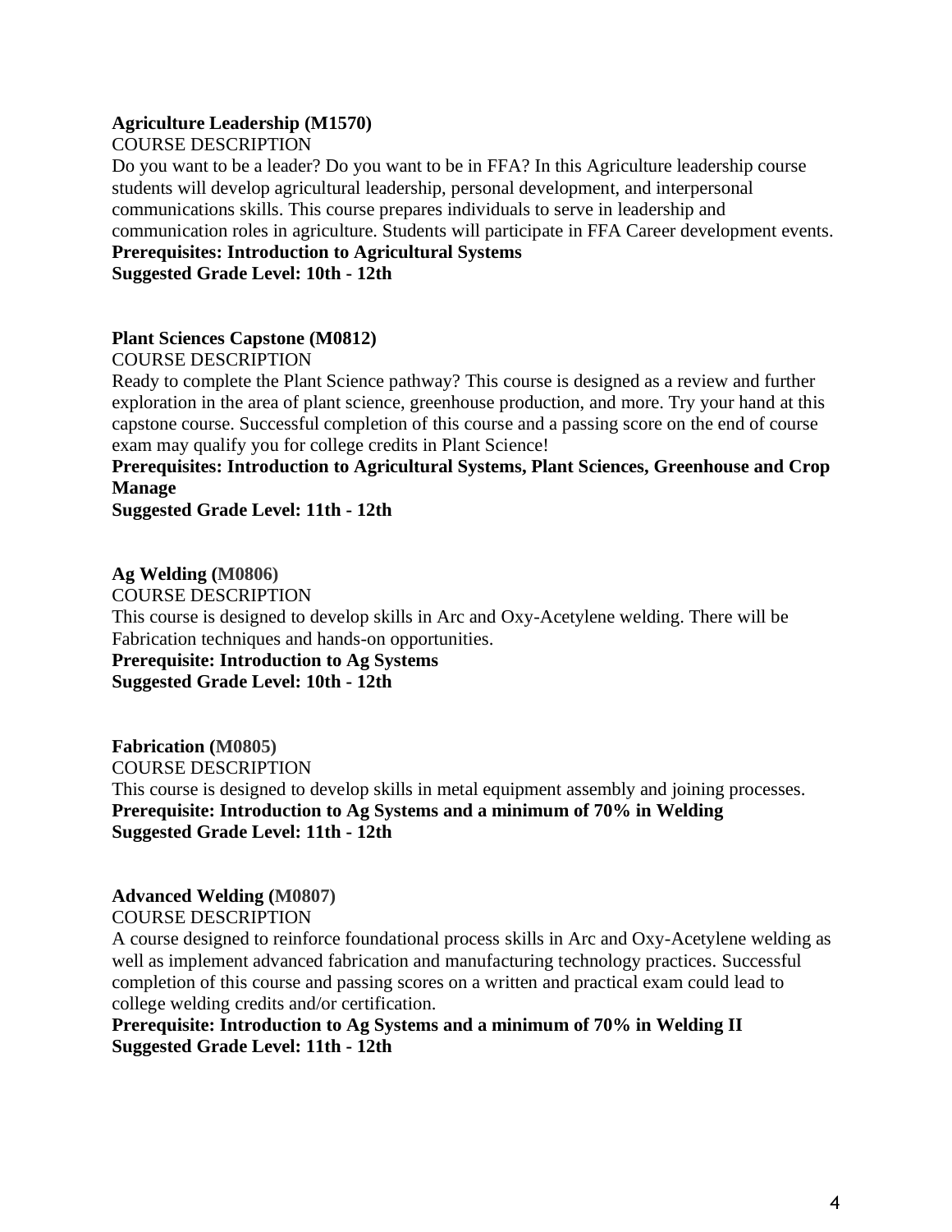**Agriculture Leadership (M1570)**
COURSE DESCRIPTION
Do you want to be a leader? Do you want to be in FFA? In this Agriculture leadership course students will develop agricultural leadership, personal development, and interpersonal communications skills. This course prepares individuals to serve in leadership and communication roles in agriculture. Students will participate in FFA Career development events.
**Prerequisites: Introduction to Agricultural Systems**
**Suggested Grade Level: 10th - 12th**

**Plant Sciences Capstone (M0812)**
COURSE DESCRIPTION
Ready to complete the Plant Science pathway? This course is designed as a review and further exploration in the area of plant science, greenhouse production, and more. Try your hand at this capstone course. Successful completion of this course and a passing score on the end of course exam may qualify you for college credits in Plant Science!
**Prerequisites: Introduction to Agricultural Systems, Plant Sciences, Greenhouse and Crop Manage**
**Suggested Grade Level: 11th - 12th**

**Ag Welding (M0806)**
COURSE DESCRIPTION
This course is designed to develop skills in Arc and Oxy-Acetylene welding. There will be Fabrication techniques and hands-on opportunities.
**Prerequisite: Introduction to Ag Systems**
**Suggested Grade Level: 10th - 12th**

**Fabrication (M0805)**
COURSE DESCRIPTION
This course is designed to develop skills in metal equipment assembly and joining processes.
**Prerequisite: Introduction to Ag Systems and a minimum of 70% in Welding**
**Suggested Grade Level: 11th - 12th**

**Advanced Welding (M0807)**
COURSE DESCRIPTION
A course designed to reinforce foundational process skills in Arc and Oxy-Acetylene welding as well as implement advanced fabrication and manufacturing technology practices. Successful completion of this course and passing scores on a written and practical exam could lead to college welding credits and/or certification.
**Prerequisite: Introduction to Ag Systems and a minimum of 70% in Welding II**
**Suggested Grade Level: 11th - 12th**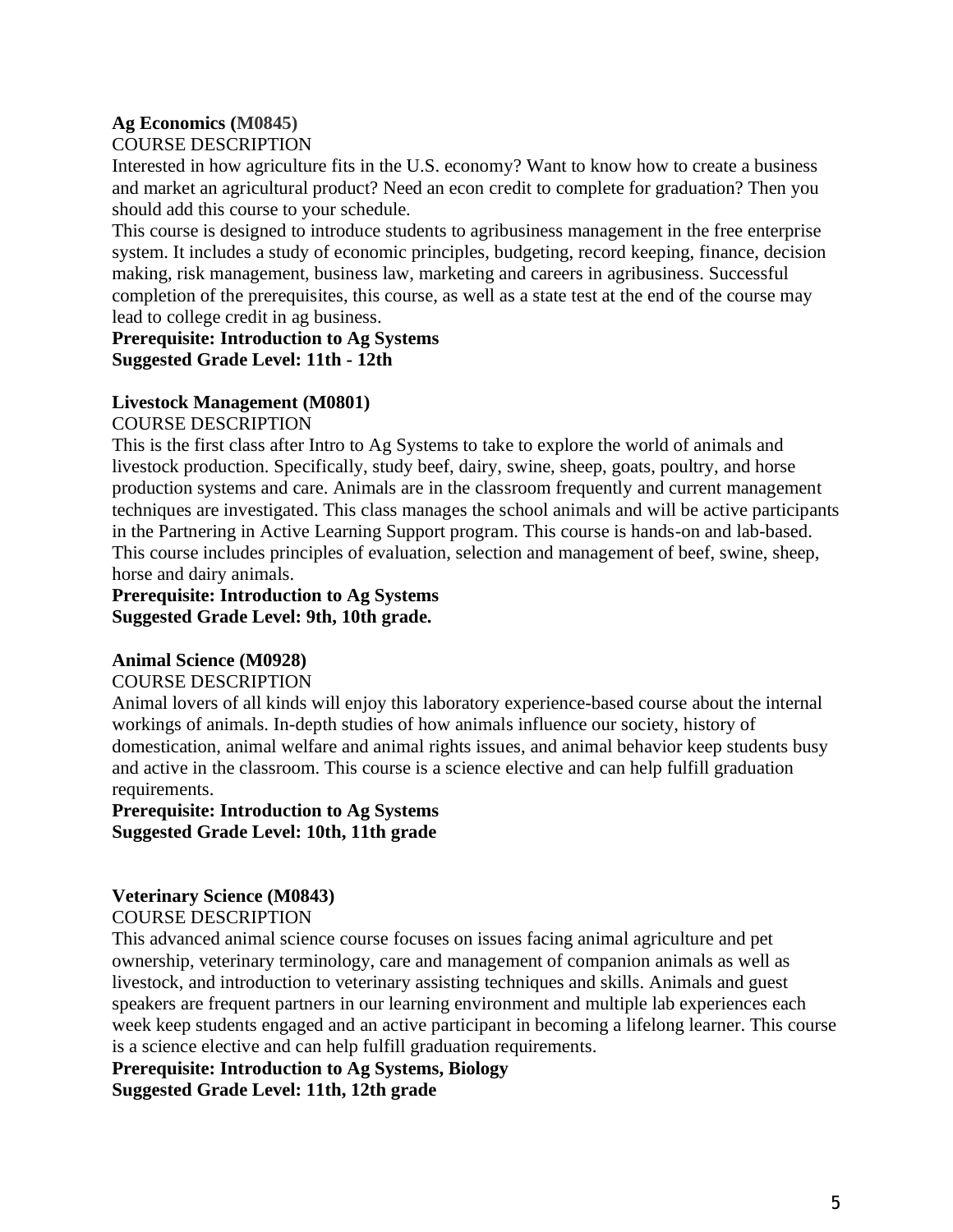**Ag Economics (M0845)**

COURSE DESCRIPTION

Interested in how agriculture fits in the U.S. economy? Want to know how to create a business and market an agricultural product? Need an econ credit to complete for graduation? Then you should add this course to your schedule.

This course is designed to introduce students to agribusiness management in the free enterprise system. It includes a study of economic principles, budgeting, record keeping, finance, decision making, risk management, business law, marketing and careers in agribusiness. Successful completion of the prerequisites, this course, as well as a state test at the end of the course may lead to college credit in ag business.

**Prerequisite: Introduction to Ag Systems**
**Suggested Grade Level: 11th - 12th**

**Livestock Management (M0801)**

COURSE DESCRIPTION

This is the first class after Intro to Ag Systems to take to explore the world of animals and livestock production. Specifically, study beef, dairy, swine, sheep, goats, poultry, and horse production systems and care. Animals are in the classroom frequently and current management techniques are investigated. This class manages the school animals and will be active participants in the Partnering in Active Learning Support program. This course is hands-on and lab-based. This course includes principles of evaluation, selection and management of beef, swine, sheep, horse and dairy animals.

**Prerequisite: Introduction to Ag Systems**
**Suggested Grade Level: 9th, 10th grade.**

**Animal Science (M0928)**

COURSE DESCRIPTION

Animal lovers of all kinds will enjoy this laboratory experience-based course about the internal workings of animals. In-depth studies of how animals influence our society, history of domestication, animal welfare and animal rights issues, and animal behavior keep students busy and active in the classroom. This course is a science elective and can help fulfill graduation requirements.

**Prerequisite: Introduction to Ag Systems**
**Suggested Grade Level: 10th, 11th grade**

**Veterinary Science (M0843)**

COURSE DESCRIPTION

This advanced animal science course focuses on issues facing animal agriculture and pet ownership, veterinary terminology, care and management of companion animals as well as livestock, and introduction to veterinary assisting techniques and skills. Animals and guest speakers are frequent partners in our learning environment and multiple lab experiences each week keep students engaged and an active participant in becoming a lifelong learner. This course is a science elective and can help fulfill graduation requirements.

**Prerequisite: Introduction to Ag Systems, Biology**
**Suggested Grade Level: 11th, 12th grade**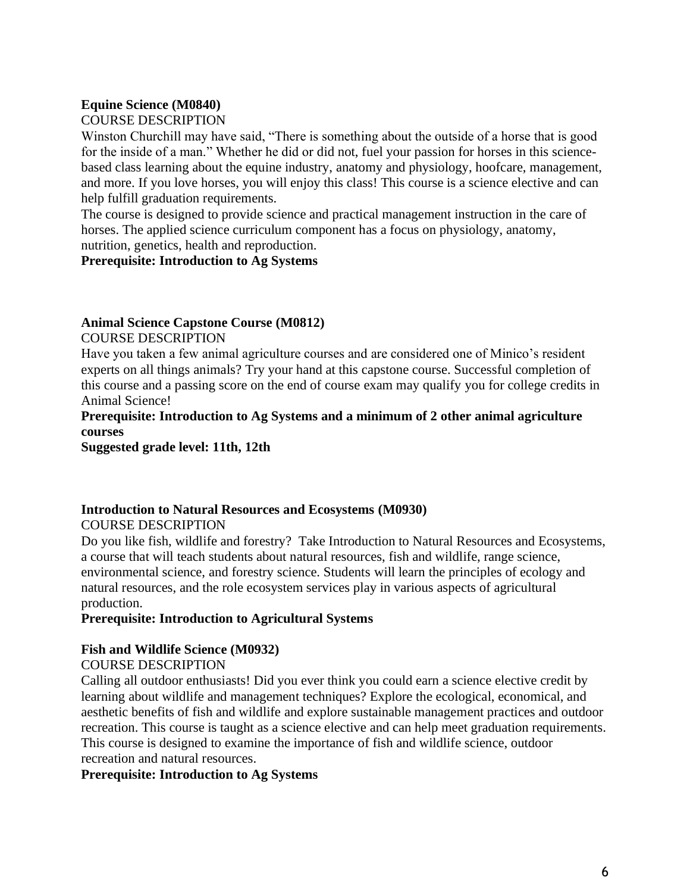**Equine Science (M0840)**

COURSE DESCRIPTION

Winston Churchill may have said, "There is something about the outside of a horse that is good for the inside of a man." Whether he did or did not, fuel your passion for horses in this science-based class learning about the equine industry, anatomy and physiology, hoofcare, management, and more. If you love horses, you will enjoy this class! This course is a science elective and can help fulfill graduation requirements.

The course is designed to provide science and practical management instruction in the care of horses. The applied science curriculum component has a focus on physiology, anatomy, nutrition, genetics, health and reproduction.

**Prerequisite: Introduction to Ag Systems**

**Animal Science Capstone Course (M0812)**

COURSE DESCRIPTION

Have you taken a few animal agriculture courses and are considered one of Minico's resident experts on all things animals? Try your hand at this capstone course. Successful completion of this course and a passing score on the end of course exam may qualify you for college credits in Animal Science!

**Prerequisite: Introduction to Ag Systems and a minimum of 2 other animal agriculture courses**

**Suggested grade level: 11th, 12th**

**Introduction to Natural Resources and Ecosystems (M0930)**

COURSE DESCRIPTION

Do you like fish, wildlife and forestry? Take Introduction to Natural Resources and Ecosystems, a course that will teach students about natural resources, fish and wildlife, range science, environmental science, and forestry science. Students will learn the principles of ecology and natural resources, and the role ecosystem services play in various aspects of agricultural production.

**Prerequisite: Introduction to Agricultural Systems**

**Fish and Wildlife Science (M0932)**

COURSE DESCRIPTION

Calling all outdoor enthusiasts! Did you ever think you could earn a science elective credit by learning about wildlife and management techniques? Explore the ecological, economical, and aesthetic benefits of fish and wildlife and explore sustainable management practices and outdoor recreation. This course is taught as a science elective and can help meet graduation requirements. This course is designed to examine the importance of fish and wildlife science, outdoor recreation and natural resources.

**Prerequisite: Introduction to Ag Systems**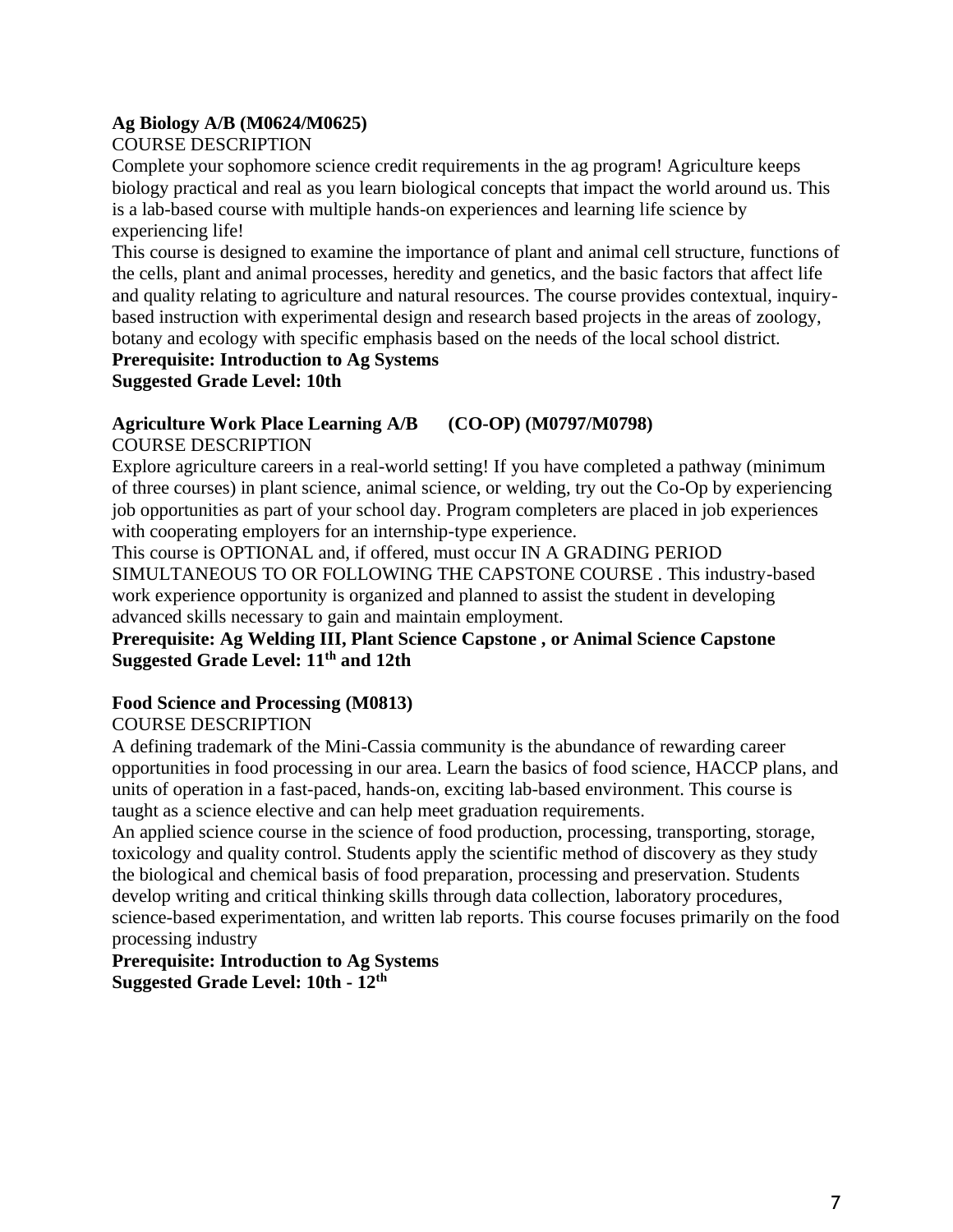### Ag Biology A/B (M0624/M0625)

COURSE DESCRIPTION

Complete your sophomore science credit requirements in the ag program! Agriculture keeps biology practical and real as you learn biological concepts that impact the world around us. This is a lab-based course with multiple hands-on experiences and learning life science by experiencing life!

This course is designed to examine the importance of plant and animal cell structure, functions of the cells, plant and animal processes, heredity and genetics, and the basic factors that affect life and quality relating to agriculture and natural resources. The course provides contextual, inquiry-based instruction with experimental design and research based projects in the areas of zoology, botany and ecology with specific emphasis based on the needs of the local school district.

**Prerequisite: Introduction to Ag Systems**
**Suggested Grade Level: 10th**

### Agriculture Work Place Learning A/B (CO-OP) (M0797/M0798)

COURSE DESCRIPTION

Explore agriculture careers in a real-world setting! If you have completed a pathway (minimum of three courses) in plant science, animal science, or welding, try out the Co-Op by experiencing job opportunities as part of your school day. Program completers are placed in job experiences with cooperating employers for an internship-type experience.

This course is OPTIONAL and, if offered, must occur IN A GRADING PERIOD SIMULTANEOUS TO OR FOLLOWING THE CAPSTONE COURSE . This industry-based work experience opportunity is organized and planned to assist the student in developing advanced skills necessary to gain and maintain employment.

**Prerequisite: Ag Welding III, Plant Science Capstone , or Animal Science Capstone**
**Suggested Grade Level: 11th and 12th**

### Food Science and Processing (M0813)

COURSE DESCRIPTION

A defining trademark of the Mini-Cassia community is the abundance of rewarding career opportunities in food processing in our area. Learn the basics of food science, HACCP plans, and units of operation in a fast-paced, hands-on, exciting lab-based environment. This course is taught as a science elective and can help meet graduation requirements.

An applied science course in the science of food production, processing, transporting, storage, toxicology and quality control. Students apply the scientific method of discovery as they study the biological and chemical basis of food preparation, processing and preservation. Students develop writing and critical thinking skills through data collection, laboratory procedures, science-based experimentation, and written lab reports. This course focuses primarily on the food processing industry

**Prerequisite: Introduction to Ag Systems**
**Suggested Grade Level: 10th - 12th**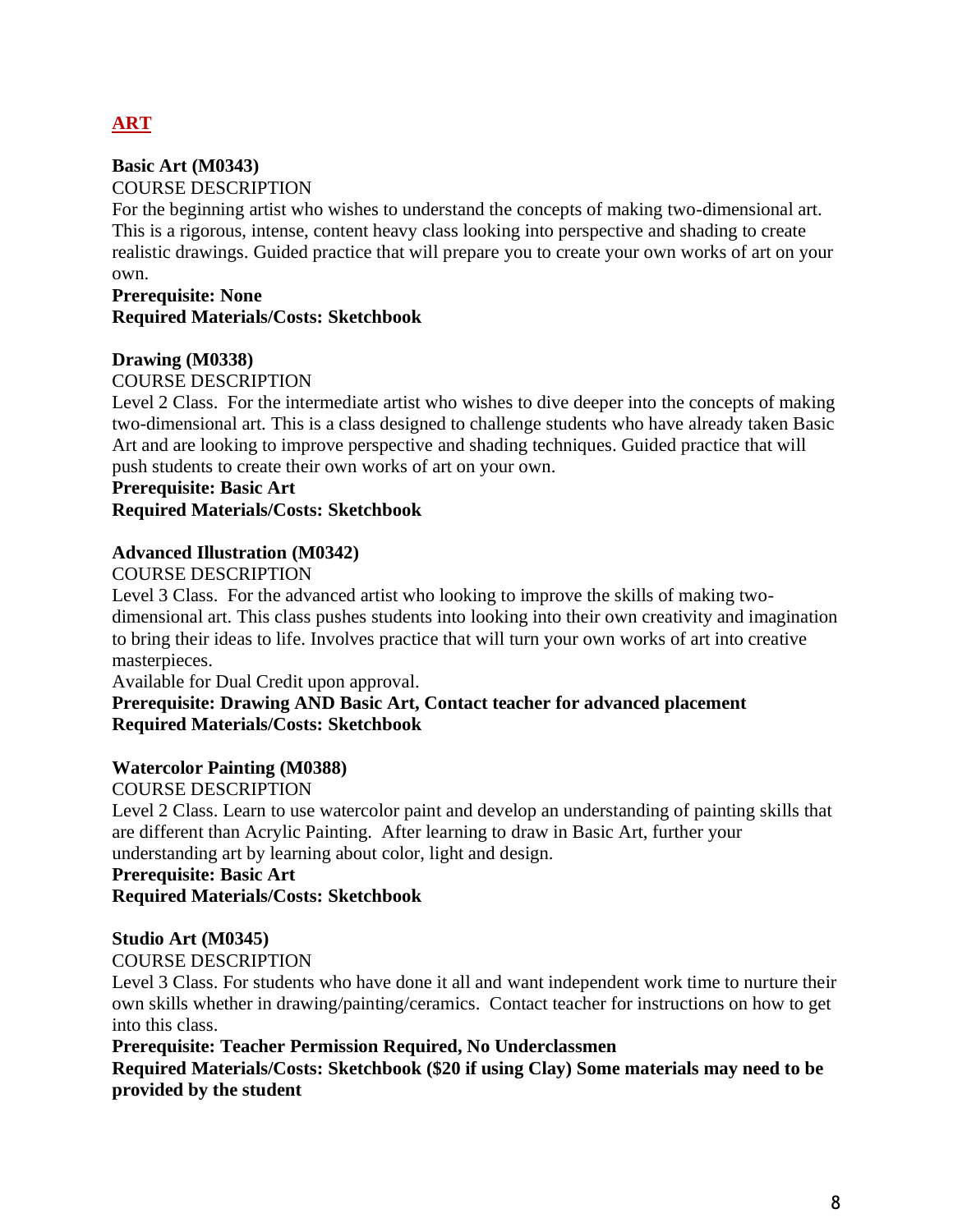## ART

**Basic Art (M0343)**

COURSE DESCRIPTION

For the beginning artist who wishes to understand the concepts of making two-dimensional art. This is a rigorous, intense, content heavy class looking into perspective and shading to create realistic drawings. Guided practice that will prepare you to create your own works of art on your own.

**Prerequisite: None**

**Required Materials/Costs: Sketchbook**

**Drawing (M0338)**

COURSE DESCRIPTION

Level 2 Class. For the intermediate artist who wishes to dive deeper into the concepts of making two-dimensional art. This is a class designed to challenge students who have already taken Basic Art and are looking to improve perspective and shading techniques. Guided practice that will push students to create their own works of art on your own.

**Prerequisite: Basic Art**

**Required Materials/Costs: Sketchbook**

**Advanced Illustration (M0342)**

COURSE DESCRIPTION

Level 3 Class. For the advanced artist who looking to improve the skills of making two-dimensional art. This class pushes students into looking into their own creativity and imagination to bring their ideas to life. Involves practice that will turn your own works of art into creative masterpieces.

Available for Dual Credit upon approval.

**Prerequisite: Drawing AND Basic Art, Contact teacher for advanced placement**

**Required Materials/Costs: Sketchbook**

**Watercolor Painting (M0388)**

COURSE DESCRIPTION

Level 2 Class. Learn to use watercolor paint and develop an understanding of painting skills that are different than Acrylic Painting. After learning to draw in Basic Art, further your understanding art by learning about color, light and design.

**Prerequisite: Basic Art**

**Required Materials/Costs: Sketchbook**

**Studio Art (M0345)**

COURSE DESCRIPTION

Level 3 Class. For students who have done it all and want independent work time to nurture their own skills whether in drawing/painting/ceramics. Contact teacher for instructions on how to get into this class.

**Prerequisite: Teacher Permission Required, No Underclassmen**

**Required Materials/Costs: Sketchbook ($20 if using Clay) Some materials may need to be provided by the student**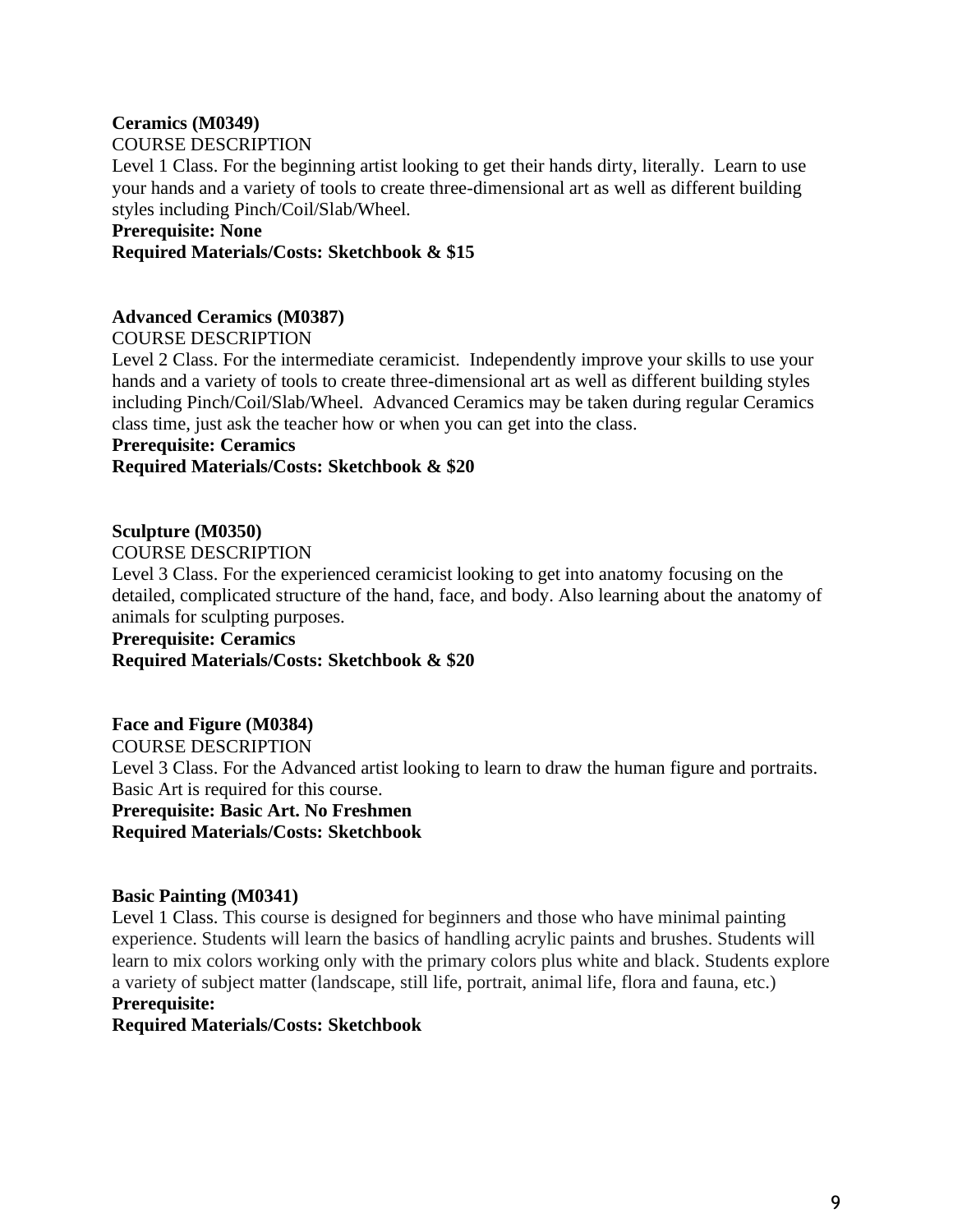**Ceramics (M0349)**

COURSE DESCRIPTION

Level 1 Class. For the beginning artist looking to get their hands dirty, literally. Learn to use your hands and a variety of tools to create three-dimensional art as well as different building styles including Pinch/Coil/Slab/Wheel.

**Prerequisite: None**

**Required Materials/Costs: Sketchbook & $15**

**Advanced Ceramics (M0387)**

COURSE DESCRIPTION

Level 2 Class. For the intermediate ceramicist. Independently improve your skills to use your hands and a variety of tools to create three-dimensional art as well as different building styles including Pinch/Coil/Slab/Wheel. Advanced Ceramics may be taken during regular Ceramics class time, just ask the teacher how or when you can get into the class.

**Prerequisite: Ceramics**

**Required Materials/Costs: Sketchbook & $20**

**Sculpture (M0350)**

COURSE DESCRIPTION

Level 3 Class. For the experienced ceramicist looking to get into anatomy focusing on the detailed, complicated structure of the hand, face, and body. Also learning about the anatomy of animals for sculpting purposes.

**Prerequisite: Ceramics**

**Required Materials/Costs: Sketchbook & $20**

**Face and Figure (M0384)**

COURSE DESCRIPTION

Level 3 Class. For the Advanced artist looking to learn to draw the human figure and portraits. Basic Art is required for this course.

**Prerequisite: Basic Art. No Freshmen**

**Required Materials/Costs: Sketchbook**

**Basic Painting (M0341)**

Level 1 Class. This course is designed for beginners and those who have minimal painting experience. Students will learn the basics of handling acrylic paints and brushes. Students will learn to mix colors working only with the primary colors plus white and black. Students explore a variety of subject matter (landscape, still life, portrait, animal life, flora and fauna, etc.)

**Prerequisite:**

**Required Materials/Costs: Sketchbook**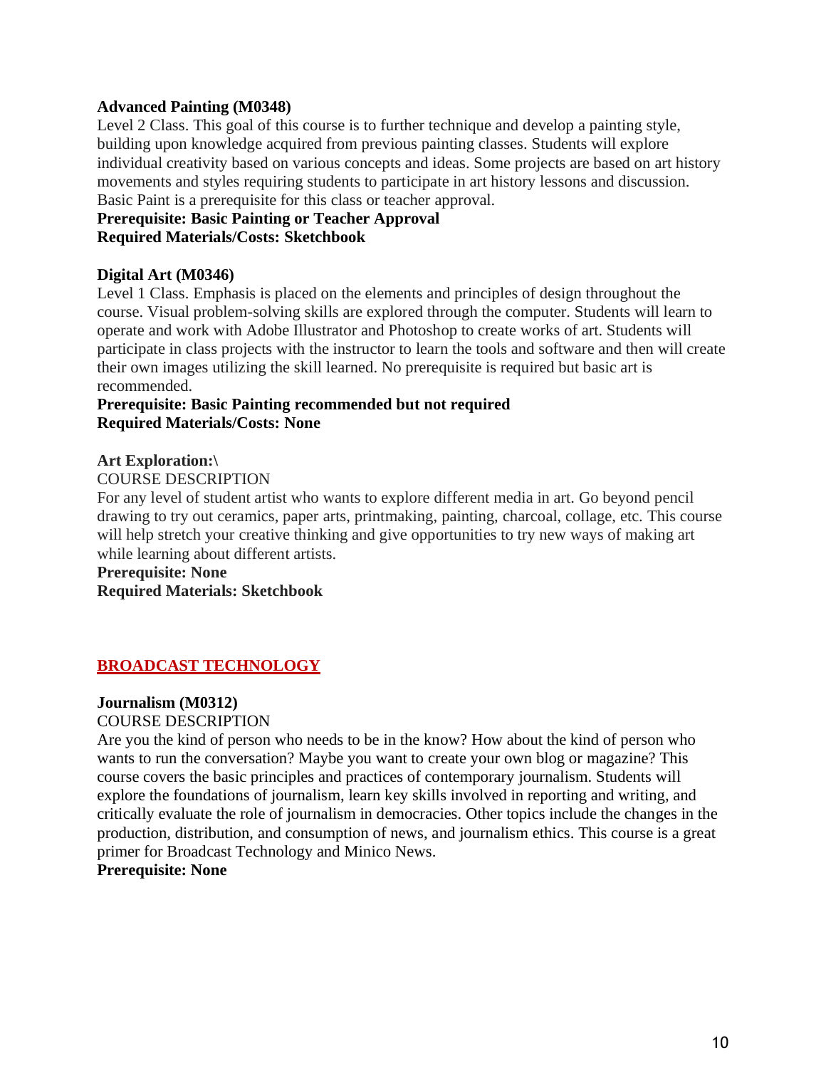**Advanced Painting (M0348)**
Level 2 Class. This goal of this course is to further technique and develop a painting style, building upon knowledge acquired from previous painting classes. Students will explore individual creativity based on various concepts and ideas. Some projects are based on art history movements and styles requiring students to participate in art history lessons and discussion. Basic Paint is a prerequisite for this class or teacher approval.
**Prerequisite: Basic Painting or Teacher Approval**
**Required Materials/Costs: Sketchbook**

**Digital Art (M0346)**
Level 1 Class. Emphasis is placed on the elements and principles of design throughout the course. Visual problem-solving skills are explored through the computer. Students will learn to operate and work with Adobe Illustrator and Photoshop to create works of art. Students will participate in class projects with the instructor to learn the tools and software and then will create their own images utilizing the skill learned. No prerequisite is required but basic art is recommended.
**Prerequisite: Basic Painting recommended but not required**
**Required Materials/Costs: None**

**Art Exploration:\**
COURSE DESCRIPTION
For any level of student artist who wants to explore different media in art. Go beyond pencil drawing to try out ceramics, paper arts, printmaking, painting, charcoal, collage, etc. This course will help stretch your creative thinking and give opportunities to try new ways of making art while learning about different artists.
**Prerequisite: None**
**Required Materials: Sketchbook**

## BROADCAST TECHNOLOGY

**Journalism (M0312)**
COURSE DESCRIPTION
Are you the kind of person who needs to be in the know? How about the kind of person who wants to run the conversation? Maybe you want to create your own blog or magazine? This course covers the basic principles and practices of contemporary journalism. Students will explore the foundations of journalism, learn key skills involved in reporting and writing, and critically evaluate the role of journalism in democracies. Other topics include the changes in the production, distribution, and consumption of news, and journalism ethics. This course is a great primer for Broadcast Technology and Minico News.
**Prerequisite: None**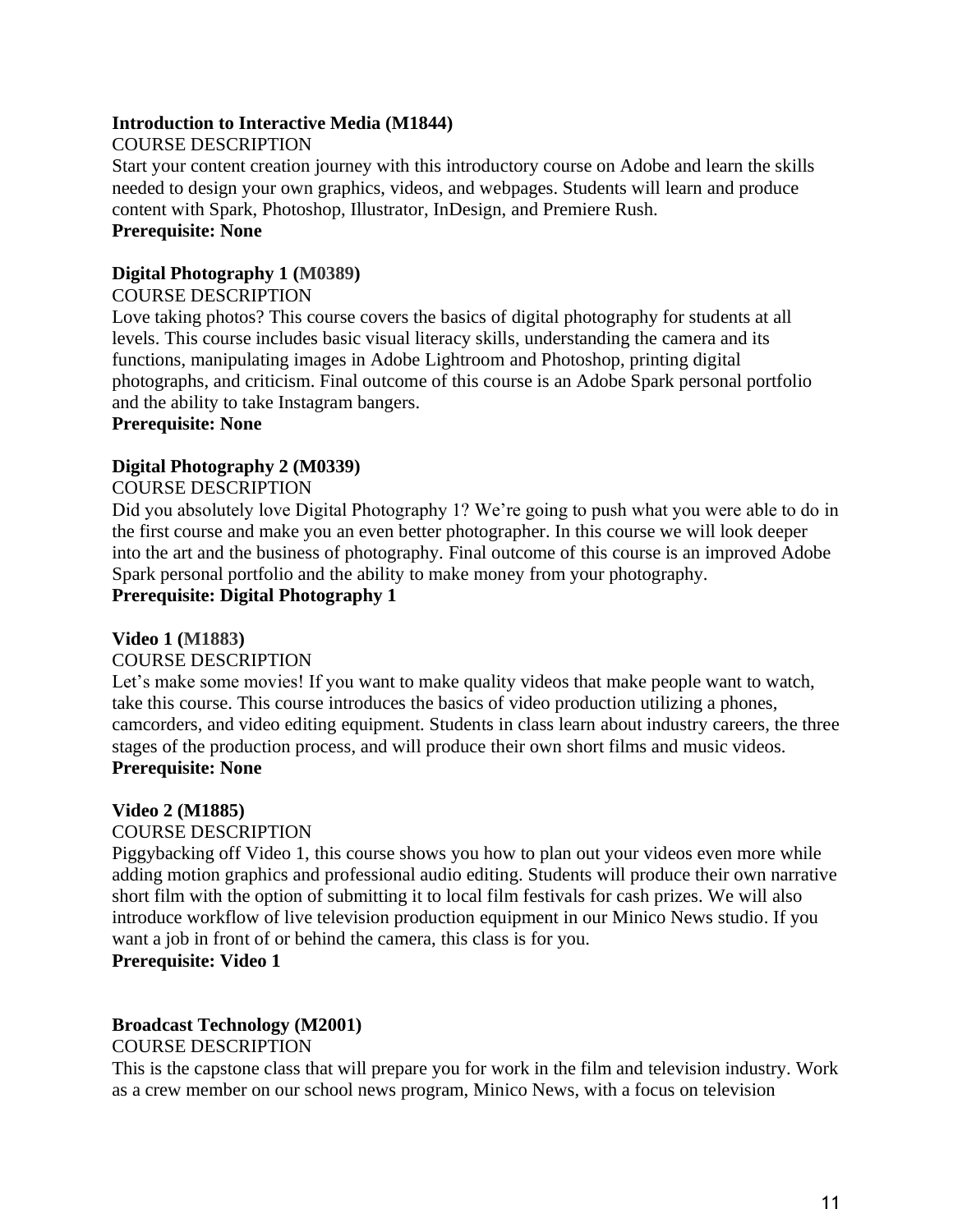**Introduction to Interactive Media (M1844)**

COURSE DESCRIPTION

Start your content creation journey with this introductory course on Adobe and learn the skills needed to design your own graphics, videos, and webpages. Students will learn and produce content with Spark, Photoshop, Illustrator, InDesign, and Premiere Rush.

**Prerequisite: None**

**Digital Photography 1 (M0389)**

COURSE DESCRIPTION

Love taking photos? This course covers the basics of digital photography for students at all levels. This course includes basic visual literacy skills, understanding the camera and its functions, manipulating images in Adobe Lightroom and Photoshop, printing digital photographs, and criticism. Final outcome of this course is an Adobe Spark personal portfolio and the ability to take Instagram bangers.

**Prerequisite: None**

**Digital Photography 2 (M0339)**

COURSE DESCRIPTION

Did you absolutely love Digital Photography 1? We're going to push what you were able to do in the first course and make you an even better photographer. In this course we will look deeper into the art and the business of photography. Final outcome of this course is an improved Adobe Spark personal portfolio and the ability to make money from your photography.

**Prerequisite: Digital Photography 1**

**Video 1 (M1883)**

COURSE DESCRIPTION

Let's make some movies! If you want to make quality videos that make people want to watch, take this course. This course introduces the basics of video production utilizing a phones, camcorders, and video editing equipment. Students in class learn about industry careers, the three stages of the production process, and will produce their own short films and music videos.

**Prerequisite: None**

**Video 2 (M1885)**

COURSE DESCRIPTION

Piggybacking off Video 1, this course shows you how to plan out your videos even more while adding motion graphics and professional audio editing. Students will produce their own narrative short film with the option of submitting it to local film festivals for cash prizes. We will also introduce workflow of live television production equipment in our Minico News studio. If you want a job in front of or behind the camera, this class is for you.

**Prerequisite: Video 1**

**Broadcast Technology (M2001)**

COURSE DESCRIPTION

This is the capstone class that will prepare you for work in the film and television industry. Work as a crew member on our school news program, Minico News, with a focus on television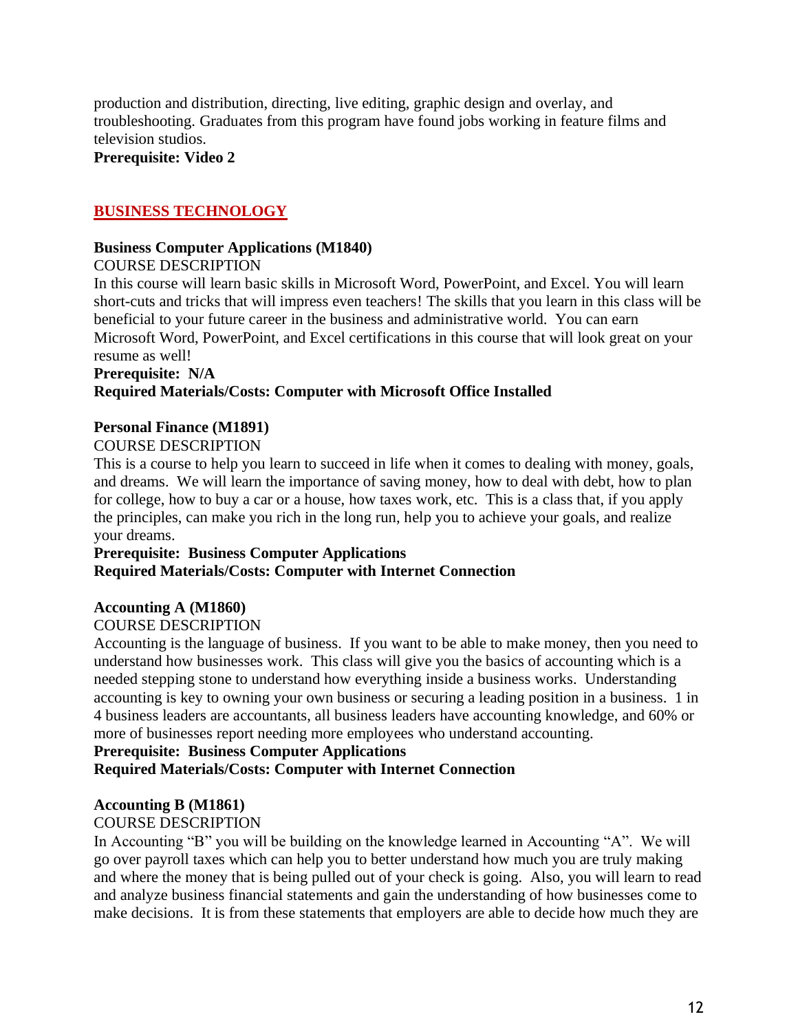production and distribution, directing, live editing, graphic design and overlay, and troubleshooting. Graduates from this program have found jobs working in feature films and television studios.

**Prerequisite: Video 2**

## BUSINESS TECHNOLOGY

**Business Computer Applications (M1840)**

COURSE DESCRIPTION

In this course will learn basic skills in Microsoft Word, PowerPoint, and Excel. You will learn short-cuts and tricks that will impress even teachers! The skills that you learn in this class will be beneficial to your future career in the business and administrative world. You can earn Microsoft Word, PowerPoint, and Excel certifications in this course that will look great on your resume as well!

**Prerequisite: N/A**

**Required Materials/Costs: Computer with Microsoft Office Installed**

**Personal Finance (M1891)**

COURSE DESCRIPTION

This is a course to help you learn to succeed in life when it comes to dealing with money, goals, and dreams. We will learn the importance of saving money, how to deal with debt, how to plan for college, how to buy a car or a house, how taxes work, etc. This is a class that, if you apply the principles, can make you rich in the long run, help you to achieve your goals, and realize your dreams.

**Prerequisite: Business Computer Applications**

**Required Materials/Costs: Computer with Internet Connection**

**Accounting A (M1860)**

COURSE DESCRIPTION

Accounting is the language of business. If you want to be able to make money, then you need to understand how businesses work. This class will give you the basics of accounting which is a needed stepping stone to understand how everything inside a business works. Understanding accounting is key to owning your own business or securing a leading position in a business. 1 in 4 business leaders are accountants, all business leaders have accounting knowledge, and 60% or more of businesses report needing more employees who understand accounting.

**Prerequisite: Business Computer Applications**

**Required Materials/Costs: Computer with Internet Connection**

**Accounting B (M1861)**

COURSE DESCRIPTION

In Accounting "B" you will be building on the knowledge learned in Accounting "A". We will go over payroll taxes which can help you to better understand how much you are truly making and where the money that is being pulled out of your check is going. Also, you will learn to read and analyze business financial statements and gain the understanding of how businesses come to make decisions. It is from these statements that employers are able to decide how much they are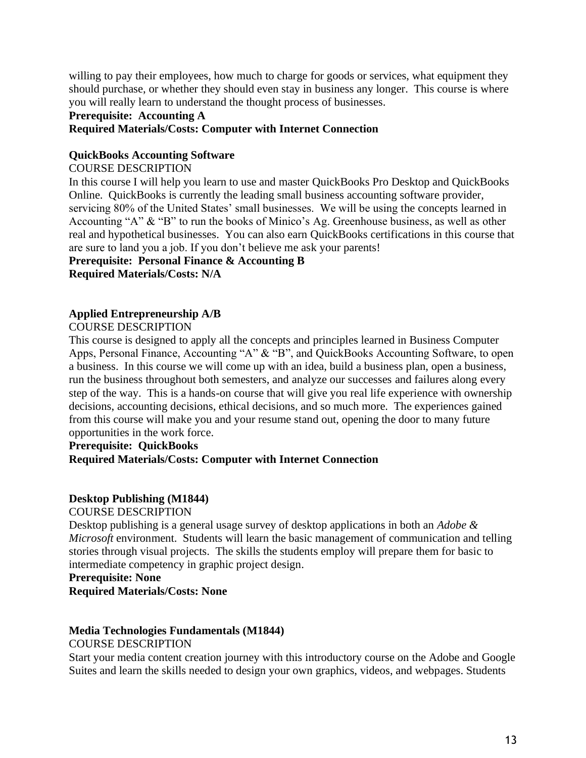willing to pay their employees, how much to charge for goods or services, what equipment they should purchase, or whether they should even stay in business any longer. This course is where you will really learn to understand the thought process of businesses.

**Prerequisite: Accounting A**

**Required Materials/Costs: Computer with Internet Connection**

### QuickBooks Accounting Software

COURSE DESCRIPTION

In this course I will help you learn to use and master QuickBooks Pro Desktop and QuickBooks Online. QuickBooks is currently the leading small business accounting software provider, servicing 80% of the United States' small businesses. We will be using the concepts learned in Accounting "A" & "B" to run the books of Minico's Ag. Greenhouse business, as well as other real and hypothetical businesses. You can also earn QuickBooks certifications in this course that are sure to land you a job. If you don't believe me ask your parents!

**Prerequisite: Personal Finance & Accounting B**

**Required Materials/Costs: N/A**

### Applied Entrepreneurship A/B

COURSE DESCRIPTION

This course is designed to apply all the concepts and principles learned in Business Computer Apps, Personal Finance, Accounting "A" & "B", and QuickBooks Accounting Software, to open a business. In this course we will come up with an idea, build a business plan, open a business, run the business throughout both semesters, and analyze our successes and failures along every step of the way. This is a hands-on course that will give you real life experience with ownership decisions, accounting decisions, ethical decisions, and so much more. The experiences gained from this course will make you and your resume stand out, opening the door to many future opportunities in the work force.

**Prerequisite: QuickBooks**

**Required Materials/Costs: Computer with Internet Connection**

### Desktop Publishing (M1844)

COURSE DESCRIPTION

Desktop publishing is a general usage survey of desktop applications in both an *Adobe & Microsoft* environment. Students will learn the basic management of communication and telling stories through visual projects. The skills the students employ will prepare them for basic to intermediate competency in graphic project design.

**Prerequisite: None**

**Required Materials/Costs: None**

### Media Technologies Fundamentals (M1844)

COURSE DESCRIPTION

Start your media content creation journey with this introductory course on the Adobe and Google Suites and learn the skills needed to design your own graphics, videos, and webpages. Students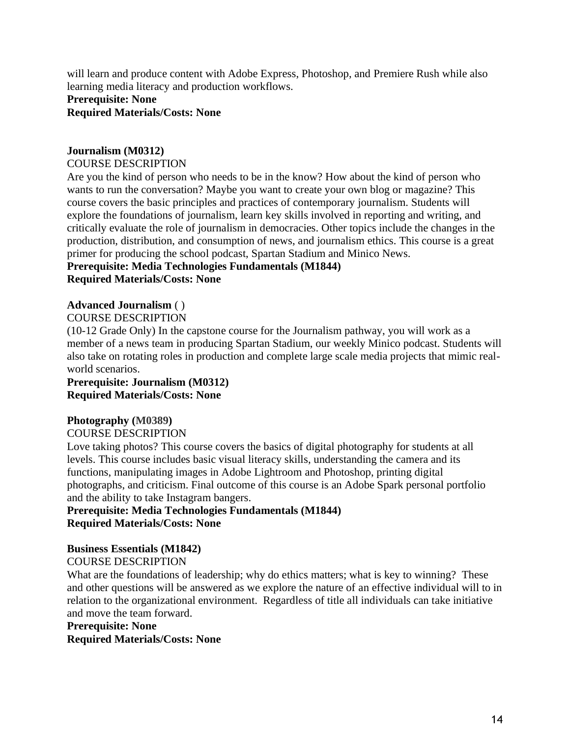will learn and produce content with Adobe Express, Photoshop, and Premiere Rush while also learning media literacy and production workflows.

**Prerequisite: None**

**Required Materials/Costs: None**

**Journalism (M0312)**

COURSE DESCRIPTION

Are you the kind of person who needs to be in the know? How about the kind of person who wants to run the conversation? Maybe you want to create your own blog or magazine? This course covers the basic principles and practices of contemporary journalism. Students will explore the foundations of journalism, learn key skills involved in reporting and writing, and critically evaluate the role of journalism in democracies. Other topics include the changes in the production, distribution, and consumption of news, and journalism ethics. This course is a great primer for producing the school podcast, Spartan Stadium and Minico News.

**Prerequisite: Media Technologies Fundamentals (M1844)**

**Required Materials/Costs: None**

**Advanced Journalism** ( )

COURSE DESCRIPTION

(10-12 Grade Only) In the capstone course for the Journalism pathway, you will work as a member of a news team in producing Spartan Stadium, our weekly Minico podcast. Students will also take on rotating roles in production and complete large scale media projects that mimic real-world scenarios.

**Prerequisite: Journalism (M0312)**

**Required Materials/Costs: None**

**Photography (M0389)**

COURSE DESCRIPTION

Love taking photos? This course covers the basics of digital photography for students at all levels. This course includes basic visual literacy skills, understanding the camera and its functions, manipulating images in Adobe Lightroom and Photoshop, printing digital photographs, and criticism. Final outcome of this course is an Adobe Spark personal portfolio and the ability to take Instagram bangers.

**Prerequisite: Media Technologies Fundamentals (M1844)**

**Required Materials/Costs: None**

**Business Essentials (M1842)**

COURSE DESCRIPTION

What are the foundations of leadership; why do ethics matters; what is key to winning? These and other questions will be answered as we explore the nature of an effective individual will to in relation to the organizational environment. Regardless of title all individuals can take initiative and move the team forward.

**Prerequisite: None**

**Required Materials/Costs: None**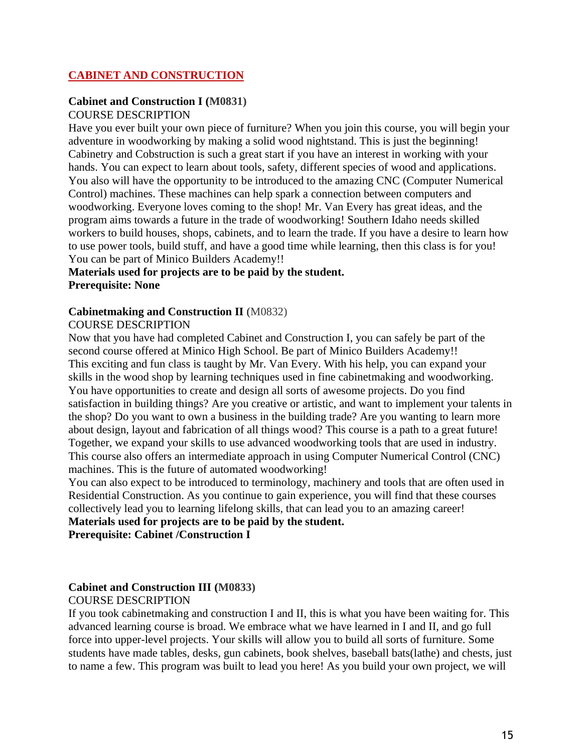## CABINET AND CONSTRUCTION

**Cabinet and Construction I (M0831)**

COURSE DESCRIPTION

Have you ever built your own piece of furniture? When you join this course, you will begin your adventure in woodworking by making a solid wood nightstand. This is just the beginning! Cabinetry and Cobstruction is such a great start if you have an interest in working with your hands. You can expect to learn about tools, safety, different species of wood and applications. You also will have the opportunity to be introduced to the amazing CNC (Computer Numerical Control) machines. These machines can help spark a connection between computers and woodworking. Everyone loves coming to the shop! Mr. Van Every has great ideas, and the program aims towards a future in the trade of woodworking! Southern Idaho needs skilled workers to build houses, shops, cabinets, and to learn the trade. If you have a desire to learn how to use power tools, build stuff, and have a good time while learning, then this class is for you! You can be part of Minico Builders Academy!!

**Materials used for projects are to be paid by the student.**
**Prerequisite: None**

**Cabinetmaking and Construction II** (M0832)

COURSE DESCRIPTION

Now that you have had completed Cabinet and Construction I, you can safely be part of the second course offered at Minico High School. Be part of Minico Builders Academy!! This exciting and fun class is taught by Mr. Van Every. With his help, you can expand your skills in the wood shop by learning techniques used in fine cabinetmaking and woodworking. You have opportunities to create and design all sorts of awesome projects. Do you find satisfaction in building things? Are you creative or artistic, and want to implement your talents in the shop? Do you want to own a business in the building trade? Are you wanting to learn more about design, layout and fabrication of all things wood? This course is a path to a great future! Together, we expand your skills to use advanced woodworking tools that are used in industry. This course also offers an intermediate approach in using Computer Numerical Control (CNC) machines. This is the future of automated woodworking!

You can also expect to be introduced to terminology, machinery and tools that are often used in Residential Construction. As you continue to gain experience, you will find that these courses collectively lead you to learning lifelong skills, that can lead you to an amazing career!

**Materials used for projects are to be paid by the student.**
**Prerequisite: Cabinet /Construction I**

**Cabinet and Construction III (M0833)**

COURSE DESCRIPTION

If you took cabinetmaking and construction I and II, this is what you have been waiting for. This advanced learning course is broad. We embrace what we have learned in I and II, and go full force into upper-level projects. Your skills will allow you to build all sorts of furniture. Some students have made tables, desks, gun cabinets, book shelves, baseball bats(lathe) and chests, just to name a few. This program was built to lead you here! As you build your own project, we will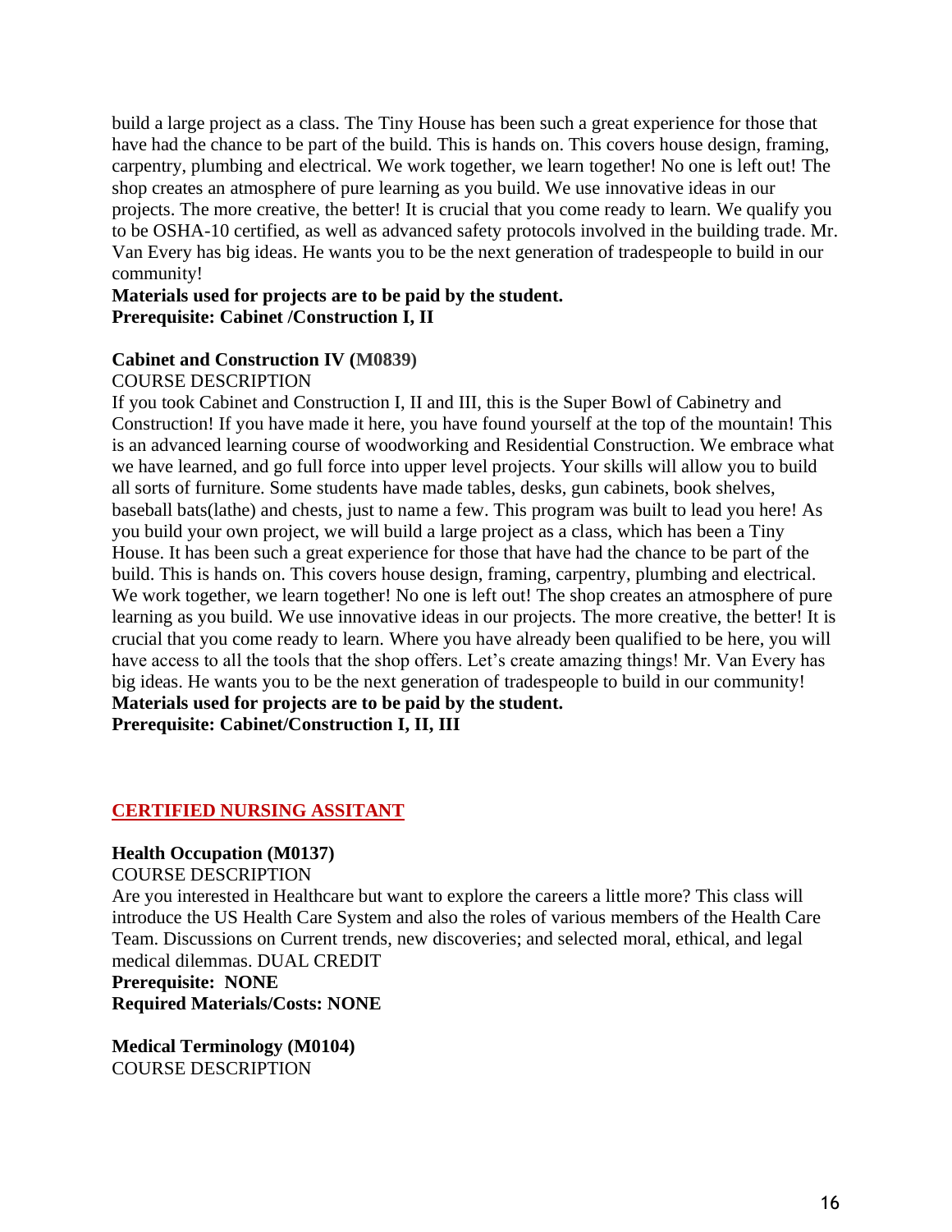build a large project as a class. The Tiny House has been such a great experience for those that have had the chance to be part of the build. This is hands on. This covers house design, framing, carpentry, plumbing and electrical. We work together, we learn together! No one is left out! The shop creates an atmosphere of pure learning as you build. We use innovative ideas in our projects. The more creative, the better! It is crucial that you come ready to learn. We qualify you to be OSHA-10 certified, as well as advanced safety protocols involved in the building trade. Mr. Van Every has big ideas. He wants you to be the next generation of tradespeople to build in our community!

**Materials used for projects are to be paid by the student.**
**Prerequisite: Cabinet /Construction I, II**

**Cabinet and Construction IV (M0839)**

COURSE DESCRIPTION

If you took Cabinet and Construction I, II and III, this is the Super Bowl of Cabinetry and Construction! If you have made it here, you have found yourself at the top of the mountain! This is an advanced learning course of woodworking and Residential Construction. We embrace what we have learned, and go full force into upper level projects. Your skills will allow you to build all sorts of furniture. Some students have made tables, desks, gun cabinets, book shelves, baseball bats(lathe) and chests, just to name a few. This program was built to lead you here! As you build your own project, we will build a large project as a class, which has been a Tiny House. It has been such a great experience for those that have had the chance to be part of the build. This is hands on. This covers house design, framing, carpentry, plumbing and electrical. We work together, we learn together! No one is left out! The shop creates an atmosphere of pure learning as you build. We use innovative ideas in our projects. The more creative, the better! It is crucial that you come ready to learn. Where you have already been qualified to be here, you will have access to all the tools that the shop offers. Let's create amazing things! Mr. Van Every has big ideas. He wants you to be the next generation of tradespeople to build in our community!

**Materials used for projects are to be paid by the student.**
**Prerequisite: Cabinet/Construction I, II, III**

## CERTIFIED NURSING ASSITANT

**Health Occupation (M0137)**

COURSE DESCRIPTION

Are you interested in Healthcare but want to explore the careers a little more? This class will introduce the US Health Care System and also the roles of various members of the Health Care Team. Discussions on Current trends, new discoveries; and selected moral, ethical, and legal medical dilemmas. DUAL CREDIT

**Prerequisite: NONE**
**Required Materials/Costs: NONE**

**Medical Terminology (M0104)**

COURSE DESCRIPTION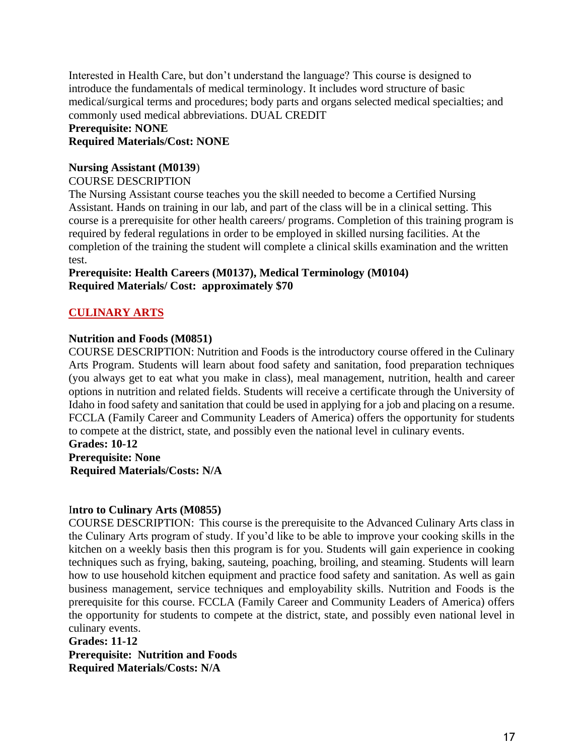Interested in Health Care, but don't understand the language? This course is designed to introduce the fundamentals of medical terminology. It includes word structure of basic medical/surgical terms and procedures; body parts and organs selected medical specialties; and commonly used medical abbreviations. DUAL CREDIT

**Prerequisite: NONE**

**Required Materials/Cost: NONE**

**Nursing Assistant (M0139**)

COURSE DESCRIPTION

The Nursing Assistant course teaches you the skill needed to become a Certified Nursing Assistant. Hands on training in our lab, and part of the class will be in a clinical setting. This course is a prerequisite for other health careers/ programs. Completion of this training program is required by federal regulations in order to be employed in skilled nursing facilities. At the completion of the training the student will complete a clinical skills examination and the written test.

**Prerequisite: Health Careers (M0137), Medical Terminology (M0104)**

**Required Materials/ Cost: approximately $70**

## CULINARY ARTS

**Nutrition and Foods (M0851)**

COURSE DESCRIPTION: Nutrition and Foods is the introductory course offered in the Culinary Arts Program. Students will learn about food safety and sanitation, food preparation techniques (you always get to eat what you make in class), meal management, nutrition, health and career options in nutrition and related fields. Students will receive a certificate through the University of Idaho in food safety and sanitation that could be used in applying for a job and placing on a resume. FCCLA (Family Career and Community Leaders of America) offers the opportunity for students to compete at the district, state, and possibly even the national level in culinary events.

**Grades: 10-12**

**Prerequisite: None**

**Required Materials/Costs: N/A**

I**ntro to Culinary Arts (M0855)**

COURSE DESCRIPTION: This course is the prerequisite to the Advanced Culinary Arts class in the Culinary Arts program of study. If you'd like to be able to improve your cooking skills in the kitchen on a weekly basis then this program is for you. Students will gain experience in cooking techniques such as frying, baking, sauteing, poaching, broiling, and steaming. Students will learn how to use household kitchen equipment and practice food safety and sanitation. As well as gain business management, service techniques and employability skills. Nutrition and Foods is the prerequisite for this course. FCCLA (Family Career and Community Leaders of America) offers the opportunity for students to compete at the district, state, and possibly even national level in culinary events.

**Grades: 11-12**

**Prerequisite: Nutrition and Foods**

**Required Materials/Costs: N/A**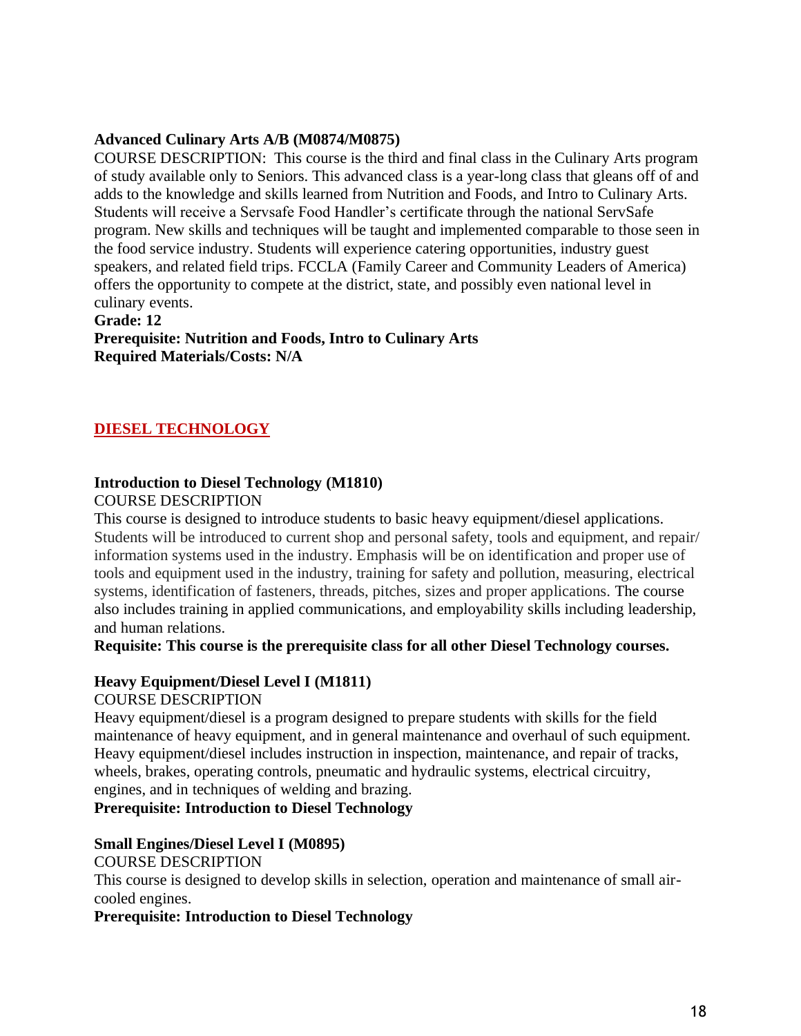**Advanced Culinary Arts A/B (M0874/M0875)**
COURSE DESCRIPTION: This course is the third and final class in the Culinary Arts program of study available only to Seniors. This advanced class is a year-long class that gleans off of and adds to the knowledge and skills learned from Nutrition and Foods, and Intro to Culinary Arts. Students will receive a Servsafe Food Handler's certificate through the national ServSafe program. New skills and techniques will be taught and implemented comparable to those seen in the food service industry. Students will experience catering opportunities, industry guest speakers, and related field trips. FCCLA (Family Career and Community Leaders of America) offers the opportunity to compete at the district, state, and possibly even national level in culinary events.
**Grade: 12**
**Prerequisite: Nutrition and Foods, Intro to Culinary Arts**
**Required Materials/Costs: N/A**

## DIESEL TECHNOLOGY

**Introduction to Diesel Technology (M1810)**
COURSE DESCRIPTION
This course is designed to introduce students to basic heavy equipment/diesel applications. Students will be introduced to current shop and personal safety, tools and equipment, and repair/ information systems used in the industry. Emphasis will be on identification and proper use of tools and equipment used in the industry, training for safety and pollution, measuring, electrical systems, identification of fasteners, threads, pitches, sizes and proper applications. The course also includes training in applied communications, and employability skills including leadership, and human relations.
**Requisite: This course is the prerequisite class for all other Diesel Technology courses.**

**Heavy Equipment/Diesel Level I (M1811)**
COURSE DESCRIPTION
Heavy equipment/diesel is a program designed to prepare students with skills for the field maintenance of heavy equipment, and in general maintenance and overhaul of such equipment. Heavy equipment/diesel includes instruction in inspection, maintenance, and repair of tracks, wheels, brakes, operating controls, pneumatic and hydraulic systems, electrical circuitry, engines, and in techniques of welding and brazing.
**Prerequisite: Introduction to Diesel Technology**

**Small Engines/Diesel Level I (M0895)**
COURSE DESCRIPTION
This course is designed to develop skills in selection, operation and maintenance of small air-cooled engines.
**Prerequisite: Introduction to Diesel Technology**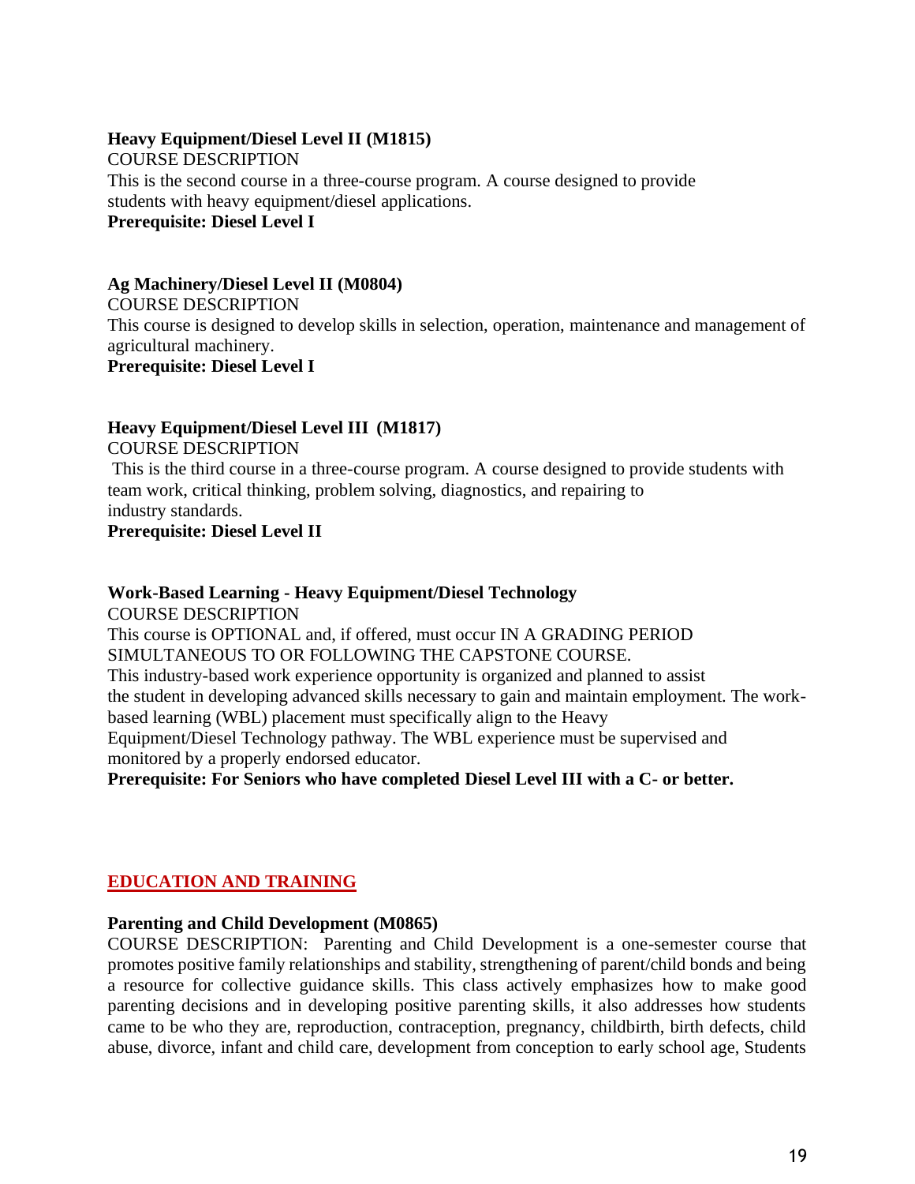**Heavy Equipment/Diesel Level II (M1815)**

COURSE DESCRIPTION

This is the second course in a three-course program. A course designed to provide students with heavy equipment/diesel applications.

**Prerequisite: Diesel Level I**

**Ag Machinery/Diesel Level II (M0804)**

COURSE DESCRIPTION

This course is designed to develop skills in selection, operation, maintenance and management of agricultural machinery.

**Prerequisite: Diesel Level I**

**Heavy Equipment/Diesel Level III (M1817)**

COURSE DESCRIPTION

This is the third course in a three-course program. A course designed to provide students with team work, critical thinking, problem solving, diagnostics, and repairing to industry standards.

**Prerequisite: Diesel Level II**

**Work-Based Learning - Heavy Equipment/Diesel Technology**

COURSE DESCRIPTION

This course is OPTIONAL and, if offered, must occur IN A GRADING PERIOD SIMULTANEOUS TO OR FOLLOWING THE CAPSTONE COURSE.

This industry-based work experience opportunity is organized and planned to assist the student in developing advanced skills necessary to gain and maintain employment. The work-based learning (WBL) placement must specifically align to the Heavy Equipment/Diesel Technology pathway. The WBL experience must be supervised and monitored by a properly endorsed educator.

**Prerequisite: For Seniors who have completed Diesel Level III with a C- or better.**

## EDUCATION AND TRAINING

**Parenting and Child Development (M0865)**

COURSE DESCRIPTION: Parenting and Child Development is a one-semester course that promotes positive family relationships and stability, strengthening of parent/child bonds and being a resource for collective guidance skills. This class actively emphasizes how to make good parenting decisions and in developing positive parenting skills, it also addresses how students came to be who they are, reproduction, contraception, pregnancy, childbirth, birth defects, child abuse, divorce, infant and child care, development from conception to early school age, Students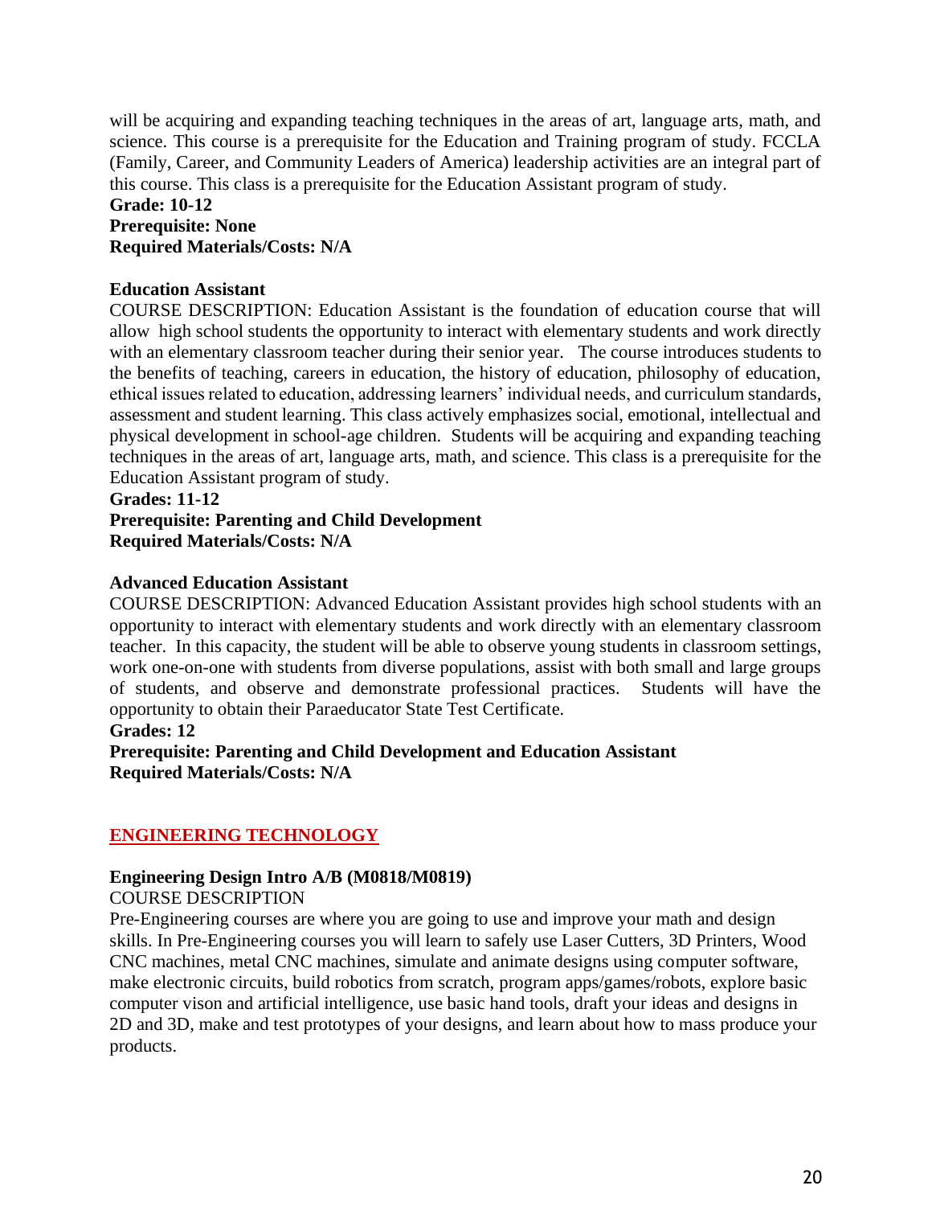will be acquiring and expanding teaching techniques in the areas of art, language arts, math, and science. This course is a prerequisite for the Education and Training program of study. FCCLA (Family, Career, and Community Leaders of America) leadership activities are an integral part of this course. This class is a prerequisite for the Education Assistant program of study.

**Grade: 10-12**
**Prerequisite: None**
**Required Materials/Costs: N/A**

**Education Assistant**

COURSE DESCRIPTION: Education Assistant is the foundation of education course that will allow high school students the opportunity to interact with elementary students and work directly with an elementary classroom teacher during their senior year. The course introduces students to the benefits of teaching, careers in education, the history of education, philosophy of education, ethical issues related to education, addressing learners' individual needs, and curriculum standards, assessment and student learning. This class actively emphasizes social, emotional, intellectual and physical development in school-age children. Students will be acquiring and expanding teaching techniques in the areas of art, language arts, math, and science. This class is a prerequisite for the Education Assistant program of study.

**Grades: 11-12**
**Prerequisite: Parenting and Child Development**
**Required Materials/Costs: N/A**

**Advanced Education Assistant**

COURSE DESCRIPTION: Advanced Education Assistant provides high school students with an opportunity to interact with elementary students and work directly with an elementary classroom teacher. In this capacity, the student will be able to observe young students in classroom settings, work one-on-one with students from diverse populations, assist with both small and large groups of students, and observe and demonstrate professional practices. Students will have the opportunity to obtain their Paraeducator State Test Certificate.

**Grades: 12**
**Prerequisite: Parenting and Child Development and Education Assistant**
**Required Materials/Costs: N/A**

## ENGINEERING TECHNOLOGY

**Engineering Design Intro A/B (M0818/M0819)**

COURSE DESCRIPTION

Pre-Engineering courses are where you are going to use and improve your math and design skills. In Pre-Engineering courses you will learn to safely use Laser Cutters, 3D Printers, Wood CNC machines, metal CNC machines, simulate and animate designs using computer software, make electronic circuits, build robotics from scratch, program apps/games/robots, explore basic computer vison and artificial intelligence, use basic hand tools, draft your ideas and designs in 2D and 3D, make and test prototypes of your designs, and learn about how to mass produce your products.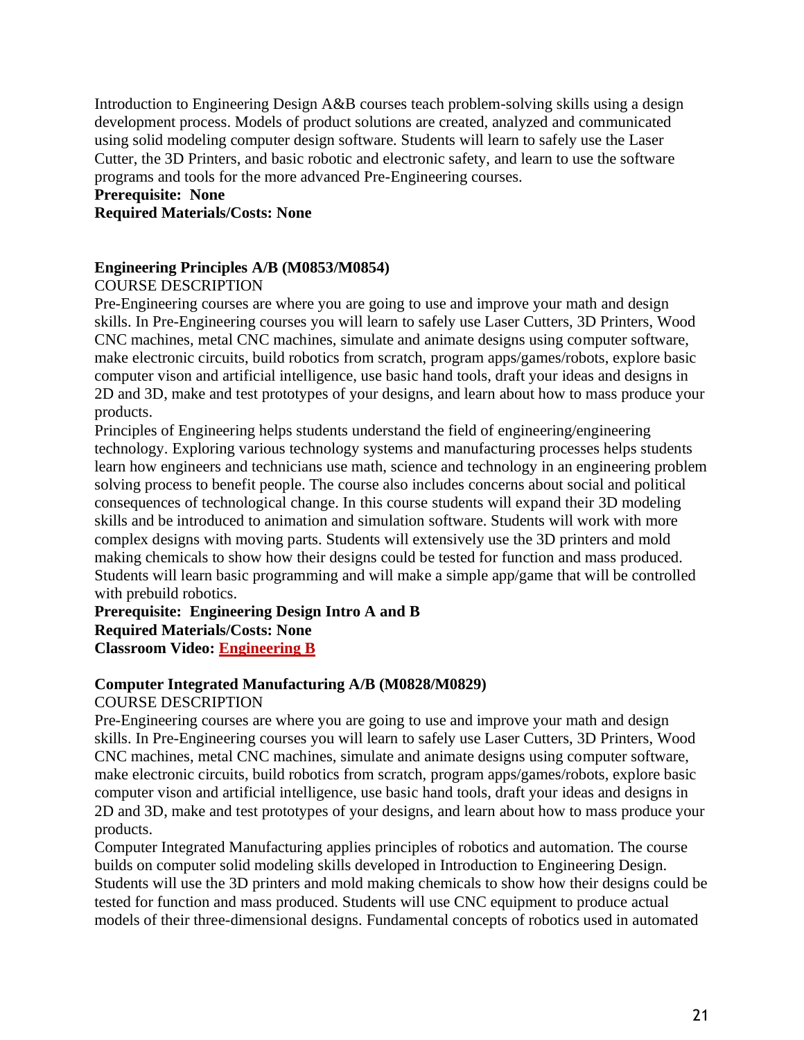Introduction to Engineering Design A&B courses teach problem-solving skills using a design development process. Models of product solutions are created, analyzed and communicated using solid modeling computer design software. Students will learn to safely use the Laser Cutter, the 3D Printers, and basic robotic and electronic safety, and learn to use the software programs and tools for the more advanced Pre-Engineering courses.

**Prerequisite: None**

**Required Materials/Costs: None**

### Engineering Principles A/B (M0853/M0854)

COURSE DESCRIPTION

Pre-Engineering courses are where you are going to use and improve your math and design skills. In Pre-Engineering courses you will learn to safely use Laser Cutters, 3D Printers, Wood CNC machines, metal CNC machines, simulate and animate designs using computer software, make electronic circuits, build robotics from scratch, program apps/games/robots, explore basic computer vison and artificial intelligence, use basic hand tools, draft your ideas and designs in 2D and 3D, make and test prototypes of your designs, and learn about how to mass produce your products.

Principles of Engineering helps students understand the field of engineering/engineering technology. Exploring various technology systems and manufacturing processes helps students learn how engineers and technicians use math, science and technology in an engineering problem solving process to benefit people. The course also includes concerns about social and political consequences of technological change. In this course students will expand their 3D modeling skills and be introduced to animation and simulation software. Students will work with more complex designs with moving parts. Students will extensively use the 3D printers and mold making chemicals to show how their designs could be tested for function and mass produced. Students will learn basic programming and will make a simple app/game that will be controlled with prebuild robotics.

**Prerequisite: Engineering Design Intro A and B**

**Required Materials/Costs: None**

**Classroom Video: Engineering B**

### Computer Integrated Manufacturing A/B (M0828/M0829)

COURSE DESCRIPTION

Pre-Engineering courses are where you are going to use and improve your math and design skills. In Pre-Engineering courses you will learn to safely use Laser Cutters, 3D Printers, Wood CNC machines, metal CNC machines, simulate and animate designs using computer software, make electronic circuits, build robotics from scratch, program apps/games/robots, explore basic computer vison and artificial intelligence, use basic hand tools, draft your ideas and designs in 2D and 3D, make and test prototypes of your designs, and learn about how to mass produce your products.

Computer Integrated Manufacturing applies principles of robotics and automation. The course builds on computer solid modeling skills developed in Introduction to Engineering Design. Students will use the 3D printers and mold making chemicals to show how their designs could be tested for function and mass produced. Students will use CNC equipment to produce actual models of their three-dimensional designs. Fundamental concepts of robotics used in automated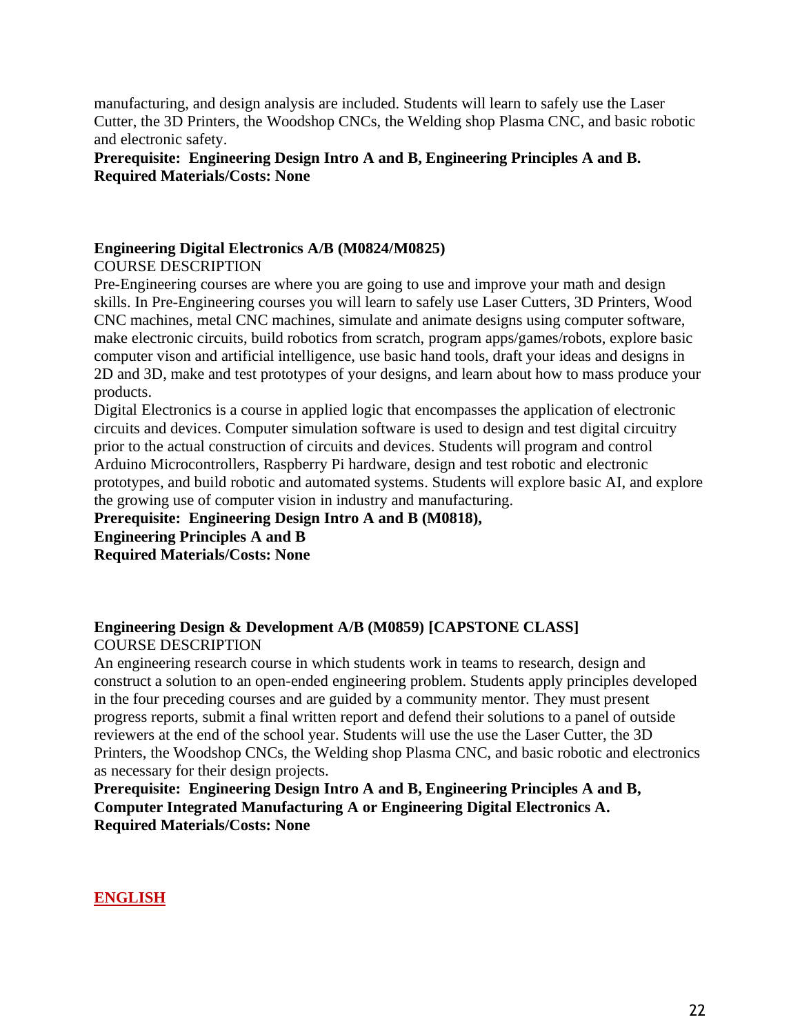manufacturing, and design analysis are included. Students will learn to safely use the Laser Cutter, the 3D Printers, the Woodshop CNCs, the Welding shop Plasma CNC, and basic robotic and electronic safety.

**Prerequisite: Engineering Design Intro A and B, Engineering Principles A and B.**
**Required Materials/Costs: None**

**Engineering Digital Electronics A/B (M0824/M0825)**

COURSE DESCRIPTION

Pre-Engineering courses are where you are going to use and improve your math and design skills. In Pre-Engineering courses you will learn to safely use Laser Cutters, 3D Printers, Wood CNC machines, metal CNC machines, simulate and animate designs using computer software, make electronic circuits, build robotics from scratch, program apps/games/robots, explore basic computer vison and artificial intelligence, use basic hand tools, draft your ideas and designs in 2D and 3D, make and test prototypes of your designs, and learn about how to mass produce your products.

Digital Electronics is a course in applied logic that encompasses the application of electronic circuits and devices. Computer simulation software is used to design and test digital circuitry prior to the actual construction of circuits and devices. Students will program and control Arduino Microcontrollers, Raspberry Pi hardware, design and test robotic and electronic prototypes, and build robotic and automated systems. Students will explore basic AI, and explore the growing use of computer vision in industry and manufacturing.

**Prerequisite: Engineering Design Intro A and B (M0818),**
**Engineering Principles A and B**
**Required Materials/Costs: None**

**Engineering Design & Development A/B (M0859) [CAPSTONE CLASS]**

COURSE DESCRIPTION

An engineering research course in which students work in teams to research, design and construct a solution to an open-ended engineering problem. Students apply principles developed in the four preceding courses and are guided by a community mentor. They must present progress reports, submit a final written report and defend their solutions to a panel of outside reviewers at the end of the school year. Students will use the use the Laser Cutter, the 3D Printers, the Woodshop CNCs, the Welding shop Plasma CNC, and basic robotic and electronics as necessary for their design projects.

**Prerequisite: Engineering Design Intro A and B, Engineering Principles A and B, Computer Integrated Manufacturing A or Engineering Digital Electronics A.**
**Required Materials/Costs: None**

## ENGLISH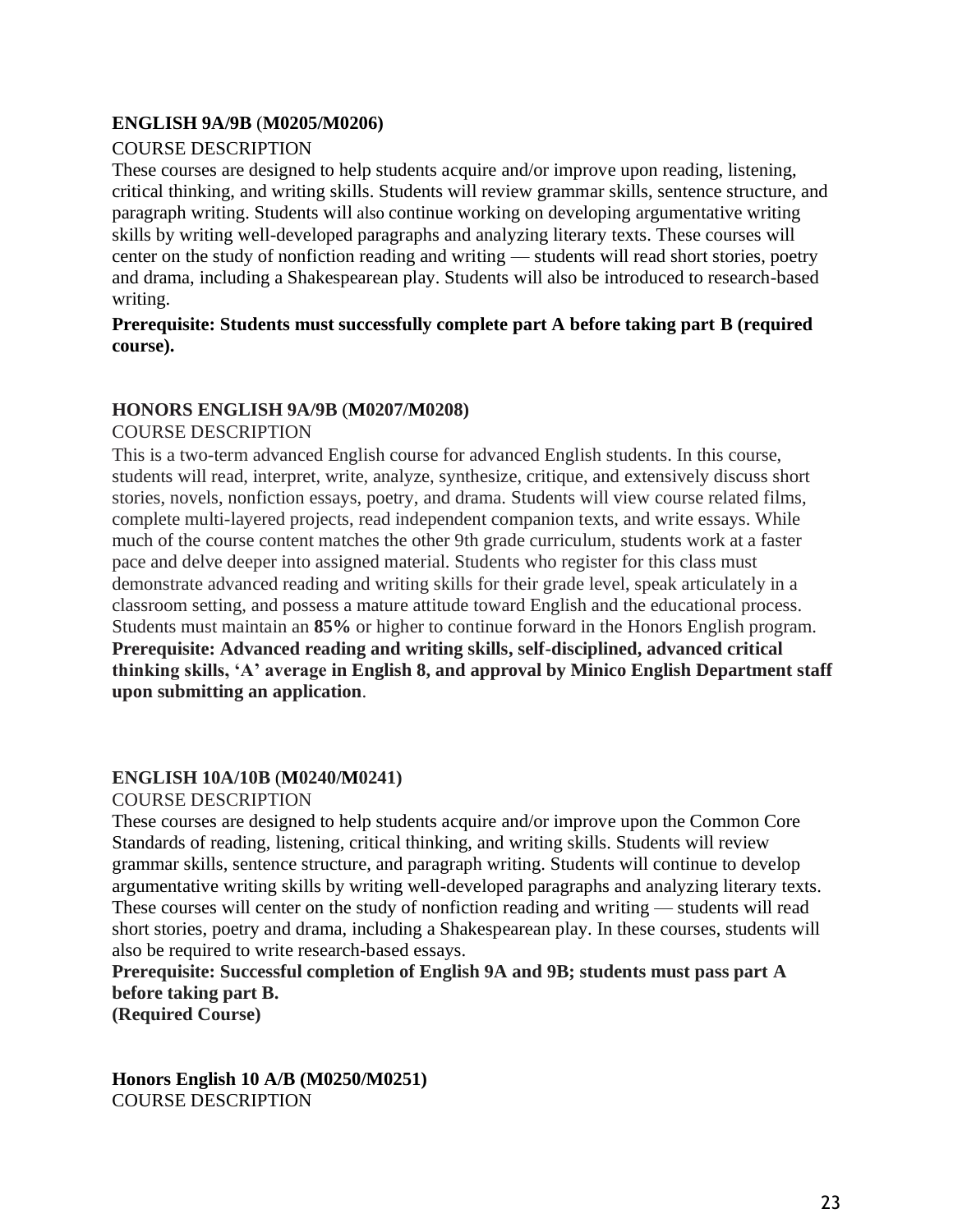**ENGLISH 9A/9B** (**M0205/M0206)**

COURSE DESCRIPTION

These courses are designed to help students acquire and/or improve upon reading, listening, critical thinking, and writing skills. Students will review grammar skills, sentence structure, and paragraph writing. Students will also continue working on developing argumentative writing skills by writing well-developed paragraphs and analyzing literary texts. These courses will center on the study of nonfiction reading and writing — students will read short stories, poetry and drama, including a Shakespearean play. Students will also be introduced to research-based writing.

**Prerequisite: Students must successfully complete part A before taking part B (required course).**

**HONORS ENGLISH 9A/9B** (**M0207/M0208)**

COURSE DESCRIPTION

This is a two-term advanced English course for advanced English students. In this course, students will read, interpret, write, analyze, synthesize, critique, and extensively discuss short stories, novels, nonfiction essays, poetry, and drama. Students will view course related films, complete multi-layered projects, read independent companion texts, and write essays. While much of the course content matches the other 9th grade curriculum, students work at a faster pace and delve deeper into assigned material. Students who register for this class must demonstrate advanced reading and writing skills for their grade level, speak articulately in a classroom setting, and possess a mature attitude toward English and the educational process. Students must maintain an **85%** or higher to continue forward in the Honors English program.
**Prerequisite: Advanced reading and writing skills, self-disciplined, advanced critical thinking skills, 'A' average in English 8, and approval by Minico English Department staff upon submitting an application**.

**ENGLISH 10A/10B** (**M0240/M0241)**

COURSE DESCRIPTION

These courses are designed to help students acquire and/or improve upon the Common Core Standards of reading, listening, critical thinking, and writing skills. Students will review grammar skills, sentence structure, and paragraph writing. Students will continue to develop argumentative writing skills by writing well-developed paragraphs and analyzing literary texts. These courses will center on the study of nonfiction reading and writing — students will read short stories, poetry and drama, including a Shakespearean play. In these courses, students will also be required to write research-based essays.

**Prerequisite: Successful completion of English 9A and 9B; students must pass part A before taking part B.**
**(Required Course)**

**Honors English 10 A/B (M0250/M0251)**

COURSE DESCRIPTION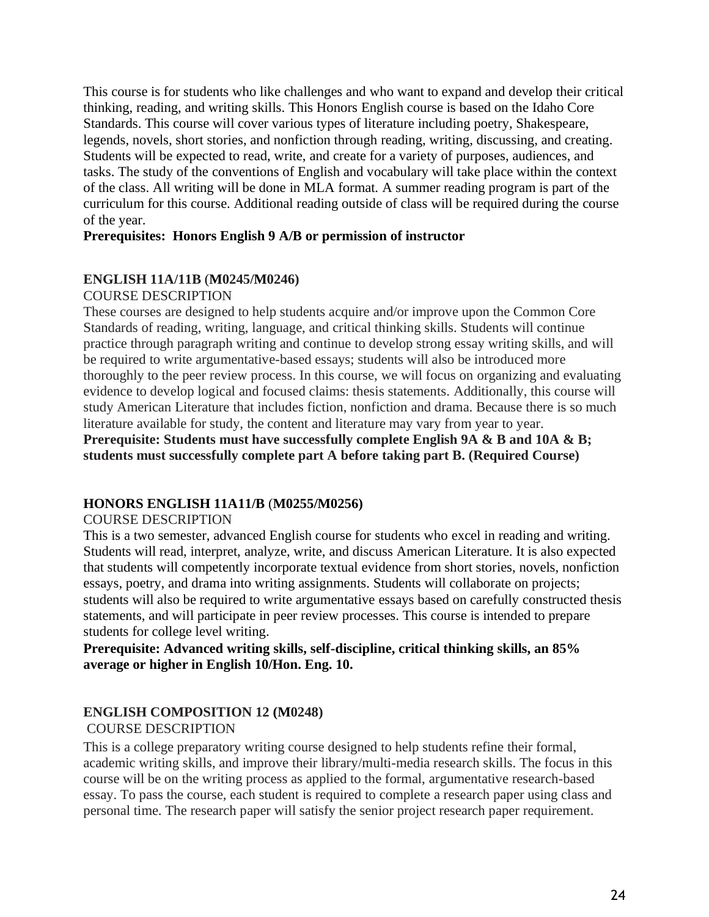This course is for students who like challenges and who want to expand and develop their critical thinking, reading, and writing skills. This Honors English course is based on the Idaho Core Standards. This course will cover various types of literature including poetry, Shakespeare, legends, novels, short stories, and nonfiction through reading, writing, discussing, and creating. Students will be expected to read, write, and create for a variety of purposes, audiences, and tasks. The study of the conventions of English and vocabulary will take place within the context of the class. All writing will be done in MLA format. A summer reading program is part of the curriculum for this course. Additional reading outside of class will be required during the course of the year.

**Prerequisites: Honors English 9 A/B or permission of instructor**

### ENGLISH 11A/11B (M0245/M0246)

COURSE DESCRIPTION

These courses are designed to help students acquire and/or improve upon the Common Core Standards of reading, writing, language, and critical thinking skills. Students will continue practice through paragraph writing and continue to develop strong essay writing skills, and will be required to write argumentative-based essays; students will also be introduced more thoroughly to the peer review process. In this course, we will focus on organizing and evaluating evidence to develop logical and focused claims: thesis statements. Additionally, this course will study American Literature that includes fiction, nonfiction and drama. Because there is so much literature available for study, the content and literature may vary from year to year.

**Prerequisite: Students must have successfully complete English 9A & B and 10A & B; students must successfully complete part A before taking part B. (Required Course)**

### HONORS ENGLISH 11A11/B (M0255/M0256)

COURSE DESCRIPTION

This is a two semester, advanced English course for students who excel in reading and writing. Students will read, interpret, analyze, write, and discuss American Literature. It is also expected that students will competently incorporate textual evidence from short stories, novels, nonfiction essays, poetry, and drama into writing assignments. Students will collaborate on projects; students will also be required to write argumentative essays based on carefully constructed thesis statements, and will participate in peer review processes. This course is intended to prepare students for college level writing.

**Prerequisite: Advanced writing skills, self-discipline, critical thinking skills, an 85% average or higher in English 10/Hon. Eng. 10.**

### ENGLISH COMPOSITION 12 (M0248)

COURSE DESCRIPTION

This is a college preparatory writing course designed to help students refine their formal, academic writing skills, and improve their library/multi-media research skills. The focus in this course will be on the writing process as applied to the formal, argumentative research-based essay. To pass the course, each student is required to complete a research paper using class and personal time. The research paper will satisfy the senior project research paper requirement.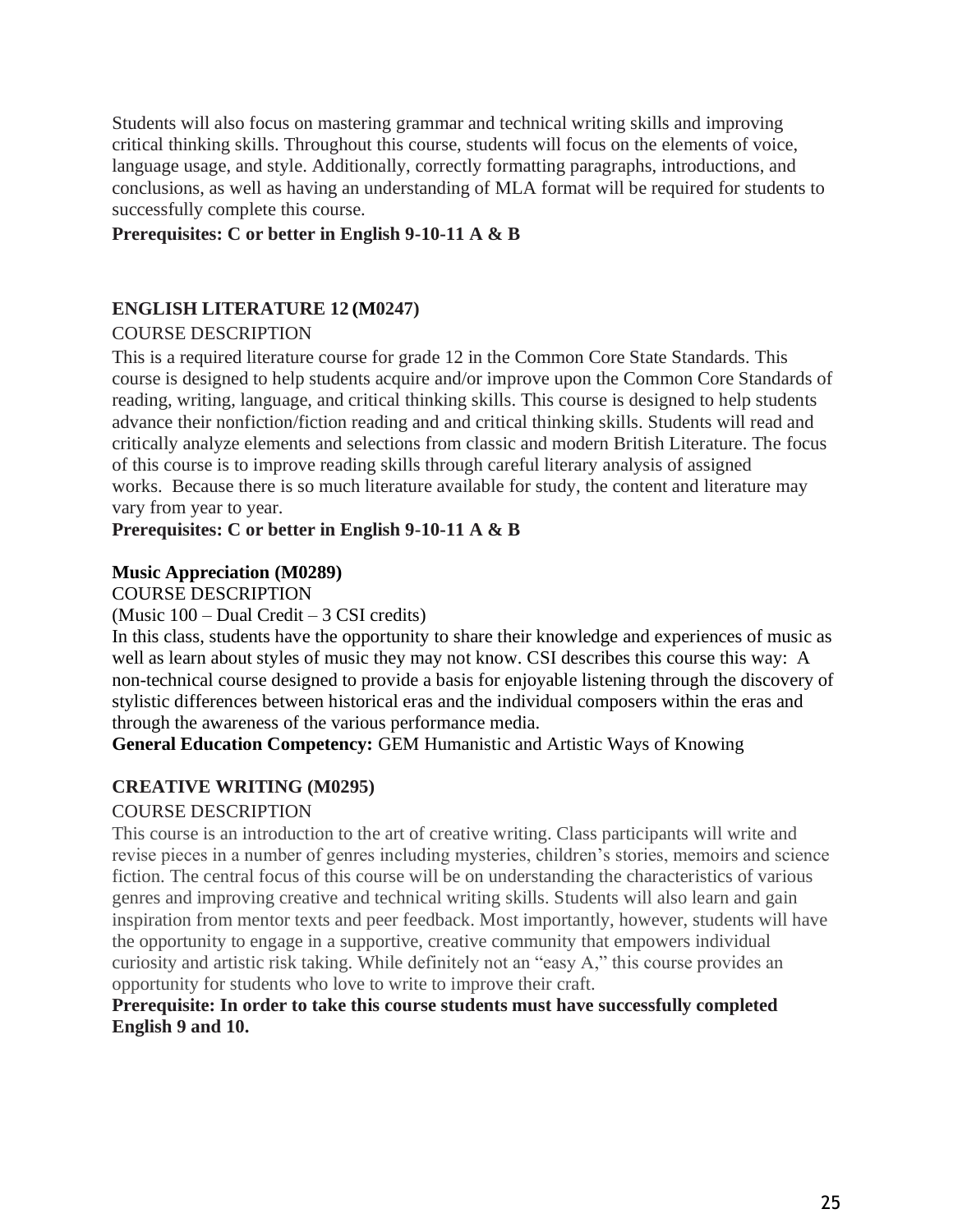Students will also focus on mastering grammar and technical writing skills and improving critical thinking skills. Throughout this course, students will focus on the elements of voice, language usage, and style. Additionally, correctly formatting paragraphs, introductions, and conclusions, as well as having an understanding of MLA format will be required for students to successfully complete this course.

**Prerequisites: C or better in English 9-10-11 A & B**

### ENGLISH LITERATURE 12 (M0247)

COURSE DESCRIPTION

This is a required literature course for grade 12 in the Common Core State Standards. This course is designed to help students acquire and/or improve upon the Common Core Standards of reading, writing, language, and critical thinking skills. This course is designed to help students advance their nonfiction/fiction reading and and critical thinking skills. Students will read and critically analyze elements and selections from classic and modern British Literature. The focus of this course is to improve reading skills through careful literary analysis of assigned works. Because there is so much literature available for study, the content and literature may vary from year to year.

**Prerequisites: C or better in English 9-10-11 A & B**

### Music Appreciation (M0289)

COURSE DESCRIPTION

(Music 100 – Dual Credit – 3 CSI credits)

In this class, students have the opportunity to share their knowledge and experiences of music as well as learn about styles of music they may not know. CSI describes this course this way: A non-technical course designed to provide a basis for enjoyable listening through the discovery of stylistic differences between historical eras and the individual composers within the eras and through the awareness of the various performance media.

**General Education Competency:** GEM Humanistic and Artistic Ways of Knowing

### CREATIVE WRITING (M0295)

COURSE DESCRIPTION

This course is an introduction to the art of creative writing. Class participants will write and revise pieces in a number of genres including mysteries, children's stories, memoirs and science fiction. The central focus of this course will be on understanding the characteristics of various genres and improving creative and technical writing skills. Students will also learn and gain inspiration from mentor texts and peer feedback. Most importantly, however, students will have the opportunity to engage in a supportive, creative community that empowers individual curiosity and artistic risk taking. While definitely not an "easy A," this course provides an opportunity for students who love to write to improve their craft.

**Prerequisite: In order to take this course students must have successfully completed English 9 and 10.**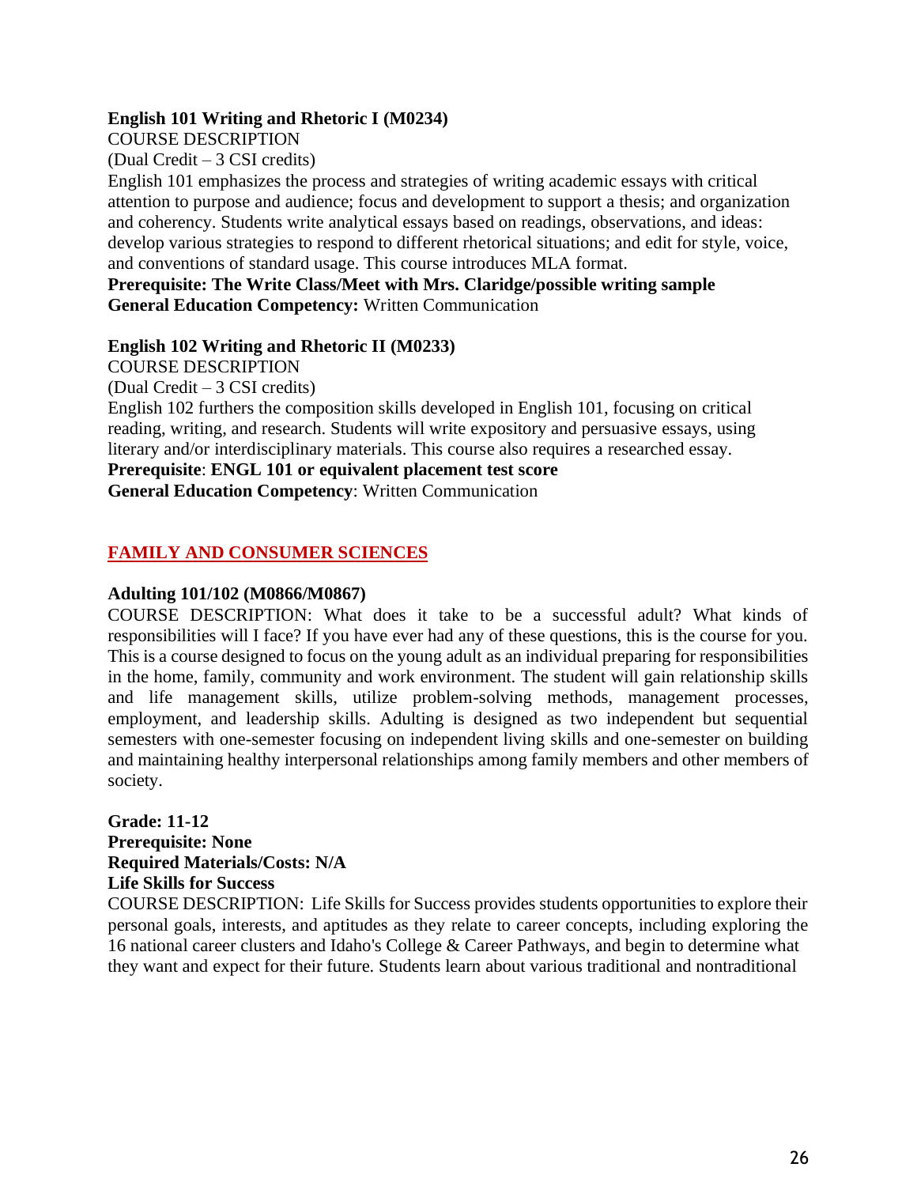**English 101 Writing and Rhetoric I (M0234)**

COURSE DESCRIPTION

(Dual Credit – 3 CSI credits)

English 101 emphasizes the process and strategies of writing academic essays with critical attention to purpose and audience; focus and development to support a thesis; and organization and coherency. Students write analytical essays based on readings, observations, and ideas: develop various strategies to respond to different rhetorical situations; and edit for style, voice, and conventions of standard usage. This course introduces MLA format.

**Prerequisite: The Write Class/Meet with Mrs. Claridge/possible writing sample**

**General Education Competency:** Written Communication

**English 102 Writing and Rhetoric II (M0233)**

COURSE DESCRIPTION

(Dual Credit – 3 CSI credits)

English 102 furthers the composition skills developed in English 101, focusing on critical reading, writing, and research. Students will write expository and persuasive essays, using literary and/or interdisciplinary materials. This course also requires a researched essay.

**Prerequisite**: **ENGL 101 or equivalent placement test score**

**General Education Competency**: Written Communication

## FAMILY AND CONSUMER SCIENCES

**Adulting 101/102 (M0866/M0867)**

COURSE DESCRIPTION: What does it take to be a successful adult? What kinds of responsibilities will I face? If you have ever had any of these questions, this is the course for you. This is a course designed to focus on the young adult as an individual preparing for responsibilities in the home, family, community and work environment. The student will gain relationship skills and life management skills, utilize problem-solving methods, management processes, employment, and leadership skills. Adulting is designed as two independent but sequential semesters with one-semester focusing on independent living skills and one-semester on building and maintaining healthy interpersonal relationships among family members and other members of society.

**Grade: 11-12**
**Prerequisite: None**
**Required Materials/Costs: N/A**

**Life Skills for Success**

COURSE DESCRIPTION: Life Skills for Success provides students opportunities to explore their personal goals, interests, and aptitudes as they relate to career concepts, including exploring the 16 national career clusters and Idaho's College & Career Pathways, and begin to determine what they want and expect for their future. Students learn about various traditional and nontraditional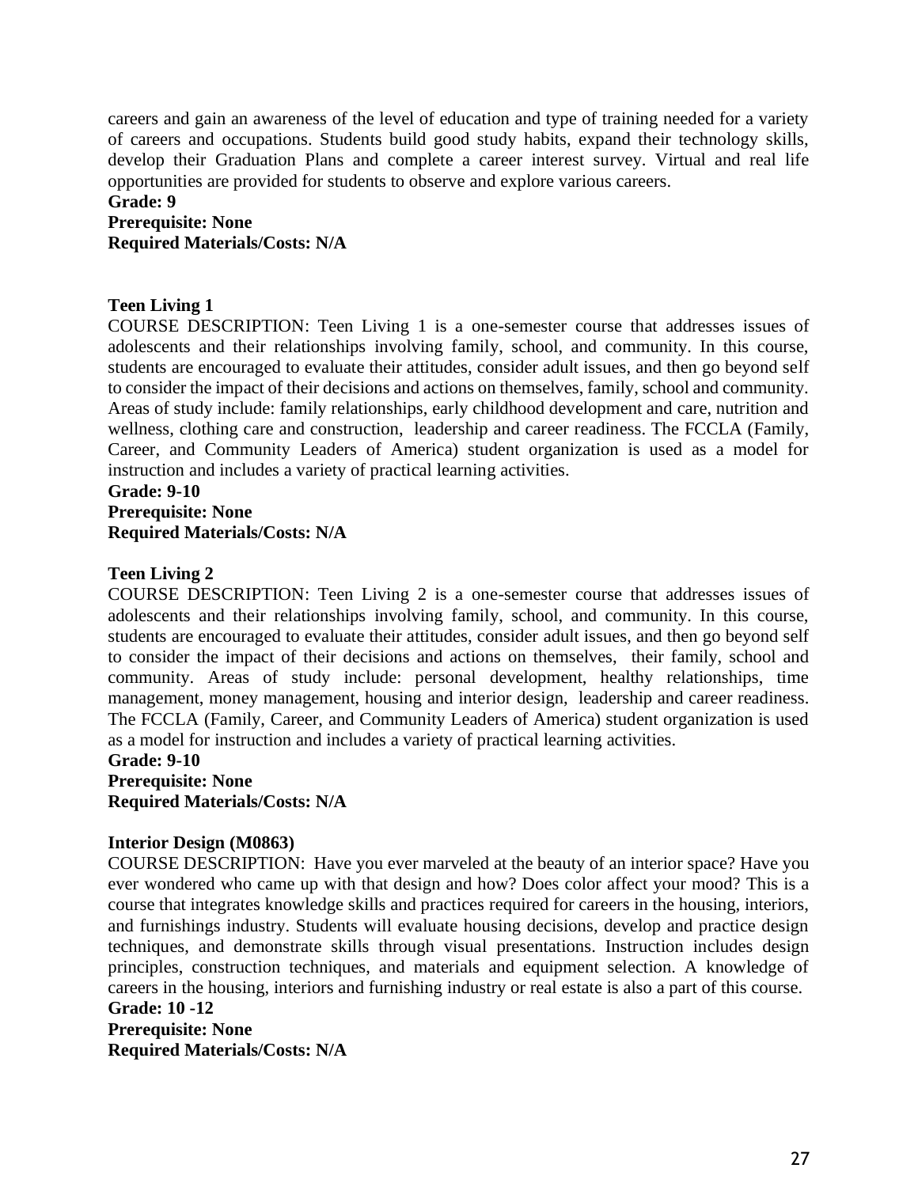careers and gain an awareness of the level of education and type of training needed for a variety of careers and occupations. Students build good study habits, expand their technology skills, develop their Graduation Plans and complete a career interest survey. Virtual and real life opportunities are provided for students to observe and explore various careers.

**Grade: 9**
**Prerequisite: None**
**Required Materials/Costs: N/A**

**Teen Living 1**

COURSE DESCRIPTION: Teen Living 1 is a one-semester course that addresses issues of adolescents and their relationships involving family, school, and community. In this course, students are encouraged to evaluate their attitudes, consider adult issues, and then go beyond self to consider the impact of their decisions and actions on themselves, family, school and community. Areas of study include: family relationships, early childhood development and care, nutrition and wellness, clothing care and construction, leadership and career readiness. The FCCLA (Family, Career, and Community Leaders of America) student organization is used as a model for instruction and includes a variety of practical learning activities.

**Grade: 9-10**
**Prerequisite: None**
**Required Materials/Costs: N/A**

**Teen Living 2**

COURSE DESCRIPTION: Teen Living 2 is a one-semester course that addresses issues of adolescents and their relationships involving family, school, and community. In this course, students are encouraged to evaluate their attitudes, consider adult issues, and then go beyond self to consider the impact of their decisions and actions on themselves, their family, school and community. Areas of study include: personal development, healthy relationships, time management, money management, housing and interior design, leadership and career readiness. The FCCLA (Family, Career, and Community Leaders of America) student organization is used as a model for instruction and includes a variety of practical learning activities.

**Grade: 9-10**
**Prerequisite: None**
**Required Materials/Costs: N/A**

**Interior Design (M0863)**

COURSE DESCRIPTION: Have you ever marveled at the beauty of an interior space? Have you ever wondered who came up with that design and how? Does color affect your mood? This is a course that integrates knowledge skills and practices required for careers in the housing, interiors, and furnishings industry. Students will evaluate housing decisions, develop and practice design techniques, and demonstrate skills through visual presentations. Instruction includes design principles, construction techniques, and materials and equipment selection. A knowledge of careers in the housing, interiors and furnishing industry or real estate is also a part of this course.

**Grade: 10 -12**
**Prerequisite: None**
**Required Materials/Costs: N/A**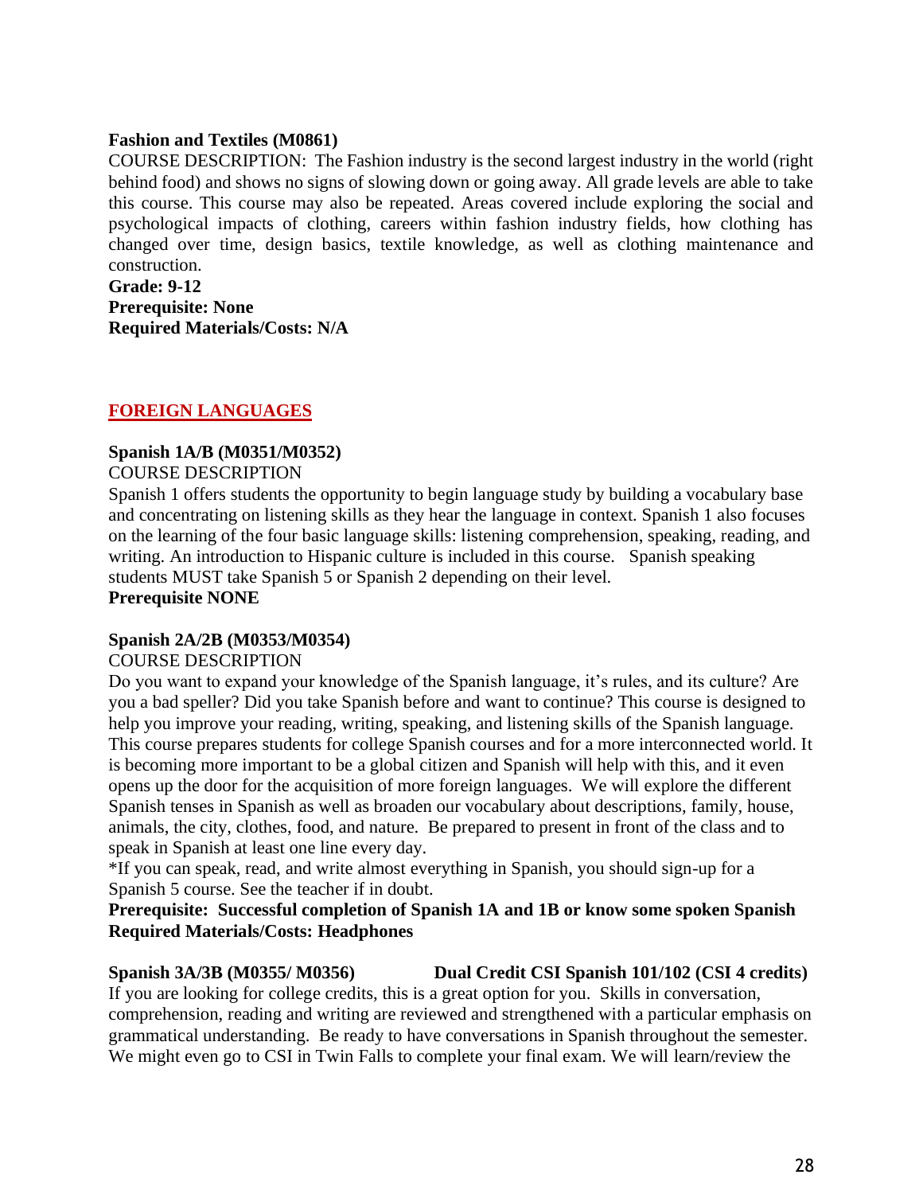**Fashion and Textiles (M0861)**

COURSE DESCRIPTION: The Fashion industry is the second largest industry in the world (right behind food) and shows no signs of slowing down or going away. All grade levels are able to take this course. This course may also be repeated. Areas covered include exploring the social and psychological impacts of clothing, careers within fashion industry fields, how clothing has changed over time, design basics, textile knowledge, as well as clothing maintenance and construction.

**Grade: 9-12**
**Prerequisite: None**
**Required Materials/Costs: N/A**

## FOREIGN LANGUAGES

**Spanish 1A/B (M0351/M0352)**

COURSE DESCRIPTION

Spanish 1 offers students the opportunity to begin language study by building a vocabulary base and concentrating on listening skills as they hear the language in context. Spanish 1 also focuses on the learning of the four basic language skills: listening comprehension, speaking, reading, and writing. An introduction to Hispanic culture is included in this course. Spanish speaking students MUST take Spanish 5 or Spanish 2 depending on their level.

**Prerequisite NONE**

**Spanish 2A/2B (M0353/M0354)**

COURSE DESCRIPTION

Do you want to expand your knowledge of the Spanish language, it's rules, and its culture? Are you a bad speller? Did you take Spanish before and want to continue? This course is designed to help you improve your reading, writing, speaking, and listening skills of the Spanish language. This course prepares students for college Spanish courses and for a more interconnected world. It is becoming more important to be a global citizen and Spanish will help with this, and it even opens up the door for the acquisition of more foreign languages. We will explore the different Spanish tenses in Spanish as well as broaden our vocabulary about descriptions, family, house, animals, the city, clothes, food, and nature. Be prepared to present in front of the class and to speak in Spanish at least one line every day.

*If you can speak, read, and write almost everything in Spanish, you should sign-up for a Spanish 5 course. See the teacher if in doubt.

**Prerequisite: Successful completion of Spanish 1A and 1B or know some spoken Spanish**
**Required Materials/Costs: Headphones**

**Spanish 3A/3B (M0355/ M0356) Dual Credit CSI Spanish 101/102 (CSI 4 credits)**

If you are looking for college credits, this is a great option for you. Skills in conversation, comprehension, reading and writing are reviewed and strengthened with a particular emphasis on grammatical understanding. Be ready to have conversations in Spanish throughout the semester. We might even go to CSI in Twin Falls to complete your final exam. We will learn/review the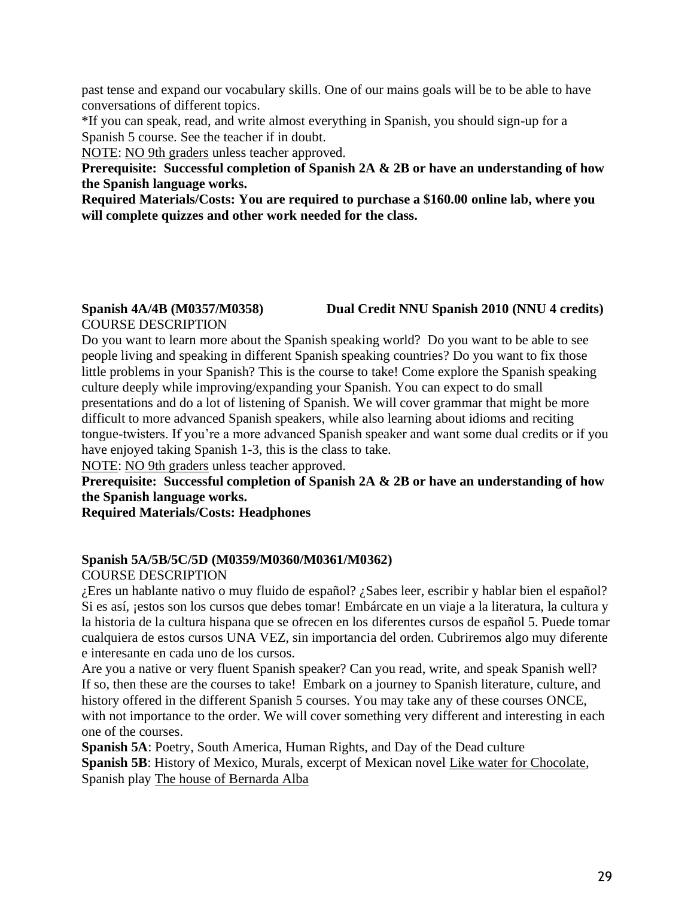past tense and expand our vocabulary skills. One of our mains goals will be to be able to have conversations of different topics.

*If you can speak, read, and write almost everything in Spanish, you should sign-up for a Spanish 5 course. See the teacher if in doubt.

NOTE: NO 9th graders unless teacher approved.

**Prerequisite: Successful completion of Spanish 2A & 2B or have an understanding of how the Spanish language works.**

**Required Materials/Costs: You are required to purchase a $160.00 online lab, where you will complete quizzes and other work needed for the class.**

**Spanish 4A/4B (M0357/M0358) Dual Credit NNU Spanish 2010 (NNU 4 credits)**

COURSE DESCRIPTION

Do you want to learn more about the Spanish speaking world? Do you want to be able to see people living and speaking in different Spanish speaking countries? Do you want to fix those little problems in your Spanish? This is the course to take! Come explore the Spanish speaking culture deeply while improving/expanding your Spanish. You can expect to do small presentations and do a lot of listening of Spanish. We will cover grammar that might be more difficult to more advanced Spanish speakers, while also learning about idioms and reciting tongue-twisters. If you're a more advanced Spanish speaker and want some dual credits or if you have enjoyed taking Spanish 1-3, this is the class to take.

NOTE: NO 9th graders unless teacher approved.

**Prerequisite: Successful completion of Spanish 2A & 2B or have an understanding of how the Spanish language works.**

**Required Materials/Costs: Headphones**

**Spanish 5A/5B/5C/5D (M0359/M0360/M0361/M0362)**

COURSE DESCRIPTION

¿Eres un hablante nativo o muy fluido de español? ¿Sabes leer, escribir y hablar bien el español? Si es así, ¡estos son los cursos que debes tomar! Embárcate en un viaje a la literatura, la cultura y la historia de la cultura hispana que se ofrecen en los diferentes cursos de español 5. Puede tomar cualquiera de estos cursos UNA VEZ, sin importancia del orden. Cubriremos algo muy diferente e interesante en cada uno de los cursos.

Are you a native or very fluent Spanish speaker? Can you read, write, and speak Spanish well? If so, then these are the courses to take! Embark on a journey to Spanish literature, culture, and history offered in the different Spanish 5 courses. You may take any of these courses ONCE, with not importance to the order. We will cover something very different and interesting in each one of the courses.

**Spanish 5A**: Poetry, South America, Human Rights, and Day of the Dead culture

**Spanish 5B**: History of Mexico, Murals, excerpt of Mexican novel Like water for Chocolate, Spanish play The house of Bernarda Alba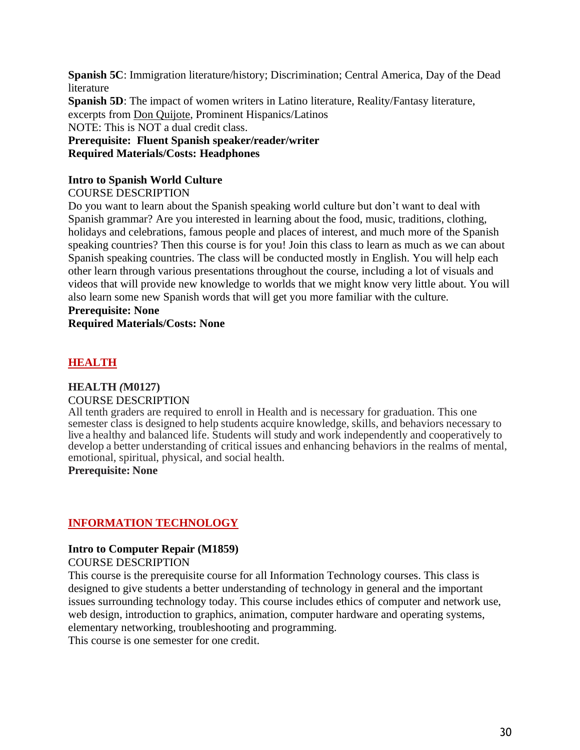**Spanish 5C**: Immigration literature/history; Discrimination; Central America, Day of the Dead literature

**Spanish 5D**: The impact of women writers in Latino literature, Reality/Fantasy literature, excerpts from Don Quijote, Prominent Hispanics/Latinos

NOTE: This is NOT a dual credit class.

**Prerequisite: Fluent Spanish speaker/reader/writer**

**Required Materials/Costs: Headphones**

### Intro to Spanish World Culture

COURSE DESCRIPTION

Do you want to learn about the Spanish speaking world culture but don't want to deal with Spanish grammar? Are you interested in learning about the food, music, traditions, clothing, holidays and celebrations, famous people and places of interest, and much more of the Spanish speaking countries? Then this course is for you! Join this class to learn as much as we can about Spanish speaking countries. The class will be conducted mostly in English. You will help each other learn through various presentations throughout the course, including a lot of visuals and videos that will provide new knowledge to worlds that we might know very little about. You will also learn some new Spanish words that will get you more familiar with the culture.

**Prerequisite: None**

**Required Materials/Costs: None**

## HEALTH

### HEALTH (M0127)

COURSE DESCRIPTION

All tenth graders are required to enroll in Health and is necessary for graduation. This one semester class is designed to help students acquire knowledge, skills, and behaviors necessary to live a healthy and balanced life. Students will study and work independently and cooperatively to develop a better understanding of critical issues and enhancing behaviors in the realms of mental, emotional, spiritual, physical, and social health.

**Prerequisite: None**

## INFORMATION TECHNOLOGY

### Intro to Computer Repair (M1859)

COURSE DESCRIPTION

This course is the prerequisite course for all Information Technology courses. This class is designed to give students a better understanding of technology in general and the important issues surrounding technology today. This course includes ethics of computer and network use, web design, introduction to graphics, animation, computer hardware and operating systems, elementary networking, troubleshooting and programming.

This course is one semester for one credit.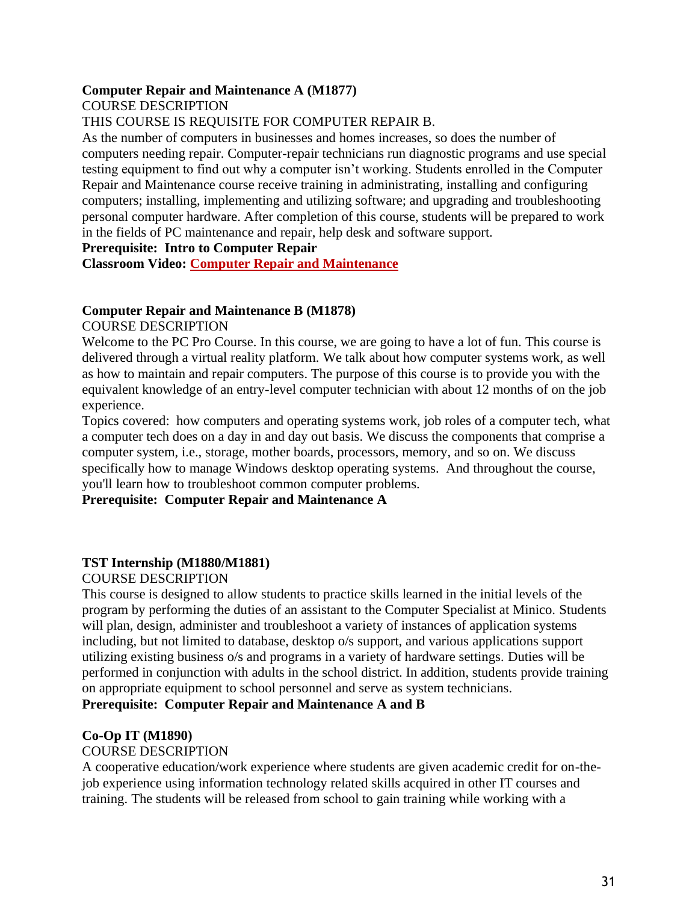**Computer Repair and Maintenance A (M1877)**

COURSE DESCRIPTION

THIS COURSE IS REQUISITE FOR COMPUTER REPAIR B.

As the number of computers in businesses and homes increases, so does the number of computers needing repair. Computer-repair technicians run diagnostic programs and use special testing equipment to find out why a computer isn't working. Students enrolled in the Computer Repair and Maintenance course receive training in administrating, installing and configuring computers; installing, implementing and utilizing software; and upgrading and troubleshooting personal computer hardware. After completion of this course, students will be prepared to work in the fields of PC maintenance and repair, help desk and software support.

**Prerequisite: Intro to Computer Repair**

**Classroom Video: Computer Repair and Maintenance**

**Computer Repair and Maintenance B (M1878)**

COURSE DESCRIPTION

Welcome to the PC Pro Course. In this course, we are going to have a lot of fun. This course is delivered through a virtual reality platform. We talk about how computer systems work, as well as how to maintain and repair computers. The purpose of this course is to provide you with the equivalent knowledge of an entry-level computer technician with about 12 months of on the job experience.

Topics covered: how computers and operating systems work, job roles of a computer tech, what a computer tech does on a day in and day out basis. We discuss the components that comprise a computer system, i.e., storage, mother boards, processors, memory, and so on. We discuss specifically how to manage Windows desktop operating systems. And throughout the course, you'll learn how to troubleshoot common computer problems.

**Prerequisite: Computer Repair and Maintenance A**

**TST Internship (M1880/M1881)**

COURSE DESCRIPTION

This course is designed to allow students to practice skills learned in the initial levels of the program by performing the duties of an assistant to the Computer Specialist at Minico. Students will plan, design, administer and troubleshoot a variety of instances of application systems including, but not limited to database, desktop o/s support, and various applications support utilizing existing business o/s and programs in a variety of hardware settings. Duties will be performed in conjunction with adults in the school district. In addition, students provide training on appropriate equipment to school personnel and serve as system technicians.

**Prerequisite: Computer Repair and Maintenance A and B**

**Co-Op IT (M1890)**

COURSE DESCRIPTION

A cooperative education/work experience where students are given academic credit for on-the-job experience using information technology related skills acquired in other IT courses and training. The students will be released from school to gain training while working with a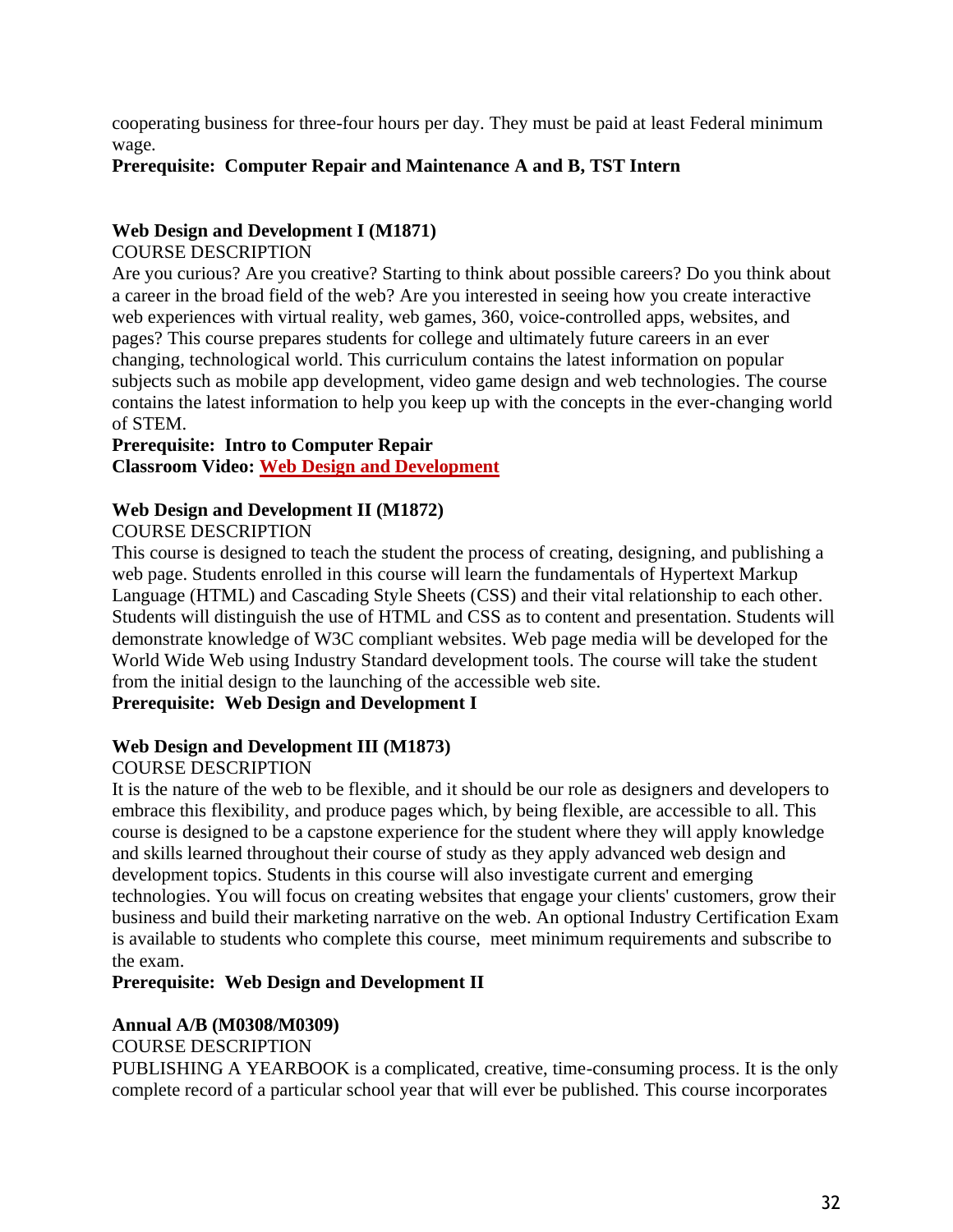cooperating business for three-four hours per day. They must be paid at least Federal minimum wage.

**Prerequisite: Computer Repair and Maintenance A and B, TST Intern**

### Web Design and Development I (M1871)

COURSE DESCRIPTION

Are you curious? Are you creative? Starting to think about possible careers? Do you think about a career in the broad field of the web? Are you interested in seeing how you create interactive web experiences with virtual reality, web games, 360, voice-controlled apps, websites, and pages? This course prepares students for college and ultimately future careers in an ever changing, technological world. This curriculum contains the latest information on popular subjects such as mobile app development, video game design and web technologies. The course contains the latest information to help you keep up with the concepts in the ever-changing world of STEM.

**Prerequisite: Intro to Computer Repair**

**Classroom Video: Web Design and Development**

### Web Design and Development II (M1872)

COURSE DESCRIPTION

This course is designed to teach the student the process of creating, designing, and publishing a web page. Students enrolled in this course will learn the fundamentals of Hypertext Markup Language (HTML) and Cascading Style Sheets (CSS) and their vital relationship to each other. Students will distinguish the use of HTML and CSS as to content and presentation. Students will demonstrate knowledge of W3C compliant websites. Web page media will be developed for the World Wide Web using Industry Standard development tools. The course will take the student from the initial design to the launching of the accessible web site.

**Prerequisite: Web Design and Development I**

### Web Design and Development III (M1873)

COURSE DESCRIPTION

It is the nature of the web to be flexible, and it should be our role as designers and developers to embrace this flexibility, and produce pages which, by being flexible, are accessible to all. This course is designed to be a capstone experience for the student where they will apply knowledge and skills learned throughout their course of study as they apply advanced web design and development topics. Students in this course will also investigate current and emerging technologies. You will focus on creating websites that engage your clients' customers, grow their business and build their marketing narrative on the web. An optional Industry Certification Exam is available to students who complete this course, meet minimum requirements and subscribe to the exam.

**Prerequisite: Web Design and Development II**

### Annual A/B (M0308/M0309)

COURSE DESCRIPTION

PUBLISHING A YEARBOOK is a complicated, creative, time-consuming process. It is the only complete record of a particular school year that will ever be published. This course incorporates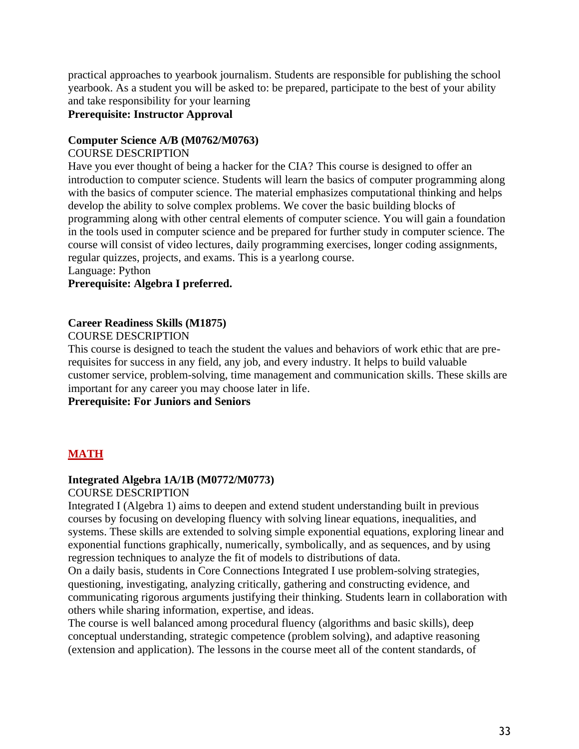practical approaches to yearbook journalism. Students are responsible for publishing the school yearbook. As a student you will be asked to: be prepared, participate to the best of your ability and take responsibility for your learning

**Prerequisite: Instructor Approval**

**Computer Science A/B (M0762/M0763)**

COURSE DESCRIPTION

Have you ever thought of being a hacker for the CIA? This course is designed to offer an introduction to computer science. Students will learn the basics of computer programming along with the basics of computer science. The material emphasizes computational thinking and helps develop the ability to solve complex problems. We cover the basic building blocks of programming along with other central elements of computer science. You will gain a foundation in the tools used in computer science and be prepared for further study in computer science. The course will consist of video lectures, daily programming exercises, longer coding assignments, regular quizzes, projects, and exams. This is a yearlong course.

Language: Python

**Prerequisite: Algebra I preferred.**

**Career Readiness Skills (M1875)**

COURSE DESCRIPTION

This course is designed to teach the student the values and behaviors of work ethic that are pre-requisites for success in any field, any job, and every industry. It helps to build valuable customer service, problem-solving, time management and communication skills. These skills are important for any career you may choose later in life.

**Prerequisite: For Juniors and Seniors**

## MATH

**Integrated Algebra 1A/1B (M0772/M0773)**

COURSE DESCRIPTION

Integrated I (Algebra 1) aims to deepen and extend student understanding built in previous courses by focusing on developing fluency with solving linear equations, inequalities, and systems. These skills are extended to solving simple exponential equations, exploring linear and exponential functions graphically, numerically, symbolically, and as sequences, and by using regression techniques to analyze the fit of models to distributions of data.

On a daily basis, students in Core Connections Integrated I use problem-solving strategies, questioning, investigating, analyzing critically, gathering and constructing evidence, and communicating rigorous arguments justifying their thinking. Students learn in collaboration with others while sharing information, expertise, and ideas.

The course is well balanced among procedural fluency (algorithms and basic skills), deep conceptual understanding, strategic competence (problem solving), and adaptive reasoning (extension and application). The lessons in the course meet all of the content standards, of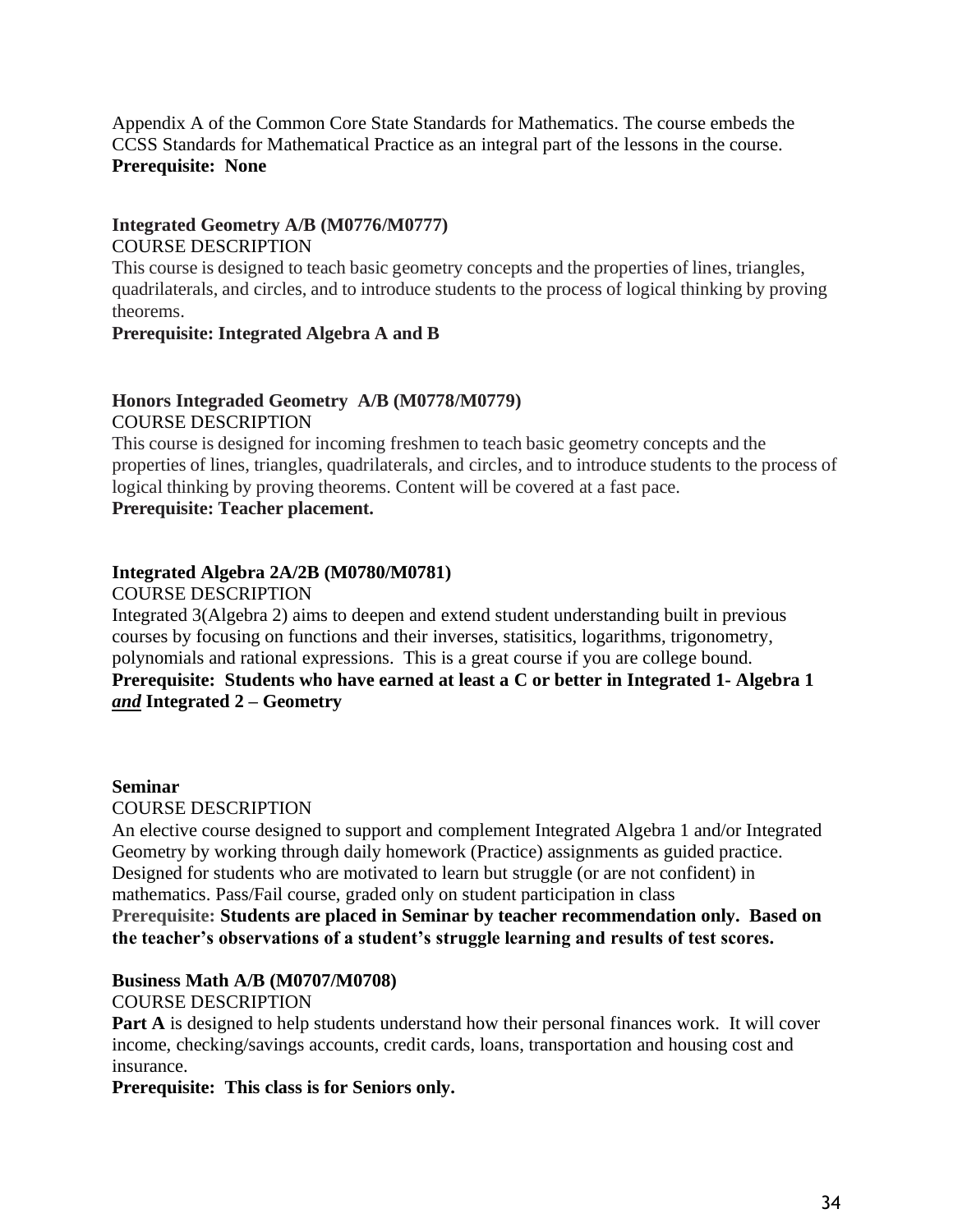Appendix A of the Common Core State Standards for Mathematics. The course embeds the CCSS Standards for Mathematical Practice as an integral part of the lessons in the course.
**Prerequisite: None**

**Integrated Geometry A/B (M0776/M0777)**
COURSE DESCRIPTION
This course is designed to teach basic geometry concepts and the properties of lines, triangles, quadrilaterals, and circles, and to introduce students to the process of logical thinking by proving theorems.
**Prerequisite: Integrated Algebra A and B**

**Honors Integraded Geometry A/B (M0778/M0779)**
COURSE DESCRIPTION
This course is designed for incoming freshmen to teach basic geometry concepts and the properties of lines, triangles, quadrilaterals, and circles, and to introduce students to the process of logical thinking by proving theorems. Content will be covered at a fast pace.
**Prerequisite: Teacher placement.**

**Integrated Algebra 2A/2B (M0780/M0781)**
COURSE DESCRIPTION
Integrated 3(Algebra 2) aims to deepen and extend student understanding built in previous courses by focusing on functions and their inverses, statisitics, logarithms, trigonometry, polynomials and rational expressions. This is a great course if you are college bound.
**Prerequisite: Students who have earned at least a C or better in Integrated 1- Algebra 1 *and* Integrated 2 – Geometry**

**Seminar**
COURSE DESCRIPTION
An elective course designed to support and complement Integrated Algebra 1 and/or Integrated Geometry by working through daily homework (Practice) assignments as guided practice. Designed for students who are motivated to learn but struggle (or are not confident) in mathematics. Pass/Fail course, graded only on student participation in class
**Prerequisite: Students are placed in Seminar by teacher recommendation only. Based on the teacher's observations of a student's struggle learning and results of test scores.**

**Business Math A/B (M0707/M0708)**
COURSE DESCRIPTION
**Part A** is designed to help students understand how their personal finances work. It will cover income, checking/savings accounts, credit cards, loans, transportation and housing cost and insurance.
**Prerequisite: This class is for Seniors only.**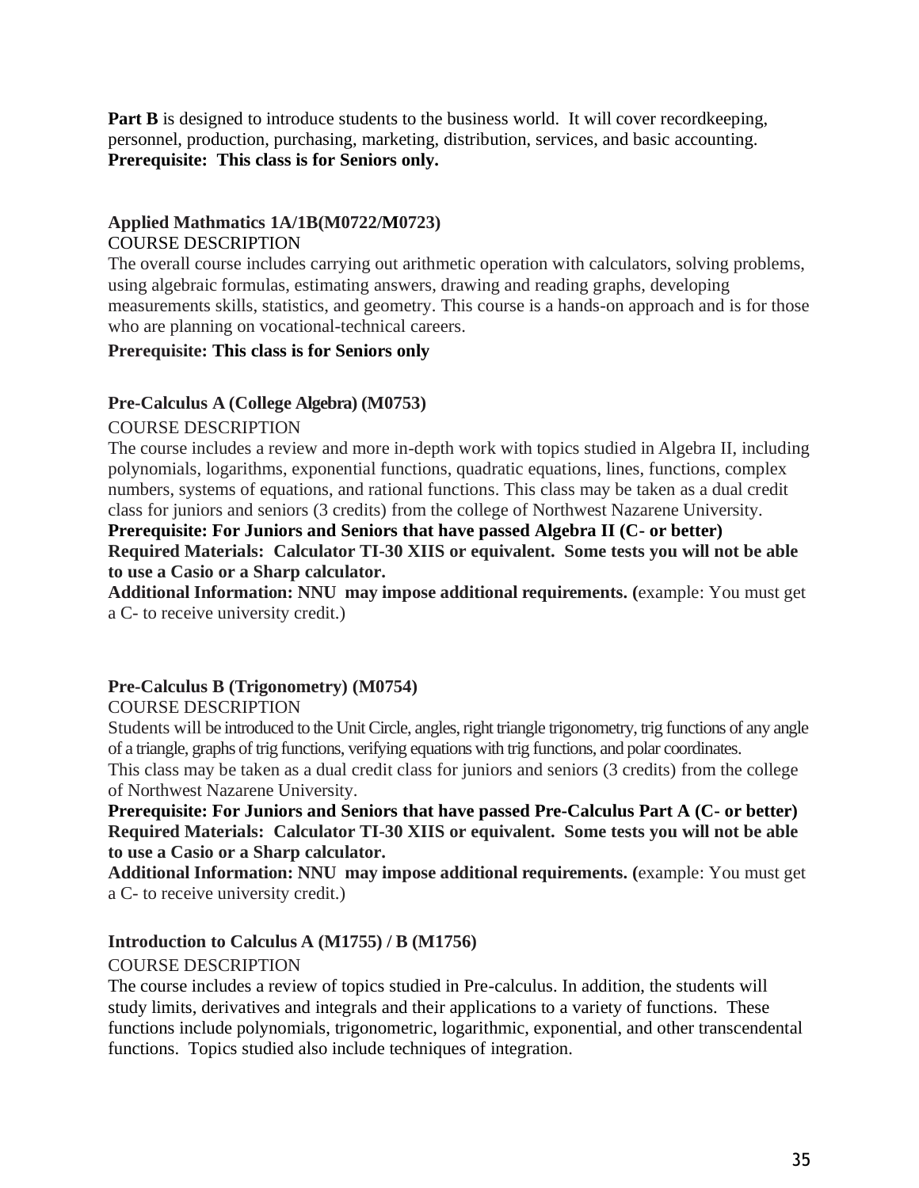**Part B** is designed to introduce students to the business world. It will cover recordkeeping, personnel, production, purchasing, marketing, distribution, services, and basic accounting.
**Prerequisite: This class is for Seniors only.**

### Applied Mathmatics 1A/1B(M0722/M0723)

COURSE DESCRIPTION

The overall course includes carrying out arithmetic operation with calculators, solving problems, using algebraic formulas, estimating answers, drawing and reading graphs, developing measurements skills, statistics, and geometry. This course is a hands-on approach and is for those who are planning on vocational-technical careers.

**Prerequisite: This class is for Seniors only**

### Pre-Calculus A (College Algebra) (M0753)

COURSE DESCRIPTION

The course includes a review and more in-depth work with topics studied in Algebra II, including polynomials, logarithms, exponential functions, quadratic equations, lines, functions, complex numbers, systems of equations, and rational functions. This class may be taken as a dual credit class for juniors and seniors (3 credits) from the college of Northwest Nazarene University.

**Prerequisite: For Juniors and Seniors that have passed Algebra II (C- or better)**
**Required Materials: Calculator TI-30 XIIS or equivalent. Some tests you will not be able to use a Casio or a Sharp calculator.**
**Additional Information: NNU may impose additional requirements. (**example: You must get a C- to receive university credit.)

### Pre-Calculus B (Trigonometry) (M0754)

COURSE DESCRIPTION

Students will be introduced to the Unit Circle, angles, right triangle trigonometry, trig functions of any angle of a triangle, graphs of trig functions, verifying equations with trig functions, and polar coordinates.
This class may be taken as a dual credit class for juniors and seniors (3 credits) from the college of Northwest Nazarene University.

**Prerequisite: For Juniors and Seniors that have passed Pre-Calculus Part A (C- or better)**
**Required Materials: Calculator TI-30 XIIS or equivalent. Some tests you will not be able to use a Casio or a Sharp calculator.**
**Additional Information: NNU may impose additional requirements. (**example: You must get a C- to receive university credit.)

### Introduction to Calculus A (M1755) / B (M1756)

COURSE DESCRIPTION

The course includes a review of topics studied in Pre-calculus. In addition, the students will study limits, derivatives and integrals and their applications to a variety of functions. These functions include polynomials, trigonometric, logarithmic, exponential, and other transcendental functions. Topics studied also include techniques of integration.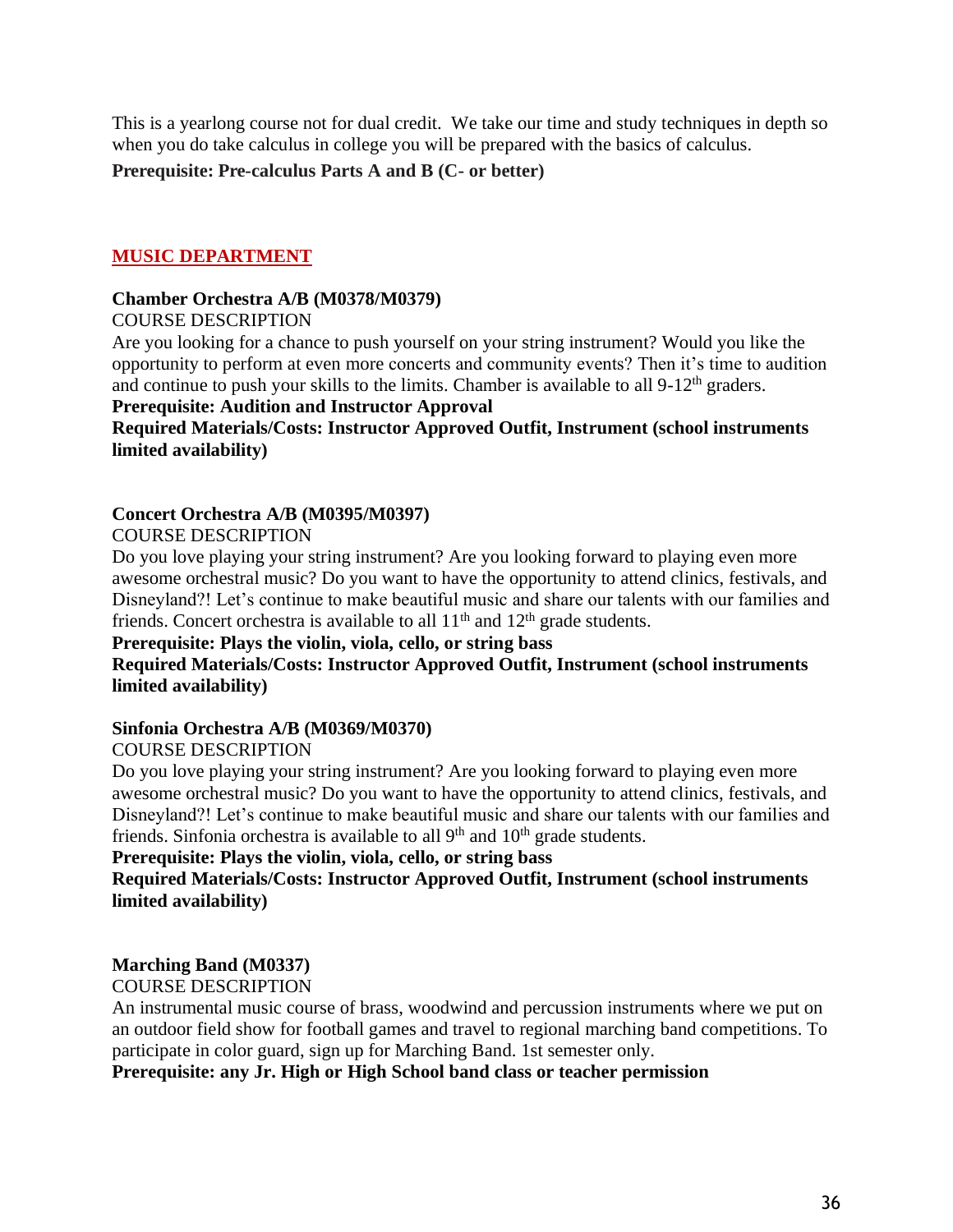This is a yearlong course not for dual credit. We take our time and study techniques in depth so when you do take calculus in college you will be prepared with the basics of calculus.

**Prerequisite: Pre-calculus Parts A and B (C- or better)**

## MUSIC DEPARTMENT

### Chamber Orchestra A/B (M0378/M0379)

COURSE DESCRIPTION

Are you looking for a chance to push yourself on your string instrument? Would you like the opportunity to perform at even more concerts and community events? Then it's time to audition and continue to push your skills to the limits. Chamber is available to all 9-12th graders.

**Prerequisite: Audition and Instructor Approval**

**Required Materials/Costs: Instructor Approved Outfit, Instrument (school instruments limited availability)**

### Concert Orchestra A/B (M0395/M0397)

COURSE DESCRIPTION

Do you love playing your string instrument? Are you looking forward to playing even more awesome orchestral music? Do you want to have the opportunity to attend clinics, festivals, and Disneyland?! Let's continue to make beautiful music and share our talents with our families and friends. Concert orchestra is available to all 11th and 12th grade students.

**Prerequisite: Plays the violin, viola, cello, or string bass**

**Required Materials/Costs: Instructor Approved Outfit, Instrument (school instruments limited availability)**

### Sinfonia Orchestra A/B (M0369/M0370)

COURSE DESCRIPTION

Do you love playing your string instrument? Are you looking forward to playing even more awesome orchestral music? Do you want to have the opportunity to attend clinics, festivals, and Disneyland?! Let's continue to make beautiful music and share our talents with our families and friends. Sinfonia orchestra is available to all 9th and 10th grade students.

**Prerequisite: Plays the violin, viola, cello, or string bass**

**Required Materials/Costs: Instructor Approved Outfit, Instrument (school instruments limited availability)**

### Marching Band (M0337)

COURSE DESCRIPTION

An instrumental music course of brass, woodwind and percussion instruments where we put on an outdoor field show for football games and travel to regional marching band competitions. To participate in color guard, sign up for Marching Band. 1st semester only.

**Prerequisite: any Jr. High or High School band class or teacher permission**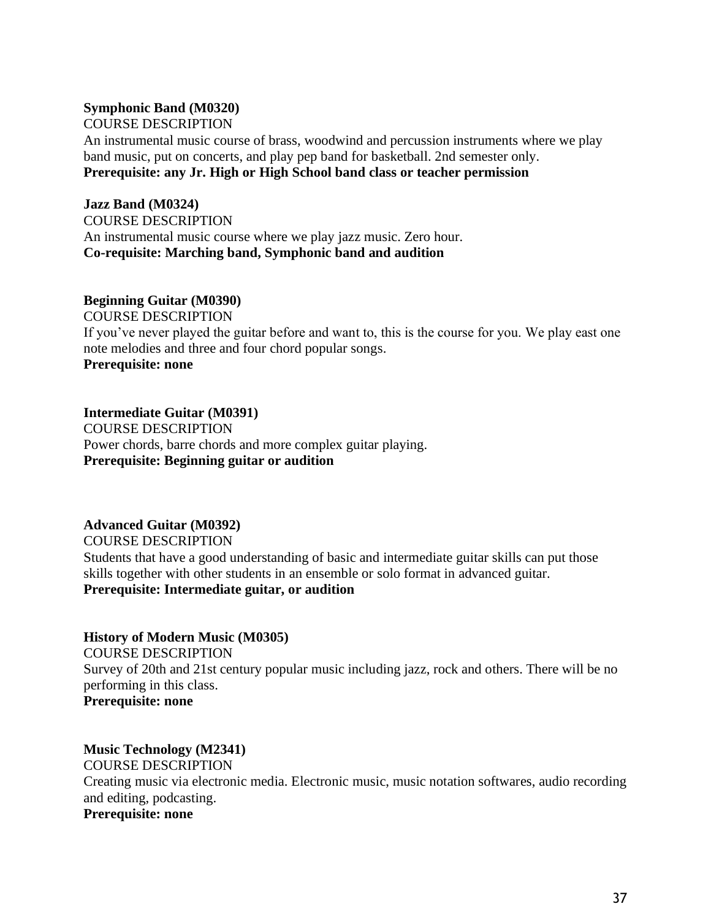**Symphonic Band (M0320)**

COURSE DESCRIPTION

An instrumental music course of brass, woodwind and percussion instruments where we play band music, put on concerts, and play pep band for basketball. 2nd semester only.

**Prerequisite: any Jr. High or High School band class or teacher permission**

**Jazz Band (M0324)**

COURSE DESCRIPTION

An instrumental music course where we play jazz music. Zero hour.

**Co-requisite: Marching band, Symphonic band and audition**

**Beginning Guitar (M0390)**

COURSE DESCRIPTION

If you've never played the guitar before and want to, this is the course for you. We play east one note melodies and three and four chord popular songs.

**Prerequisite: none**

**Intermediate Guitar (M0391)**

COURSE DESCRIPTION

Power chords, barre chords and more complex guitar playing.

**Prerequisite: Beginning guitar or audition**

**Advanced Guitar (M0392)**

COURSE DESCRIPTION

Students that have a good understanding of basic and intermediate guitar skills can put those skills together with other students in an ensemble or solo format in advanced guitar.

**Prerequisite: Intermediate guitar, or audition**

**History of Modern Music (M0305)**

COURSE DESCRIPTION

Survey of 20th and 21st century popular music including jazz, rock and others. There will be no performing in this class.

**Prerequisite: none**

**Music Technology (M2341)**

COURSE DESCRIPTION

Creating music via electronic media. Electronic music, music notation softwares, audio recording and editing, podcasting.

**Prerequisite: none**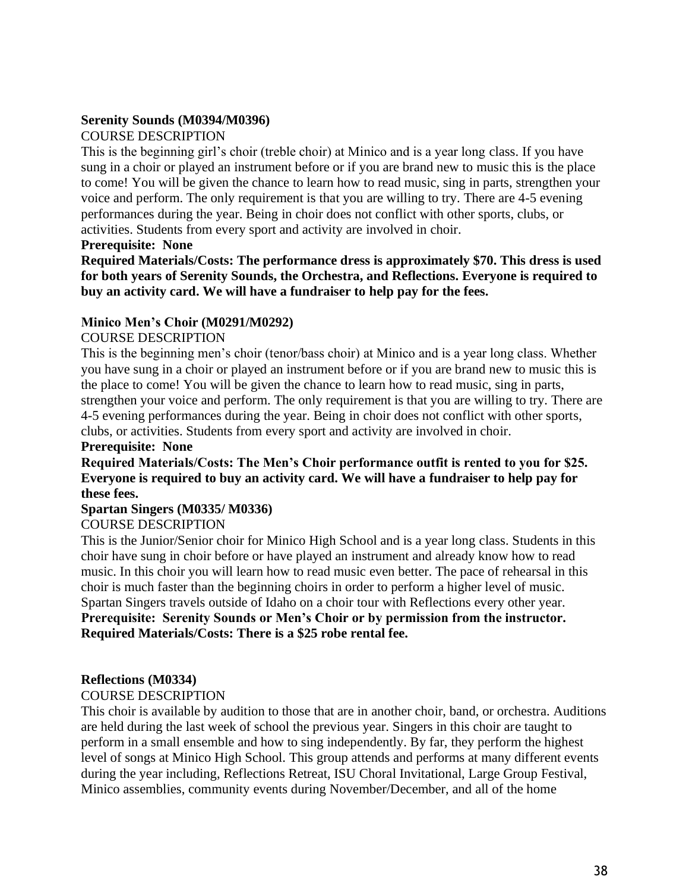**Serenity Sounds (M0394/M0396)**

COURSE DESCRIPTION

This is the beginning girl's choir (treble choir) at Minico and is a year long class. If you have sung in a choir or played an instrument before or if you are brand new to music this is the place to come! You will be given the chance to learn how to read music, sing in parts, strengthen your voice and perform. The only requirement is that you are willing to try. There are 4-5 evening performances during the year. Being in choir does not conflict with other sports, clubs, or activities. Students from every sport and activity are involved in choir.

**Prerequisite: None**

**Required Materials/Costs: The performance dress is approximately $70. This dress is used for both years of Serenity Sounds, the Orchestra, and Reflections. Everyone is required to buy an activity card. We will have a fundraiser to help pay for the fees.**

**Minico Men's Choir (M0291/M0292)**

COURSE DESCRIPTION

This is the beginning men's choir (tenor/bass choir) at Minico and is a year long class. Whether you have sung in a choir or played an instrument before or if you are brand new to music this is the place to come! You will be given the chance to learn how to read music, sing in parts, strengthen your voice and perform. The only requirement is that you are willing to try. There are 4-5 evening performances during the year. Being in choir does not conflict with other sports, clubs, or activities. Students from every sport and activity are involved in choir.

**Prerequisite: None**

**Required Materials/Costs: The Men's Choir performance outfit is rented to you for $25. Everyone is required to buy an activity card. We will have a fundraiser to help pay for these fees.**

**Spartan Singers (M0335/ M0336)**

COURSE DESCRIPTION

This is the Junior/Senior choir for Minico High School and is a year long class. Students in this choir have sung in choir before or have played an instrument and already know how to read music. In this choir you will learn how to read music even better. The pace of rehearsal in this choir is much faster than the beginning choirs in order to perform a higher level of music. Spartan Singers travels outside of Idaho on a choir tour with Reflections every other year.

**Prerequisite: Serenity Sounds or Men's Choir or by permission from the instructor.**

**Required Materials/Costs: There is a $25 robe rental fee.**

**Reflections (M0334)**

COURSE DESCRIPTION

This choir is available by audition to those that are in another choir, band, or orchestra. Auditions are held during the last week of school the previous year. Singers in this choir are taught to perform in a small ensemble and how to sing independently. By far, they perform the highest level of songs at Minico High School. This group attends and performs at many different events during the year including, Reflections Retreat, ISU Choral Invitational, Large Group Festival, Minico assemblies, community events during November/December, and all of the home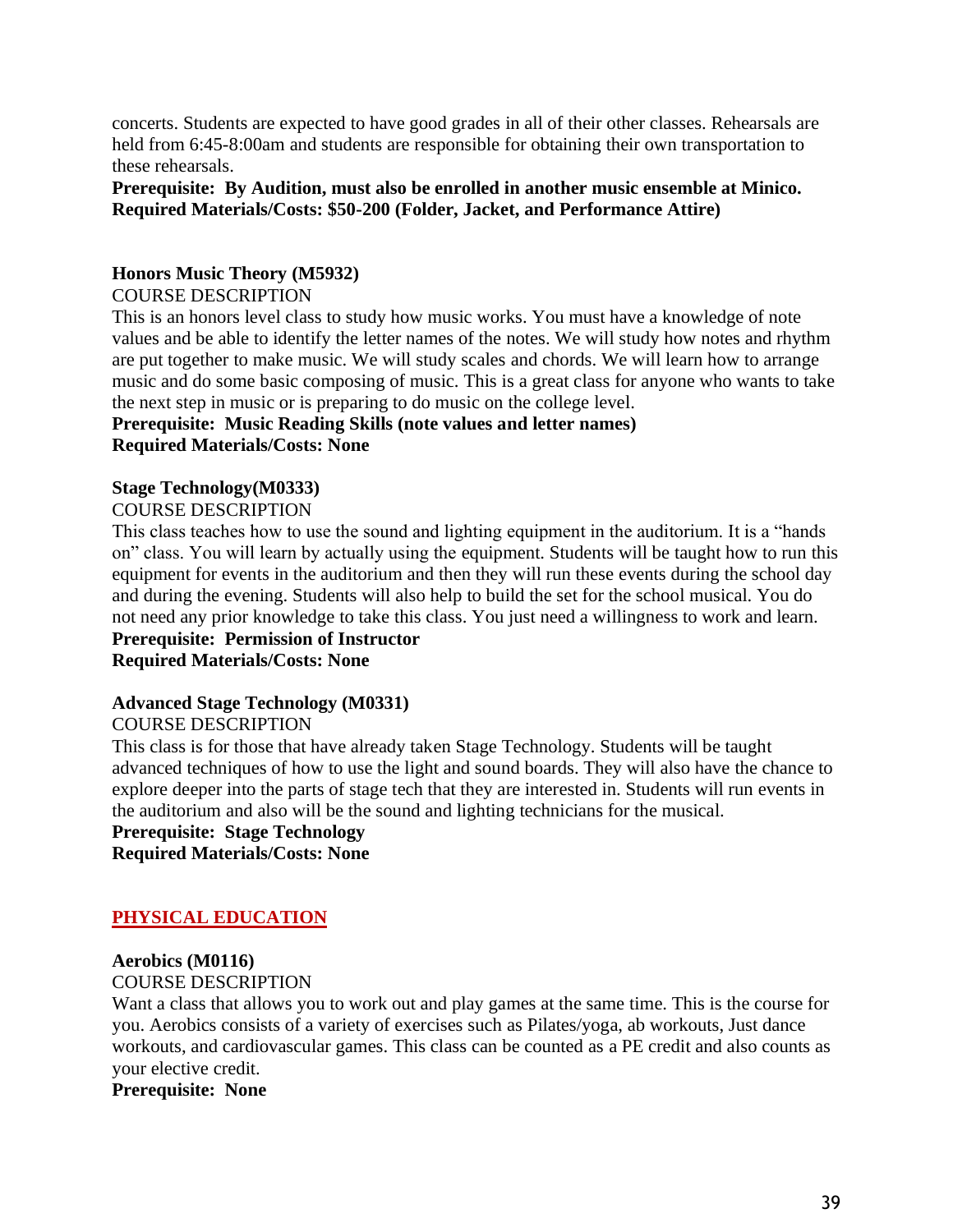concerts. Students are expected to have good grades in all of their other classes. Rehearsals are held from 6:45-8:00am and students are responsible for obtaining their own transportation to these rehearsals.

**Prerequisite: By Audition, must also be enrolled in another music ensemble at Minico.**
**Required Materials/Costs: $50-200 (Folder, Jacket, and Performance Attire)**

### Honors Music Theory (M5932)

COURSE DESCRIPTION

This is an honors level class to study how music works. You must have a knowledge of note values and be able to identify the letter names of the notes. We will study how notes and rhythm are put together to make music. We will study scales and chords. We will learn how to arrange music and do some basic composing of music. This is a great class for anyone who wants to take the next step in music or is preparing to do music on the college level.

**Prerequisite: Music Reading Skills (note values and letter names)**
**Required Materials/Costs: None**

### Stage Technology(M0333)

COURSE DESCRIPTION

This class teaches how to use the sound and lighting equipment in the auditorium. It is a "hands on" class. You will learn by actually using the equipment. Students will be taught how to run this equipment for events in the auditorium and then they will run these events during the school day and during the evening. Students will also help to build the set for the school musical. You do not need any prior knowledge to take this class. You just need a willingness to work and learn.

**Prerequisite: Permission of Instructor**
**Required Materials/Costs: None**

### Advanced Stage Technology (M0331)

COURSE DESCRIPTION

This class is for those that have already taken Stage Technology. Students will be taught advanced techniques of how to use the light and sound boards. They will also have the chance to explore deeper into the parts of stage tech that they are interested in. Students will run events in the auditorium and also will be the sound and lighting technicians for the musical.

**Prerequisite: Stage Technology**
**Required Materials/Costs: None**

## PHYSICAL EDUCATION

### Aerobics (M0116)

COURSE DESCRIPTION

Want a class that allows you to work out and play games at the same time. This is the course for you. Aerobics consists of a variety of exercises such as Pilates/yoga, ab workouts, Just dance workouts, and cardiovascular games. This class can be counted as a PE credit and also counts as your elective credit.

**Prerequisite: None**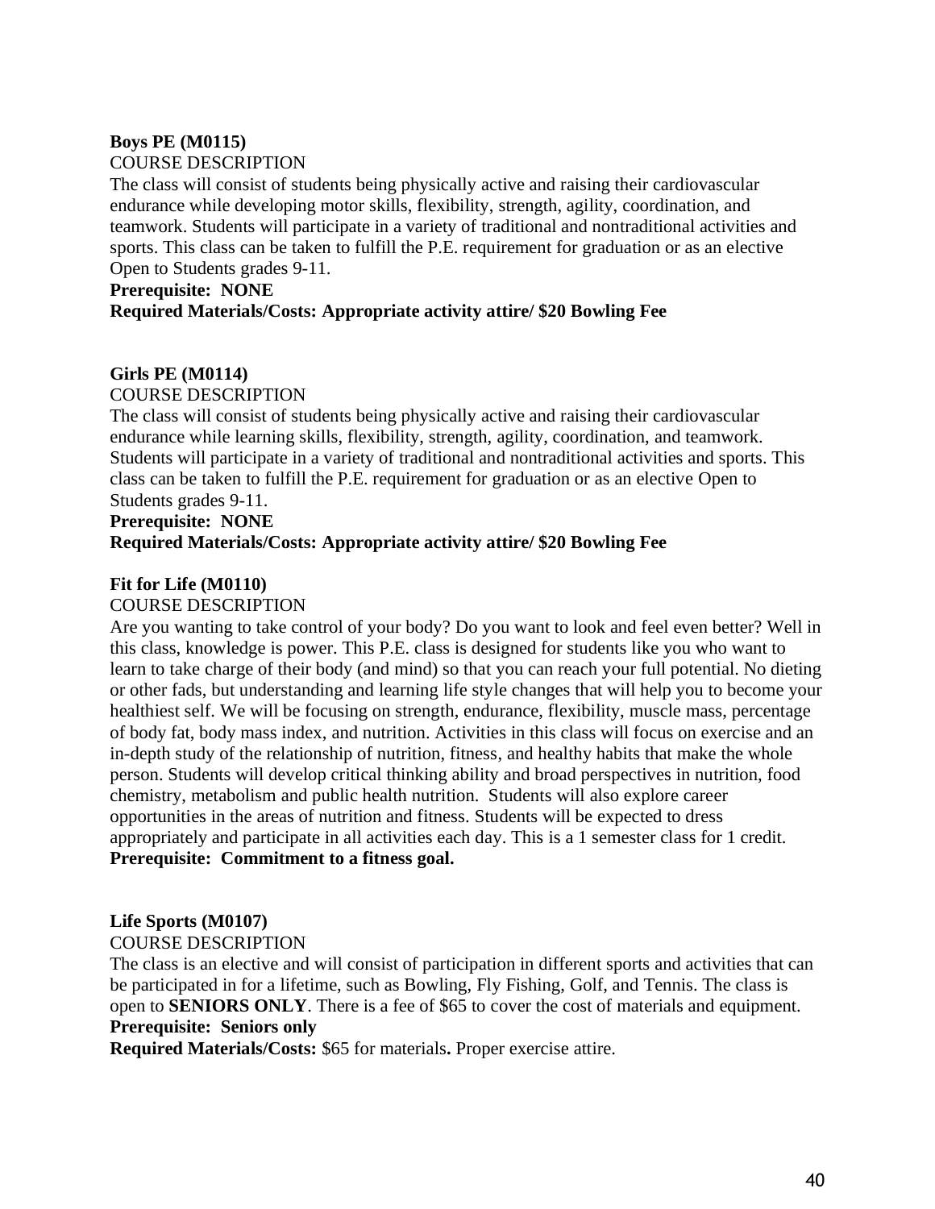**Boys PE (M0115)**

COURSE DESCRIPTION

The class will consist of students being physically active and raising their cardiovascular endurance while developing motor skills, flexibility, strength, agility, coordination, and teamwork. Students will participate in a variety of traditional and nontraditional activities and sports. This class can be taken to fulfill the P.E. requirement for graduation or as an elective Open to Students grades 9-11.

**Prerequisite: NONE**

**Required Materials/Costs: Appropriate activity attire/ $20 Bowling Fee**

**Girls PE (M0114)**

COURSE DESCRIPTION

The class will consist of students being physically active and raising their cardiovascular endurance while learning skills, flexibility, strength, agility, coordination, and teamwork. Students will participate in a variety of traditional and nontraditional activities and sports. This class can be taken to fulfill the P.E. requirement for graduation or as an elective Open to Students grades 9-11.

**Prerequisite: NONE**

**Required Materials/Costs: Appropriate activity attire/ $20 Bowling Fee**

**Fit for Life (M0110)**

COURSE DESCRIPTION

Are you wanting to take control of your body? Do you want to look and feel even better? Well in this class, knowledge is power. This P.E. class is designed for students like you who want to learn to take charge of their body (and mind) so that you can reach your full potential. No dieting or other fads, but understanding and learning life style changes that will help you to become your healthiest self. We will be focusing on strength, endurance, flexibility, muscle mass, percentage of body fat, body mass index, and nutrition. Activities in this class will focus on exercise and an in-depth study of the relationship of nutrition, fitness, and healthy habits that make the whole person. Students will develop critical thinking ability and broad perspectives in nutrition, food chemistry, metabolism and public health nutrition. Students will also explore career opportunities in the areas of nutrition and fitness. Students will be expected to dress appropriately and participate in all activities each day. This is a 1 semester class for 1 credit.

**Prerequisite: Commitment to a fitness goal.**

**Life Sports (M0107)**

COURSE DESCRIPTION

The class is an elective and will consist of participation in different sports and activities that can be participated in for a lifetime, such as Bowling, Fly Fishing, Golf, and Tennis. The class is open to **SENIORS ONLY**. There is a fee of $65 to cover the cost of materials and equipment.

**Prerequisite: Seniors only**

**Required Materials/Costs:** $65 for materials**.** Proper exercise attire.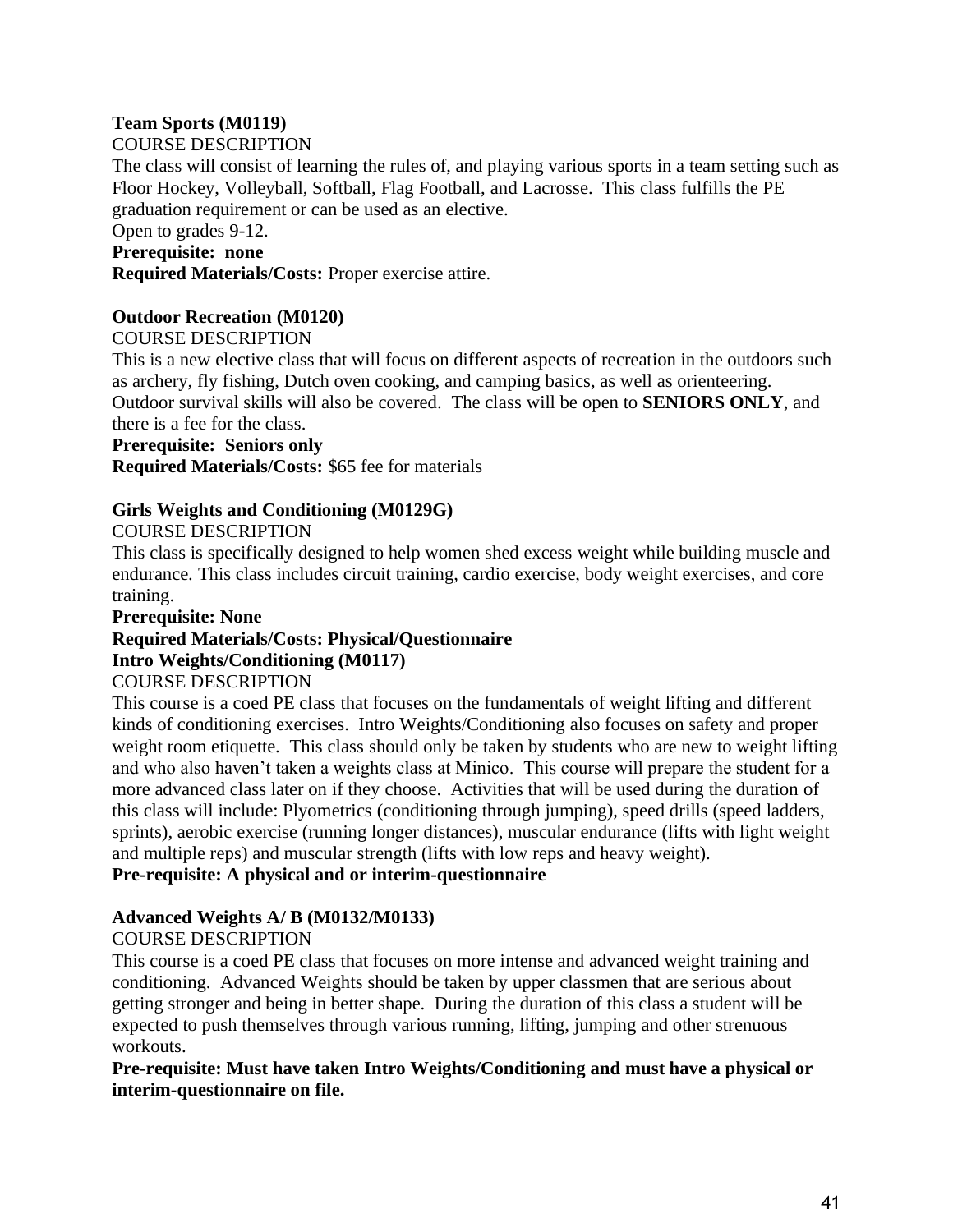**Team Sports (M0119)**

COURSE DESCRIPTION

The class will consist of learning the rules of, and playing various sports in a team setting such as Floor Hockey, Volleyball, Softball, Flag Football, and Lacrosse. This class fulfills the PE graduation requirement or can be used as an elective.

Open to grades 9-12.

**Prerequisite: none**

**Required Materials/Costs:** Proper exercise attire.

**Outdoor Recreation (M0120)**

COURSE DESCRIPTION

This is a new elective class that will focus on different aspects of recreation in the outdoors such as archery, fly fishing, Dutch oven cooking, and camping basics, as well as orienteering. Outdoor survival skills will also be covered. The class will be open to **SENIORS ONLY**, and there is a fee for the class.

**Prerequisite: Seniors only**

**Required Materials/Costs:** $65 fee for materials

**Girls Weights and Conditioning (M0129G)**

COURSE DESCRIPTION

This class is specifically designed to help women shed excess weight while building muscle and endurance. This class includes circuit training, cardio exercise, body weight exercises, and core training.

**Prerequisite: None**

**Required Materials/Costs: Physical/Questionnaire**

**Intro Weights/Conditioning (M0117)**

COURSE DESCRIPTION

This course is a coed PE class that focuses on the fundamentals of weight lifting and different kinds of conditioning exercises. Intro Weights/Conditioning also focuses on safety and proper weight room etiquette. This class should only be taken by students who are new to weight lifting and who also haven't taken a weights class at Minico. This course will prepare the student for a more advanced class later on if they choose. Activities that will be used during the duration of this class will include: Plyometrics (conditioning through jumping), speed drills (speed ladders, sprints), aerobic exercise (running longer distances), muscular endurance (lifts with light weight and multiple reps) and muscular strength (lifts with low reps and heavy weight).

**Pre-requisite: A physical and or interim-questionnaire**

**Advanced Weights A/ B (M0132/M0133)**

COURSE DESCRIPTION

This course is a coed PE class that focuses on more intense and advanced weight training and conditioning. Advanced Weights should be taken by upper classmen that are serious about getting stronger and being in better shape. During the duration of this class a student will be expected to push themselves through various running, lifting, jumping and other strenuous workouts.

**Pre-requisite: Must have taken Intro Weights/Conditioning and must have a physical or interim-questionnaire on file.**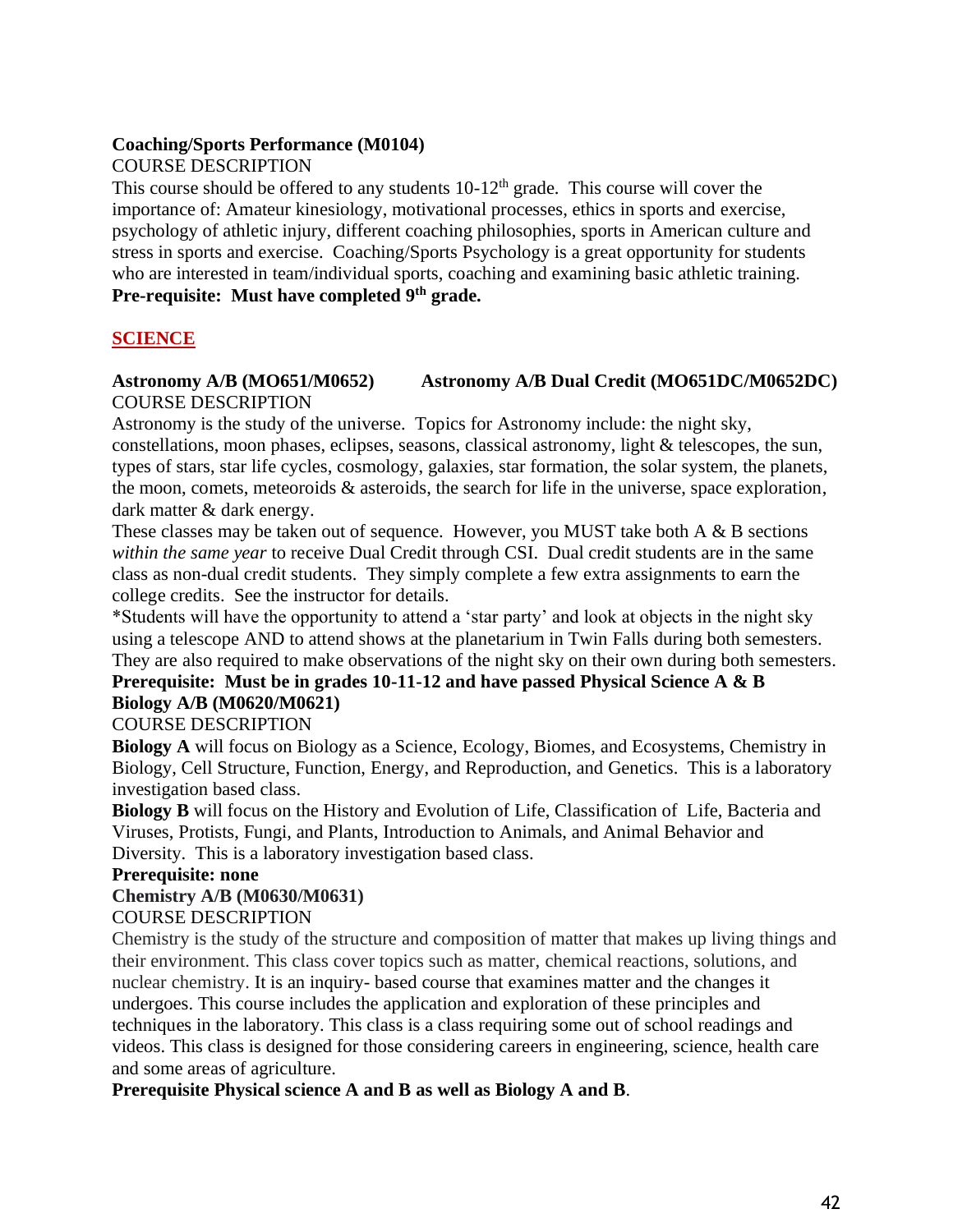**Coaching/Sports Performance (M0104)**

COURSE DESCRIPTION

This course should be offered to any students 10-12th grade. This course will cover the importance of: Amateur kinesiology, motivational processes, ethics in sports and exercise, psychology of athletic injury, different coaching philosophies, sports in American culture and stress in sports and exercise. Coaching/Sports Psychology is a great opportunity for students who are interested in team/individual sports, coaching and examining basic athletic training.

**Pre-requisite: Must have completed 9th grade.**

## SCIENCE

**Astronomy A/B (MO651/M0652) Astronomy A/B Dual Credit (MO651DC/M0652DC)**

COURSE DESCRIPTION

Astronomy is the study of the universe. Topics for Astronomy include: the night sky, constellations, moon phases, eclipses, seasons, classical astronomy, light & telescopes, the sun, types of stars, star life cycles, cosmology, galaxies, star formation, the solar system, the planets, the moon, comets, meteoroids & asteroids, the search for life in the universe, space exploration, dark matter & dark energy.

These classes may be taken out of sequence. However, you MUST take both A & B sections *within the same year* to receive Dual Credit through CSI. Dual credit students are in the same class as non-dual credit students. They simply complete a few extra assignments to earn the college credits. See the instructor for details.

*Students will have the opportunity to attend a 'star party' and look at objects in the night sky using a telescope AND to attend shows at the planetarium in Twin Falls during both semesters. They are also required to make observations of the night sky on their own during both semesters.

**Prerequisite: Must be in grades 10-11-12 and have passed Physical Science A & B**

**Biology A/B (M0620/M0621)**

COURSE DESCRIPTION

**Biology A** will focus on Biology as a Science, Ecology, Biomes, and Ecosystems, Chemistry in Biology, Cell Structure, Function, Energy, and Reproduction, and Genetics. This is a laboratory investigation based class.

**Biology B** will focus on the History and Evolution of Life, Classification of Life, Bacteria and Viruses, Protists, Fungi, and Plants, Introduction to Animals, and Animal Behavior and Diversity. This is a laboratory investigation based class.

**Prerequisite: none**

**Chemistry A/B (M0630/M0631)**

COURSE DESCRIPTION

Chemistry is the study of the structure and composition of matter that makes up living things and their environment. This class cover topics such as matter, chemical reactions, solutions, and nuclear chemistry. It is an inquiry- based course that examines matter and the changes it undergoes. This course includes the application and exploration of these principles and techniques in the laboratory. This class is a class requiring some out of school readings and videos. This class is designed for those considering careers in engineering, science, health care and some areas of agriculture.

**Prerequisite Physical science A and B as well as Biology A and B**.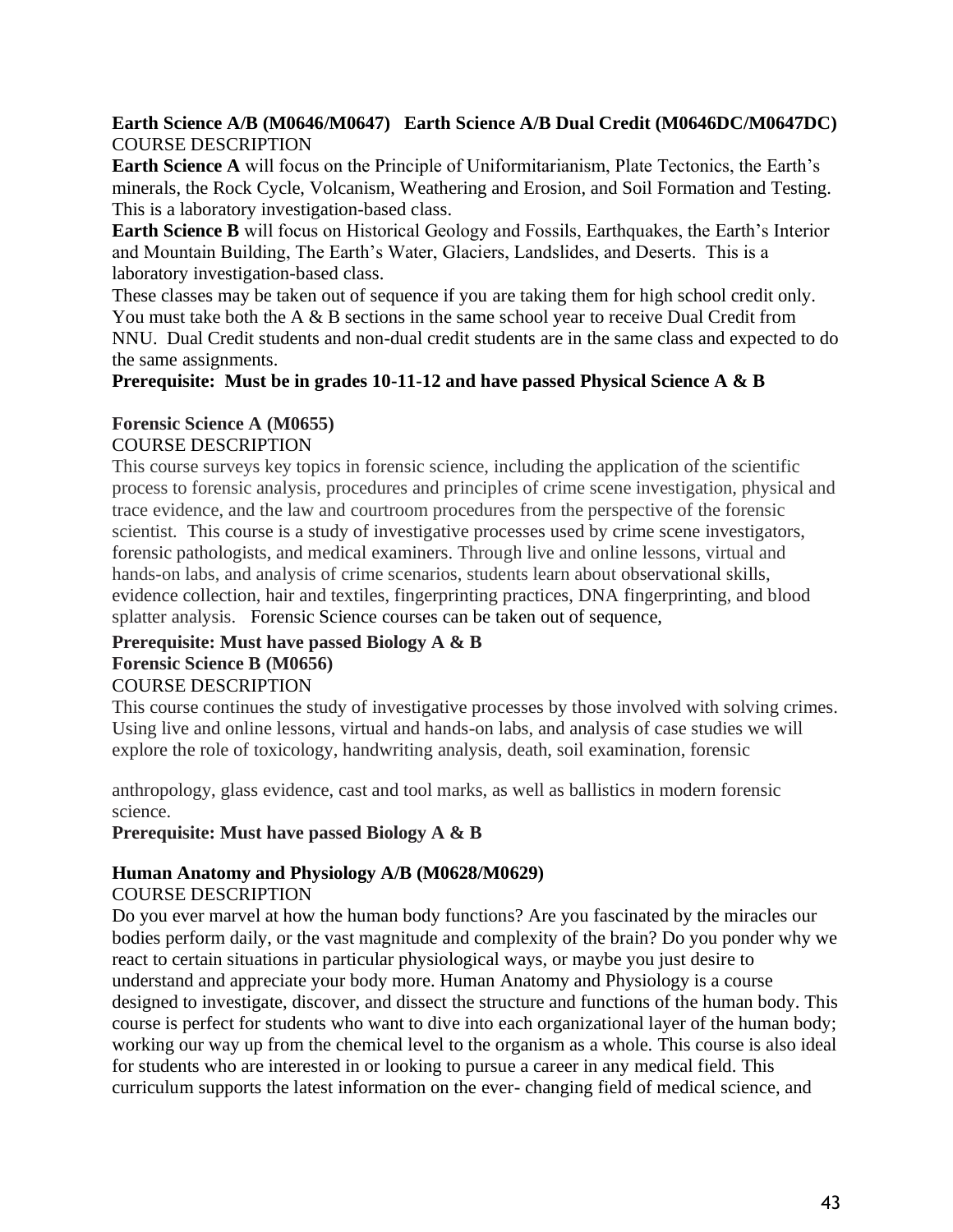**Earth Science A/B (M0646/M0647) Earth Science A/B Dual Credit (M0646DC/M0647DC)**
COURSE DESCRIPTION

**Earth Science A** will focus on the Principle of Uniformitarianism, Plate Tectonics, the Earth's minerals, the Rock Cycle, Volcanism, Weathering and Erosion, and Soil Formation and Testing. This is a laboratory investigation-based class.

**Earth Science B** will focus on Historical Geology and Fossils, Earthquakes, the Earth's Interior and Mountain Building, The Earth's Water, Glaciers, Landslides, and Deserts. This is a laboratory investigation-based class.

These classes may be taken out of sequence if you are taking them for high school credit only. You must take both the A & B sections in the same school year to receive Dual Credit from NNU. Dual Credit students and non-dual credit students are in the same class and expected to do the same assignments.

**Prerequisite: Must be in grades 10-11-12 and have passed Physical Science A & B**

**Forensic Science A (M0655)**
COURSE DESCRIPTION

This course surveys key topics in forensic science, including the application of the scientific process to forensic analysis, procedures and principles of crime scene investigation, physical and trace evidence, and the law and courtroom procedures from the perspective of the forensic scientist. This course is a study of investigative processes used by crime scene investigators, forensic pathologists, and medical examiners. Through live and online lessons, virtual and hands-on labs, and analysis of crime scenarios, students learn about observational skills, evidence collection, hair and textiles, fingerprinting practices, DNA fingerprinting, and blood splatter analysis. Forensic Science courses can be taken out of sequence,

**Prerequisite: Must have passed Biology A & B**

**Forensic Science B (M0656)**
COURSE DESCRIPTION

This course continues the study of investigative processes by those involved with solving crimes. Using live and online lessons, virtual and hands-on labs, and analysis of case studies we will explore the role of toxicology, handwriting analysis, death, soil examination, forensic anthropology, glass evidence, cast and tool marks, as well as ballistics in modern forensic science.

**Prerequisite: Must have passed Biology A & B**

**Human Anatomy and Physiology A/B (M0628/M0629)**
COURSE DESCRIPTION

Do you ever marvel at how the human body functions? Are you fascinated by the miracles our bodies perform daily, or the vast magnitude and complexity of the brain? Do you ponder why we react to certain situations in particular physiological ways, or maybe you just desire to understand and appreciate your body more. Human Anatomy and Physiology is a course designed to investigate, discover, and dissect the structure and functions of the human body. This course is perfect for students who want to dive into each organizational layer of the human body; working our way up from the chemical level to the organism as a whole. This course is also ideal for students who are interested in or looking to pursue a career in any medical field. This curriculum supports the latest information on the ever- changing field of medical science, and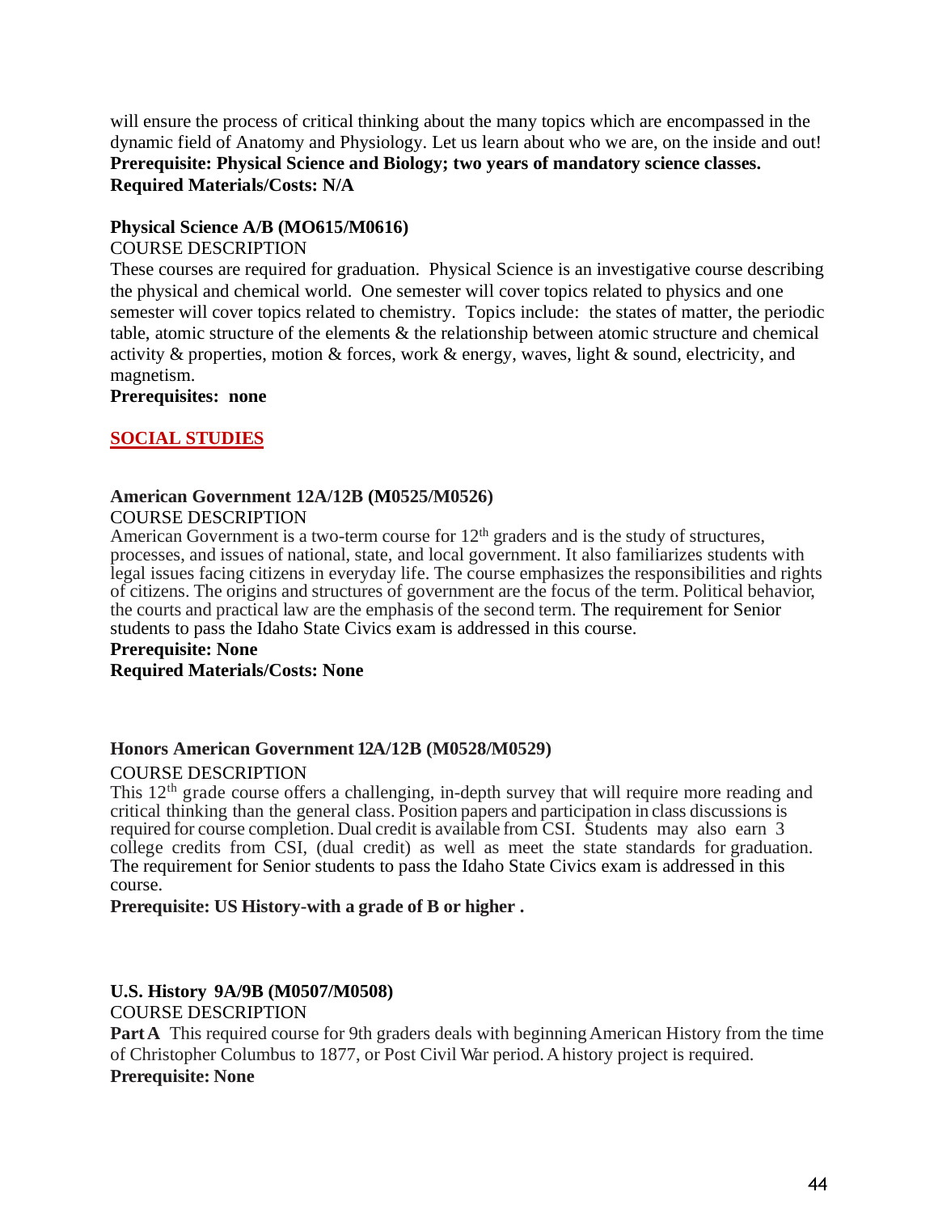will ensure the process of critical thinking about the many topics which are encompassed in the dynamic field of Anatomy and Physiology. Let us learn about who we are, on the inside and out!
**Prerequisite: Physical Science and Biology; two years of mandatory science classes.**
**Required Materials/Costs: N/A**

### Physical Science A/B (MO615/M0616)

COURSE DESCRIPTION

These courses are required for graduation. Physical Science is an investigative course describing the physical and chemical world. One semester will cover topics related to physics and one semester will cover topics related to chemistry. Topics include: the states of matter, the periodic table, atomic structure of the elements & the relationship between atomic structure and chemical activity & properties, motion & forces, work & energy, waves, light & sound, electricity, and magnetism.
**Prerequisites: none**

## SOCIAL STUDIES

### American Government 12A/12B (M0525/M0526)

COURSE DESCRIPTION

American Government is a two-term course for 12th graders and is the study of structures, processes, and issues of national, state, and local government. It also familiarizes students with legal issues facing citizens in everyday life. The course emphasizes the responsibilities and rights of citizens. The origins and structures of government are the focus of the term. Political behavior, the courts and practical law are the emphasis of the second term. The requirement for Senior students to pass the Idaho State Civics exam is addressed in this course.
**Prerequisite: None**
**Required Materials/Costs: None**

### Honors American Government 12A/12B (M0528/M0529)

COURSE DESCRIPTION

This 12th grade course offers a challenging, in-depth survey that will require more reading and critical thinking than the general class. Position papers and participation in class discussions is required for course completion. Dual credit is available from CSI. Students may also earn 3 college credits from CSI, (dual credit) as well as meet the state standards for graduation. The requirement for Senior students to pass the Idaho State Civics exam is addressed in this course.
**Prerequisite: US History-with a grade of B or higher .**

### U.S. History 9A/9B (M0507/M0508)

COURSE DESCRIPTION

**Part A** This required course for 9th graders deals with beginning American History from the time of Christopher Columbus to 1877, or Post Civil War period. A history project is required.
**Prerequisite: None**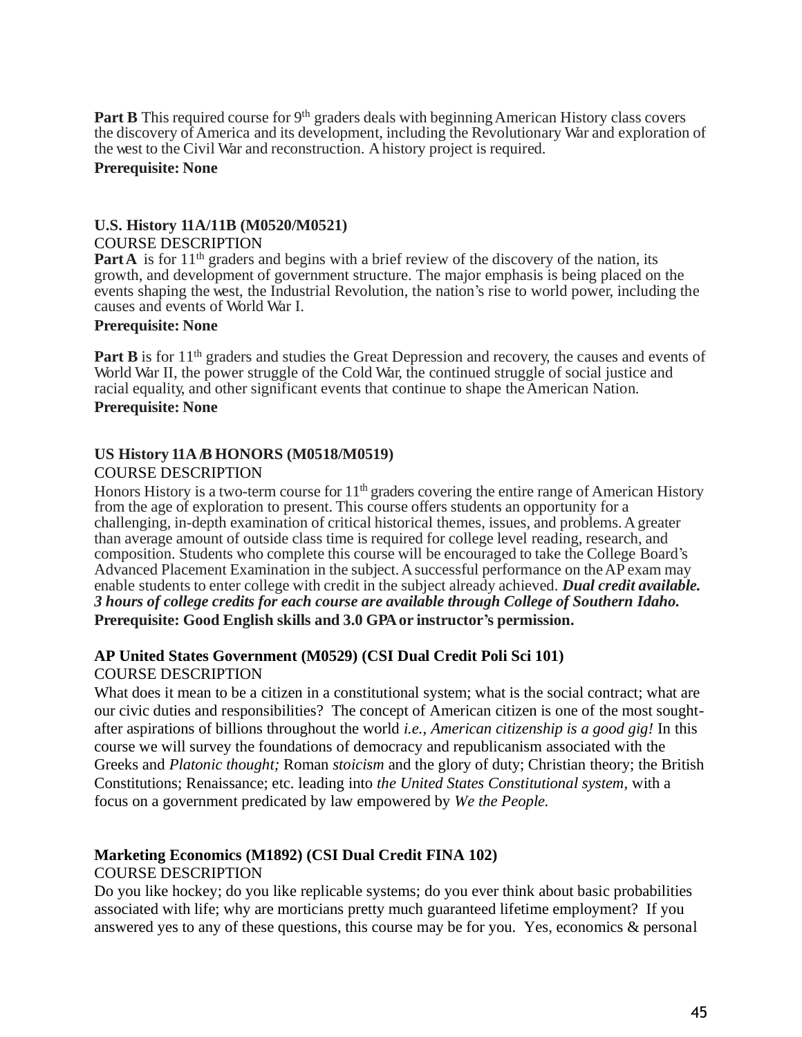**Part B** This required course for 9th graders deals with beginning American History class covers the discovery of America and its development, including the Revolutionary War and exploration of the west to the Civil War and reconstruction. A history project is required.

**Prerequisite: None**

**U.S. History 11A/11B (M0520/M0521)**

COURSE DESCRIPTION

**Part A** is for 11th graders and begins with a brief review of the discovery of the nation, its growth, and development of government structure. The major emphasis is being placed on the events shaping the west, the Industrial Revolution, the nation's rise to world power, including the causes and events of World War I.

**Prerequisite: None**

**Part B** is for 11th graders and studies the Great Depression and recovery, the causes and events of World War II, the power struggle of the Cold War, the continued struggle of social justice and racial equality, and other significant events that continue to shape the American Nation.

**Prerequisite: None**

**US History 11A/B HONORS (M0518/M0519)**

COURSE DESCRIPTION

Honors History is a two-term course for 11th graders covering the entire range of American History from the age of exploration to present. This course offers students an opportunity for a challenging, in-depth examination of critical historical themes, issues, and problems. A greater than average amount of outside class time is required for college level reading, research, and composition. Students who complete this course will be encouraged to take the College Board's Advanced Placement Examination in the subject. A successful performance on the AP exam may enable students to enter college with credit in the subject already achieved. ***Dual credit available. 3 hours of college credits for each course are available through College of Southern Idaho.***

**Prerequisite: Good English skills and 3.0 GPA or instructor's permission.**

**AP United States Government (M0529) (CSI Dual Credit Poli Sci 101)**

COURSE DESCRIPTION

What does it mean to be a citizen in a constitutional system; what is the social contract; what are our civic duties and responsibilities? The concept of American citizen is one of the most sought-after aspirations of billions throughout the world *i.e., American citizenship is a good gig!* In this course we will survey the foundations of democracy and republicanism associated with the Greeks and *Platonic thought;* Roman *stoicism* and the glory of duty; Christian theory; the British Constitutions; Renaissance; etc. leading into *the United States Constitutional system,* with a focus on a government predicated by law empowered by *We the People.*

**Marketing Economics (M1892) (CSI Dual Credit FINA 102)**

COURSE DESCRIPTION

Do you like hockey; do you like replicable systems; do you ever think about basic probabilities associated with life; why are morticians pretty much guaranteed lifetime employment? If you answered yes to any of these questions, this course may be for you. Yes, economics & personal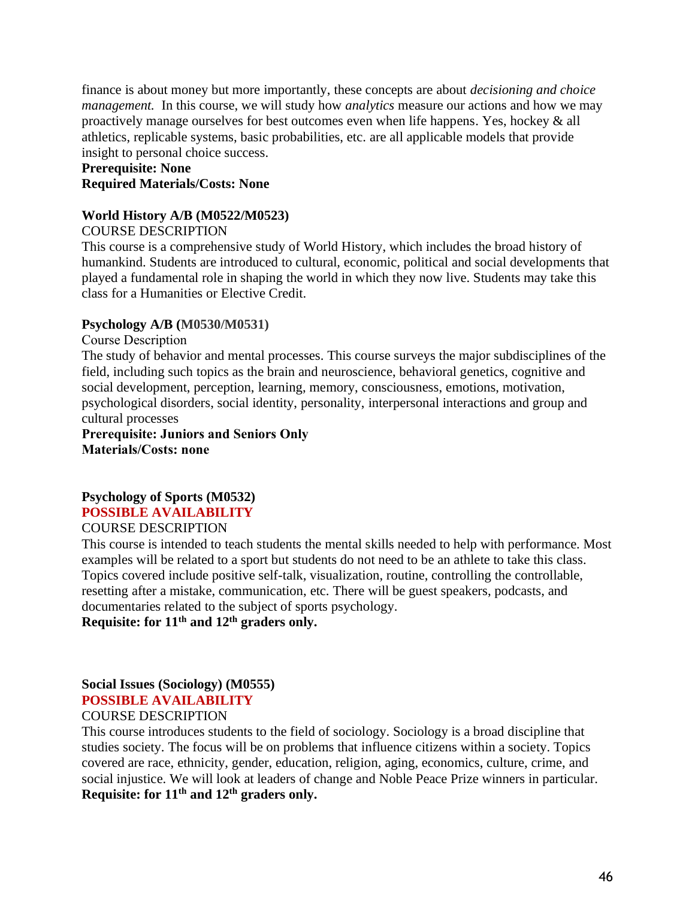finance is about money but more importantly, these concepts are about *decisioning and choice management.* In this course, we will study how *analytics* measure our actions and how we may proactively manage ourselves for best outcomes even when life happens. Yes, hockey & all athletics, replicable systems, basic probabilities, etc. are all applicable models that provide insight to personal choice success.

**Prerequisite: None**

**Required Materials/Costs: None**

**World History A/B (M0522/M0523)**

COURSE DESCRIPTION

This course is a comprehensive study of World History, which includes the broad history of humankind. Students are introduced to cultural, economic, political and social developments that played a fundamental role in shaping the world in which they now live. Students may take this class for a Humanities or Elective Credit.

**Psychology A/B (M0530/M0531)**

Course Description

The study of behavior and mental processes. This course surveys the major subdisciplines of the field, including such topics as the brain and neuroscience, behavioral genetics, cognitive and social development, perception, learning, memory, consciousness, emotions, motivation, psychological disorders, social identity, personality, interpersonal interactions and group and cultural processes

**Prerequisite: Juniors and Seniors Only**

**Materials/Costs: none**

**Psychology of Sports (M0532)**

**POSSIBLE AVAILABILITY**

COURSE DESCRIPTION

This course is intended to teach students the mental skills needed to help with performance. Most examples will be related to a sport but students do not need to be an athlete to take this class. Topics covered include positive self-talk, visualization, routine, controlling the controllable, resetting after a mistake, communication, etc. There will be guest speakers, podcasts, and documentaries related to the subject of sports psychology.

**Requisite: for 11th and 12th graders only.**

**Social Issues (Sociology) (M0555)**

**POSSIBLE AVAILABILITY**

COURSE DESCRIPTION

This course introduces students to the field of sociology. Sociology is a broad discipline that studies society. The focus will be on problems that influence citizens within a society. Topics covered are race, ethnicity, gender, education, religion, aging, economics, culture, crime, and social injustice. We will look at leaders of change and Noble Peace Prize winners in particular.

**Requisite: for 11th and 12th graders only.**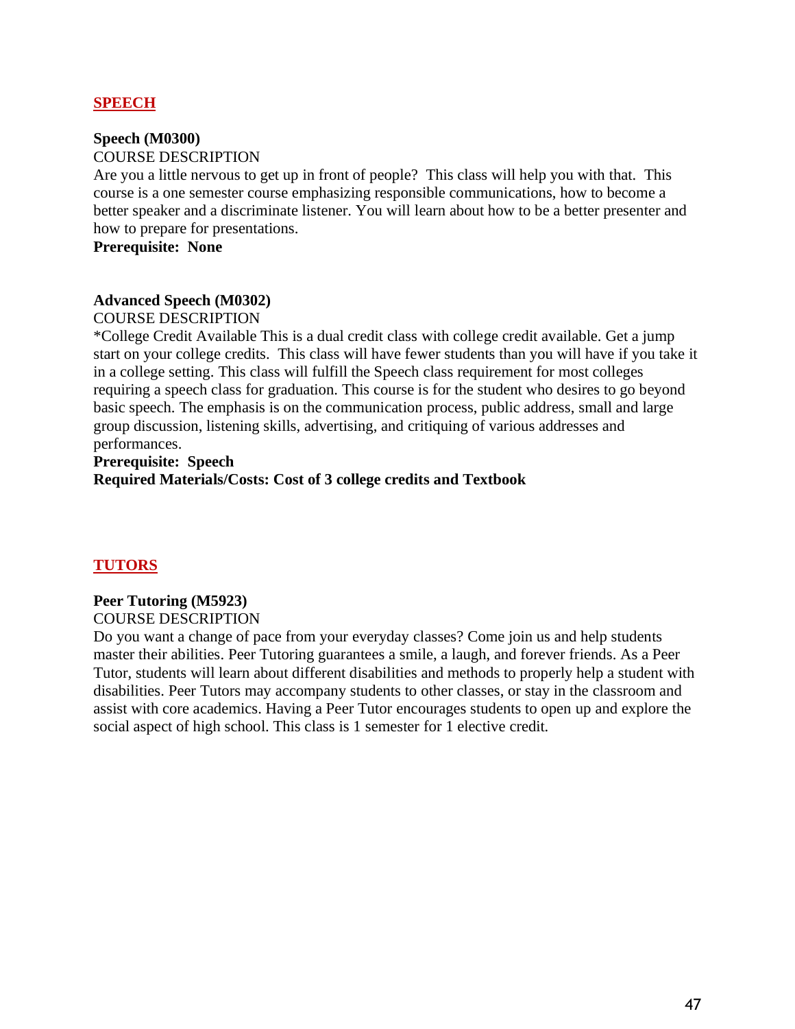## SPEECH

**Speech (M0300)**
COURSE DESCRIPTION
Are you a little nervous to get up in front of people? This class will help you with that. This course is a one semester course emphasizing responsible communications, how to become a better speaker and a discriminate listener. You will learn about how to be a better presenter and how to prepare for presentations.
**Prerequisite: None**

**Advanced Speech (M0302)**
COURSE DESCRIPTION
*College Credit Available This is a dual credit class with college credit available. Get a jump start on your college credits. This class will have fewer students than you will have if you take it in a college setting. This class will fulfill the Speech class requirement for most colleges requiring a speech class for graduation. This course is for the student who desires to go beyond basic speech. The emphasis is on the communication process, public address, small and large group discussion, listening skills, advertising, and critiquing of various addresses and performances.
**Prerequisite: Speech**
**Required Materials/Costs: Cost of 3 college credits and Textbook**

## TUTORS

**Peer Tutoring (M5923)**
COURSE DESCRIPTION
Do you want a change of pace from your everyday classes? Come join us and help students master their abilities. Peer Tutoring guarantees a smile, a laugh, and forever friends. As a Peer Tutor, students will learn about different disabilities and methods to properly help a student with disabilities. Peer Tutors may accompany students to other classes, or stay in the classroom and assist with core academics. Having a Peer Tutor encourages students to open up and explore the social aspect of high school. This class is 1 semester for 1 elective credit.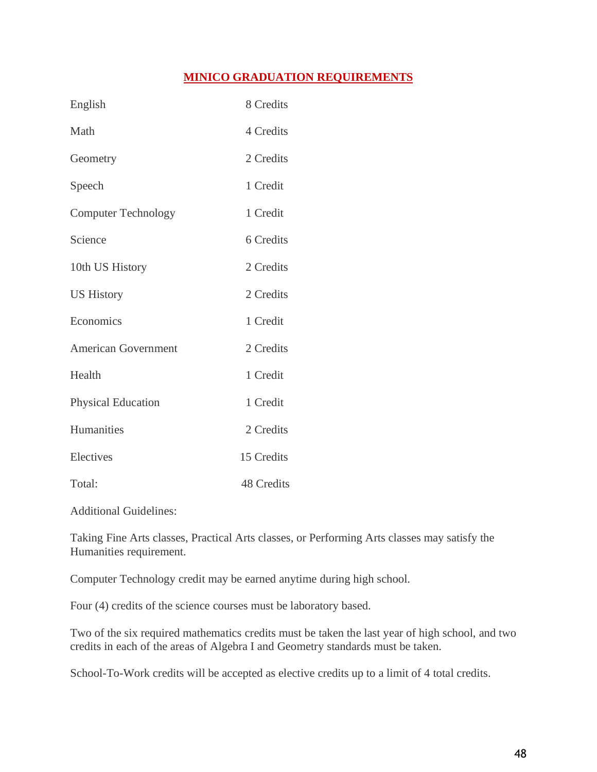## MINICO GRADUATION REQUIREMENTS

| | |
|---|---|
| English | 8 Credits |
| Math | 4 Credits |
| Geometry | 2 Credits |
| Speech | 1 Credit |
| Computer Technology | 1 Credit |
| Science | 6 Credits |
| 10th US History | 2 Credits |
| US History | 2 Credits |
| Economics | 1 Credit |
| American Government | 2 Credits |
| Health | 1 Credit |
| Physical Education | 1 Credit |
| Humanities | 2 Credits |
| Electives | 15 Credits |
| Total: | 48 Credits |

Additional Guidelines:

Taking Fine Arts classes, Practical Arts classes, or Performing Arts classes may satisfy the Humanities requirement.

Computer Technology credit may be earned anytime during high school.

Four (4) credits of the science courses must be laboratory based.

Two of the six required mathematics credits must be taken the last year of high school, and two credits in each of the areas of Algebra I and Geometry standards must be taken.

School-To-Work credits will be accepted as elective credits up to a limit of 4 total credits.